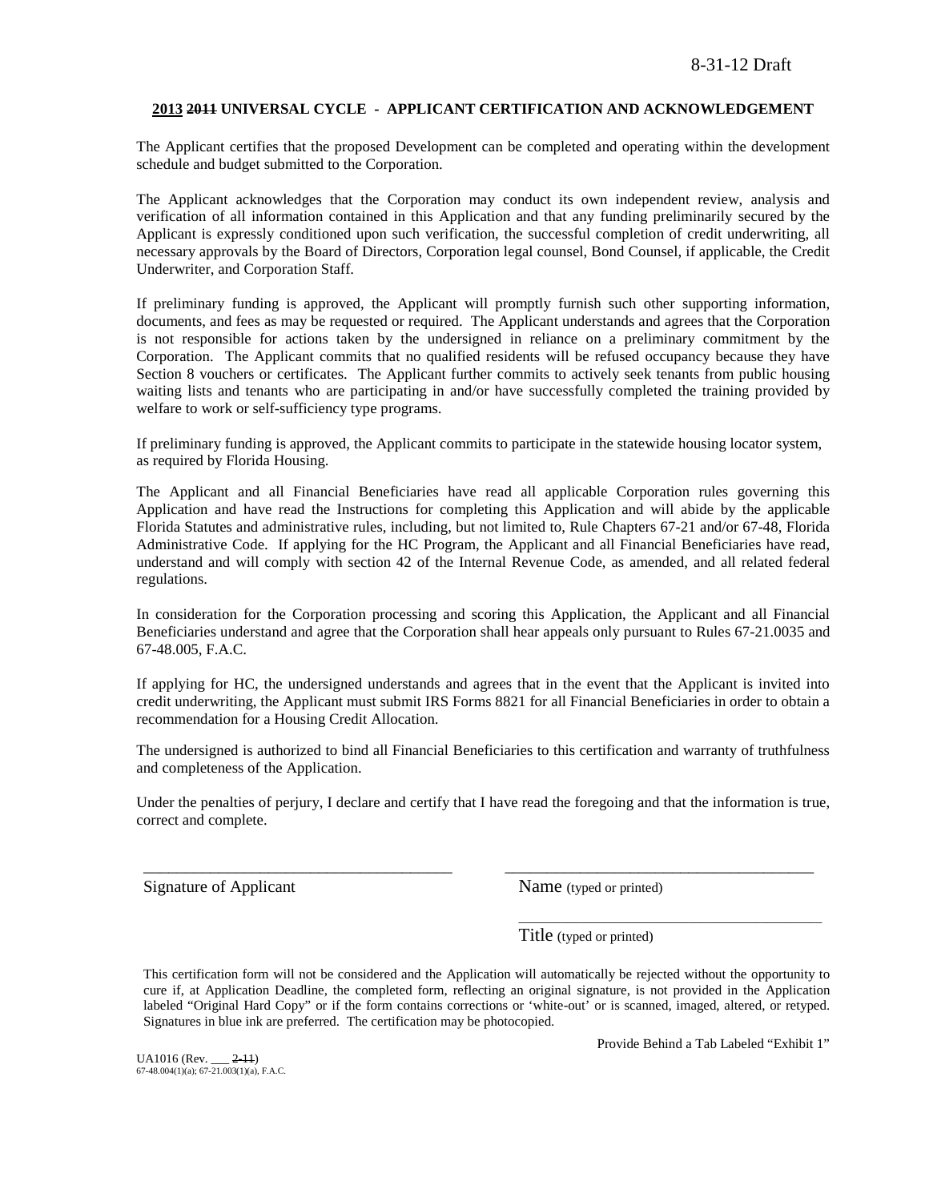8-31-12 Draft

**2013 ~~2011~~ UNIVERSAL CYCLE - APPLICANT CERTIFICATION AND ACKNOWLEDGEMENT**

The Applicant certifies that the proposed Development can be completed and operating within the development schedule and budget submitted to the Corporation.

The Applicant acknowledges that the Corporation may conduct its own independent review, analysis and verification of all information contained in this Application and that any funding preliminarily secured by the Applicant is expressly conditioned upon such verification, the successful completion of credit underwriting, all necessary approvals by the Board of Directors, Corporation legal counsel, Bond Counsel, if applicable, the Credit Underwriter, and Corporation Staff.

If preliminary funding is approved, the Applicant will promptly furnish such other supporting information, documents, and fees as may be requested or required. The Applicant understands and agrees that the Corporation is not responsible for actions taken by the undersigned in reliance on a preliminary commitment by the Corporation. The Applicant commits that no qualified residents will be refused occupancy because they have Section 8 vouchers or certificates. The Applicant further commits to actively seek tenants from public housing waiting lists and tenants who are participating in and/or have successfully completed the training provided by welfare to work or self-sufficiency type programs.

If preliminary funding is approved, the Applicant commits to participate in the statewide housing locator system, as required by Florida Housing.

The Applicant and all Financial Beneficiaries have read all applicable Corporation rules governing this Application and have read the Instructions for completing this Application and will abide by the applicable Florida Statutes and administrative rules, including, but not limited to, Rule Chapters 67-21 and/or 67-48, Florida Administrative Code. If applying for the HC Program, the Applicant and all Financial Beneficiaries have read, understand and will comply with section 42 of the Internal Revenue Code, as amended, and all related federal regulations.

In consideration for the Corporation processing and scoring this Application, the Applicant and all Financial Beneficiaries understand and agree that the Corporation shall hear appeals only pursuant to Rules 67-21.0035 and 67-48.005, F.A.C.

If applying for HC, the undersigned understands and agrees that in the event that the Applicant is invited into credit underwriting, the Applicant must submit IRS Forms 8821 for all Financial Beneficiaries in order to obtain a recommendation for a Housing Credit Allocation.

The undersigned is authorized to bind all Financial Beneficiaries to this certification and warranty of truthfulness and completeness of the Application.

Under the penalties of perjury, I declare and certify that I have read the foregoing and that the information is true, correct and complete.

_____________________________________ _____________________________________

Signature of Applicant Name (typed or printed)

_____________________________________

Title (typed or printed)

This certification form will not be considered and the Application will automatically be rejected without the opportunity to cure if, at Application Deadline, the completed form, reflecting an original signature, is not provided in the Application labeled "Original Hard Copy" or if the form contains corrections or 'white-out' or is scanned, imaged, altered, or retyped. Signatures in blue ink are preferred. The certification may be photocopied.

Provide Behind a Tab Labeled "Exhibit 1"

UA1016 (Rev. ___ ~~2-11~~)
67-48.004(1)(a); 67-21.003(1)(a), F.A.C.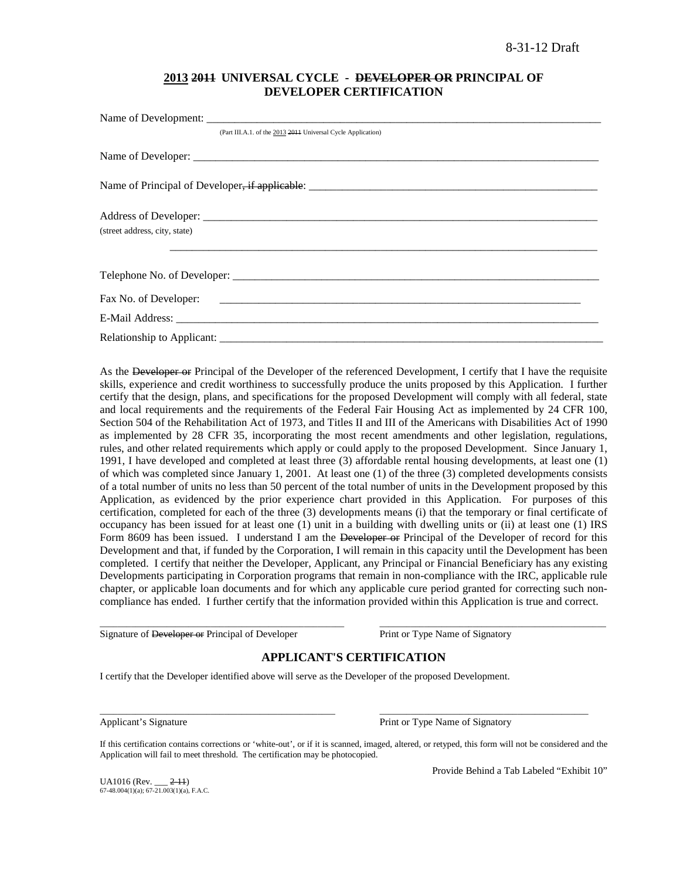8-31-12 Draft

## <u>2013</u> ~~2011~~ UNIVERSAL CYCLE - ~~DEVELOPER OR~~ PRINCIPAL OF DEVELOPER CERTIFICATION

Name of Development: ___________________________________________________________________________
(Part III.A.1. of the <u>2013</u> ~~2011~~ Universal Cycle Application)

Name of Developer: ______________________________________________________________________________

Name of Principal of Developer~~, if applicable~~: ______________________________________________________

Address of Developer: ____________________________________________________________________________
(street address, city, state)
______________________________________________________________________________

Telephone No. of Developer: _______________________________________________________________________

Fax No. of Developer: ____________________________________________________________________

E-Mail Address: _________________________________________________________________________________

Relationship to Applicant: _________________________________________________________________________

As the ~~Developer or~~ Principal of the Developer of the referenced Development, I certify that I have the requisite skills, experience and credit worthiness to successfully produce the units proposed by this Application. I further certify that the design, plans, and specifications for the proposed Development will comply with all federal, state and local requirements and the requirements of the Federal Fair Housing Act as implemented by 24 CFR 100, Section 504 of the Rehabilitation Act of 1973, and Titles II and III of the Americans with Disabilities Act of 1990 as implemented by 28 CFR 35, incorporating the most recent amendments and other legislation, regulations, rules, and other related requirements which apply or could apply to the proposed Development. Since January 1, 1991, I have developed and completed at least three (3) affordable rental housing developments, at least one (1) of which was completed since January 1, 2001. At least one (1) of the three (3) completed developments consists of a total number of units no less than 50 percent of the total number of units in the Development proposed by this Application, as evidenced by the prior experience chart provided in this Application. For purposes of this certification, completed for each of the three (3) developments means (i) that the temporary or final certificate of occupancy has been issued for at least one (1) unit in a building with dwelling units or (ii) at least one (1) IRS Form 8609 has been issued. I understand I am the ~~Developer or~~ Principal of the Developer of record for this Development and that, if funded by the Corporation, I will remain in this capacity until the Development has been completed. I certify that neither the Developer, Applicant, any Principal or Financial Beneficiary has any existing Developments participating in Corporation programs that remain in non-compliance with the IRC, applicable rule chapter, or applicable loan documents and for which any applicable cure period granted for correcting such non-compliance has ended. I further certify that the information provided within this Application is true and correct.

_____________________________________________ _____________________________________________
Signature of ~~Developer or~~ Principal of Developer Print or Type Name of Signatory

## APPLICANT'S CERTIFICATION

I certify that the Developer identified above will serve as the Developer of the proposed Development.

_____________________________________________ _____________________________________________
Applicant's Signature Print or Type Name of Signatory

If this certification contains corrections or 'white-out', or if it is scanned, imaged, altered, or retyped, this form will not be considered and the Application will fail to meet threshold. The certification may be photocopied.

Provide Behind a Tab Labeled "Exhibit 10"

UA1016 (Rev. ___ ~~2-11~~)
67-48.004(1)(a); 67-21.003(1)(a), F.A.C.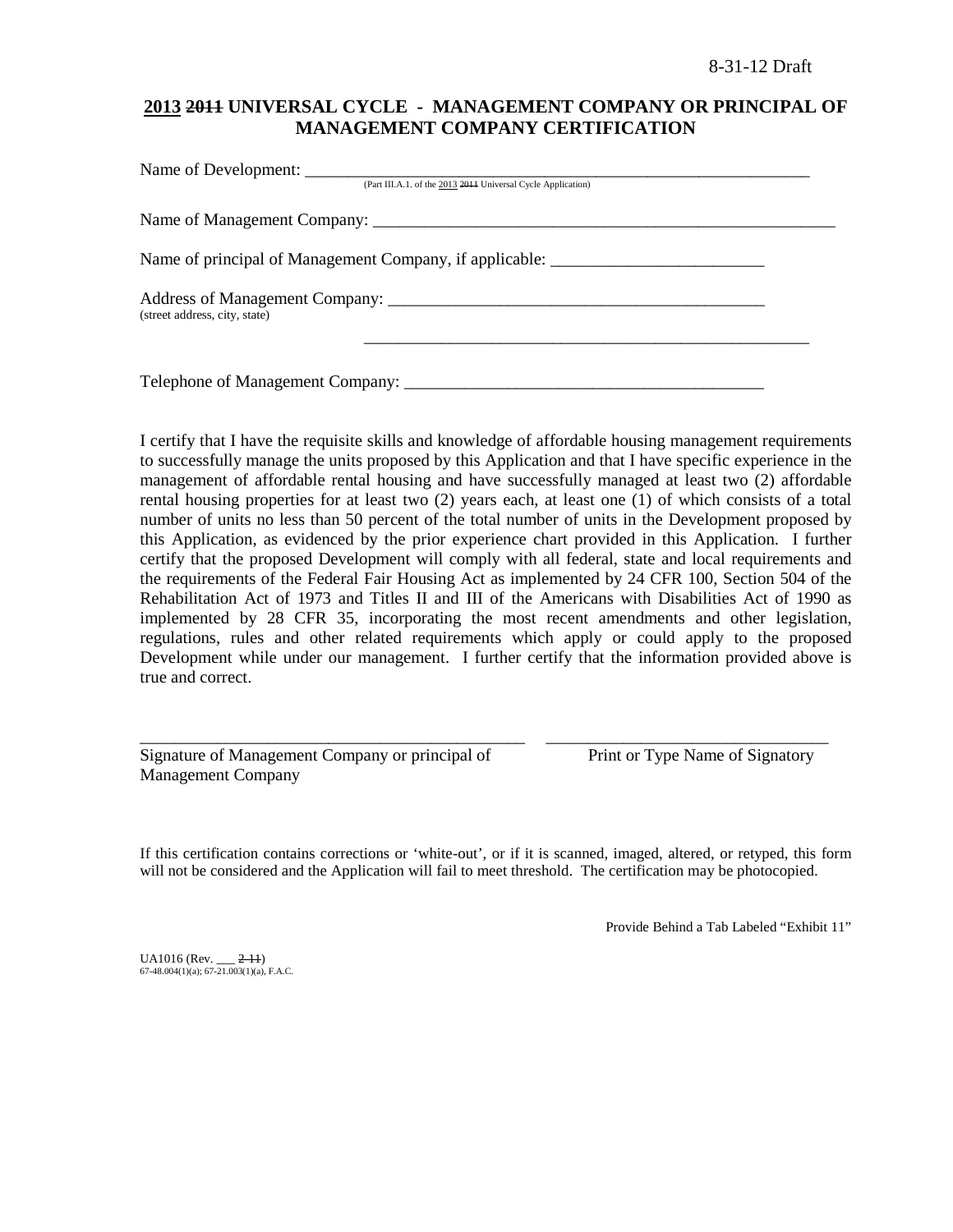8-31-12 Draft

# <u>2013</u> ~~2011~~ UNIVERSAL CYCLE - MANAGEMENT COMPANY OR PRINCIPAL OF MANAGEMENT COMPANY CERTIFICATION

Name of Development: ___________________________________________________________
(Part III.A.1. of the <u>2013</u> ~~2011~~ Universal Cycle Application)

Name of Management Company: ______________________________________________________

Name of principal of Management Company, if applicable: _________________________

Address of Management Company: _____________________________________________
(street address, city, state)

_______________________________________________________

Telephone of Management Company: ___________________________________________

I certify that I have the requisite skills and knowledge of affordable housing management requirements to successfully manage the units proposed by this Application and that I have specific experience in the management of affordable rental housing and have successfully managed at least two (2) affordable rental housing properties for at least two (2) years each, at least one (1) of which consists of a total number of units no less than 50 percent of the total number of units in the Development proposed by this Application, as evidenced by the prior experience chart provided in this Application. I further certify that the proposed Development will comply with all federal, state and local requirements and the requirements of the Federal Fair Housing Act as implemented by 24 CFR 100, Section 504 of the Rehabilitation Act of 1973 and Titles II and III of the Americans with Disabilities Act of 1990 as implemented by 28 CFR 35, incorporating the most recent amendments and other legislation, regulations, rules and other related requirements which apply or could apply to the proposed Development while under our management. I further certify that the information provided above is true and correct.

_______________________________________________ _________________________________

Signature of Management Company or principal of Management Company          Print or Type Name of Signatory

If this certification contains corrections or 'white-out', or if it is scanned, imaged, altered, or retyped, this form will not be considered and the Application will fail to meet threshold. The certification may be photocopied.

Provide Behind a Tab Labeled "Exhibit 11"

UA1016 (Rev. ___ ~~2-11~~)
67-48.004(1)(a); 67-21.003(1)(a), F.A.C.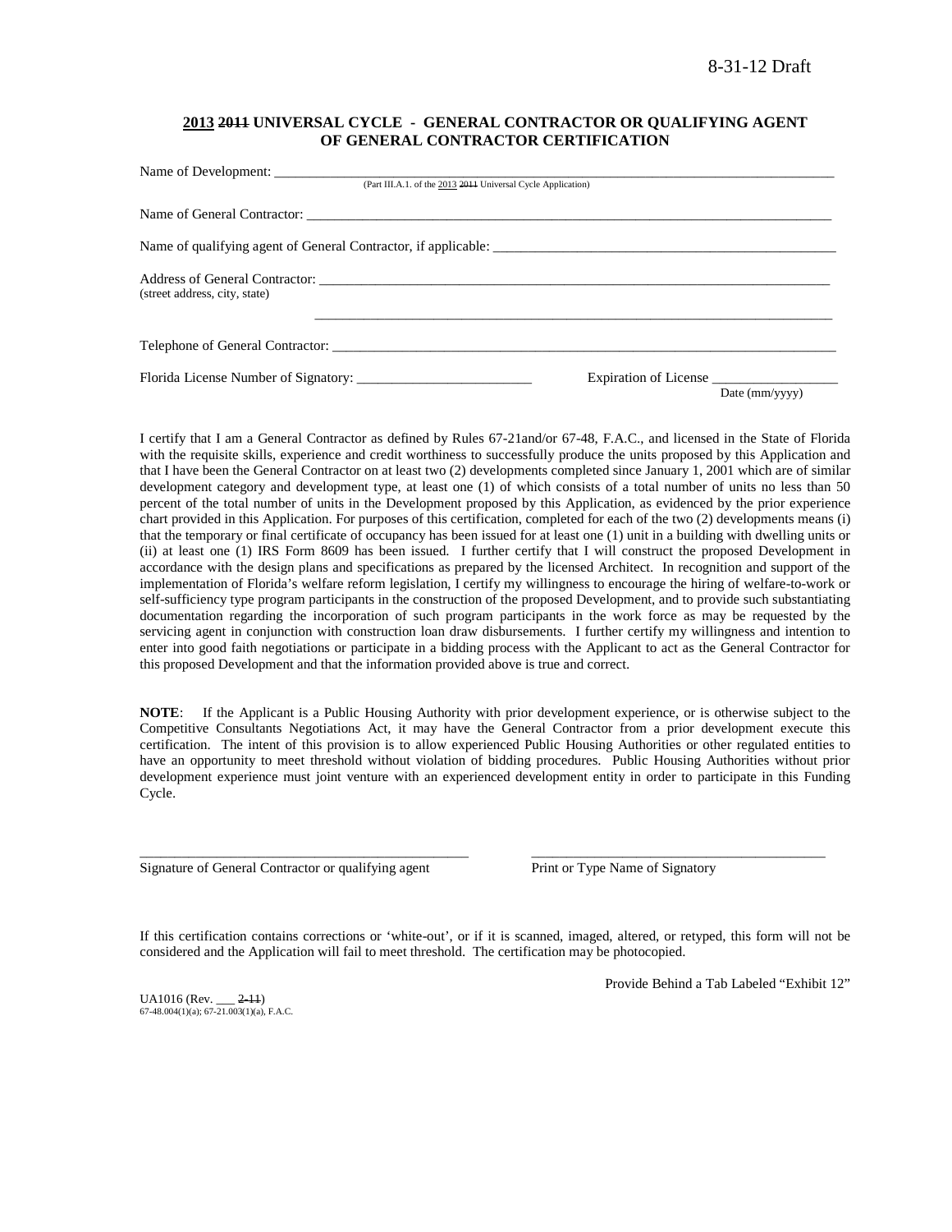8-31-12 Draft

## 2013 ~~2011~~ UNIVERSAL CYCLE - GENERAL CONTRACTOR OR QUALIFYING AGENT OF GENERAL CONTRACTOR CERTIFICATION

Name of Development: ___________________________________________________________________
(Part III.A.1. of the 2013 ~~2011~~ Universal Cycle Application)

Name of General Contractor: ______________________________________________________________

Name of qualifying agent of General Contractor, if applicable: ___________________________________

Address of General Contractor: ____________________________________________________________
(street address, city, state)

____________________________________________________________

Telephone of General Contractor: __________________________________________________________

Florida License Number of Signatory: _________________________ Expiration of License __________________
Date (mm/yyyy)

I certify that I am a General Contractor as defined by Rules 67-21and/or 67-48, F.A.C., and licensed in the State of Florida with the requisite skills, experience and credit worthiness to successfully produce the units proposed by this Application and that I have been the General Contractor on at least two (2) developments completed since January 1, 2001 which are of similar development category and development type, at least one (1) of which consists of a total number of units no less than 50 percent of the total number of units in the Development proposed by this Application, as evidenced by the prior experience chart provided in this Application. For purposes of this certification, completed for each of the two (2) developments means (i) that the temporary or final certificate of occupancy has been issued for at least one (1) unit in a building with dwelling units or (ii) at least one (1) IRS Form 8609 has been issued. I further certify that I will construct the proposed Development in accordance with the design plans and specifications as prepared by the licensed Architect. In recognition and support of the implementation of Florida's welfare reform legislation, I certify my willingness to encourage the hiring of welfare-to-work or self-sufficiency type program participants in the construction of the proposed Development, and to provide such substantiating documentation regarding the incorporation of such program participants in the work force as may be requested by the servicing agent in conjunction with construction loan draw disbursements. I further certify my willingness and intention to enter into good faith negotiations or participate in a bidding process with the Applicant to act as the General Contractor for this proposed Development and that the information provided above is true and correct.

**NOTE**: If the Applicant is a Public Housing Authority with prior development experience, or is otherwise subject to the Competitive Consultants Negotiations Act, it may have the General Contractor from a prior development execute this certification. The intent of this provision is to allow experienced Public Housing Authorities or other regulated entities to have an opportunity to meet threshold without violation of bidding procedures. Public Housing Authorities without prior development experience must joint venture with an experienced development entity in order to participate in this Funding Cycle.

_______________________________________________ _____________________________________________
Signature of General Contractor or qualifying agent Print or Type Name of Signatory

If this certification contains corrections or 'white-out', or if it is scanned, imaged, altered, or retyped, this form will not be considered and the Application will fail to meet threshold. The certification may be photocopied.

Provide Behind a Tab Labeled "Exhibit 12"

UA1016 (Rev. ___ ~~2-11~~)
67-48.004(1)(a); 67-21.003(1)(a), F.A.C.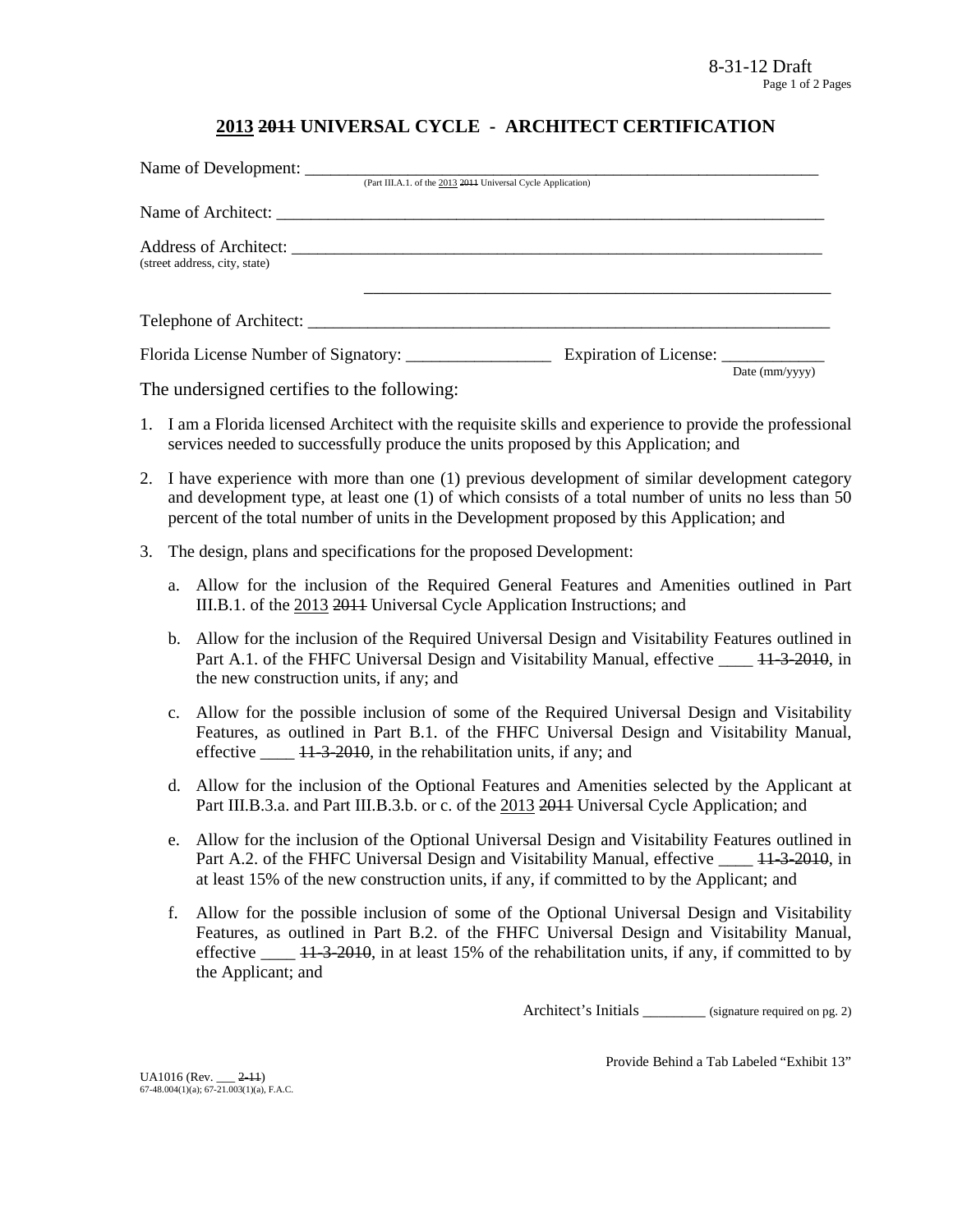8-31-12 Draft

# 2013 ~~2011~~ UNIVERSAL CYCLE - ARCHITECT CERTIFICATION

Name of Development: ___________________________________________________________________
(Part III.A.1. of the 2013 ~~2011~~ Universal Cycle Application)

Name of Architect: ___________________________________________________________________

Address of Architect: ___________________________________________________________________
(street address, city, state)

___________________________________________________________________

Telephone of Architect: ___________________________________________________________________

Florida License Number of Signatory: _________________ Expiration of License: ____________
Date (mm/yyyy)

The undersigned certifies to the following:

1. I am a Florida licensed Architect with the requisite skills and experience to provide the professional services needed to successfully produce the units proposed by this Application; and

2. I have experience with more than one (1) previous development of similar development category and development type, at least one (1) of which consists of a total number of units no less than 50 percent of the total number of units in the Development proposed by this Application; and

3. The design, plans and specifications for the proposed Development:

   a. Allow for the inclusion of the Required General Features and Amenities outlined in Part III.B.1. of the 2013 ~~2011~~ Universal Cycle Application Instructions; and

   b. Allow for the inclusion of the Required Universal Design and Visitability Features outlined in Part A.1. of the FHFC Universal Design and Visitability Manual, effective ____ ~~11-3-2010~~, in the new construction units, if any; and

   c. Allow for the possible inclusion of some of the Required Universal Design and Visitability Features, as outlined in Part B.1. of the FHFC Universal Design and Visitability Manual, effective ____ ~~11-3-2010~~, in the rehabilitation units, if any; and

   d. Allow for the inclusion of the Optional Features and Amenities selected by the Applicant at Part III.B.3.a. and Part III.B.3.b. or c. of the 2013 ~~2011~~ Universal Cycle Application; and

   e. Allow for the inclusion of the Optional Universal Design and Visitability Features outlined in Part A.2. of the FHFC Universal Design and Visitability Manual, effective ____ ~~11-3-2010~~, in at least 15% of the new construction units, if any, if committed to by the Applicant; and

   f. Allow for the possible inclusion of some of the Optional Universal Design and Visitability Features, as outlined in Part B.2. of the FHFC Universal Design and Visitability Manual, effective ____ ~~11-3-2010~~, in at least 15% of the rehabilitation units, if any, if committed to by the Applicant; and

Architect's Initials ________ (signature required on pg. 2)

Provide Behind a Tab Labeled "Exhibit 13"

UA1016 (Rev. ___ ~~2-11~~)
67-48.004(1)(a); 67-21.003(1)(a), F.A.C.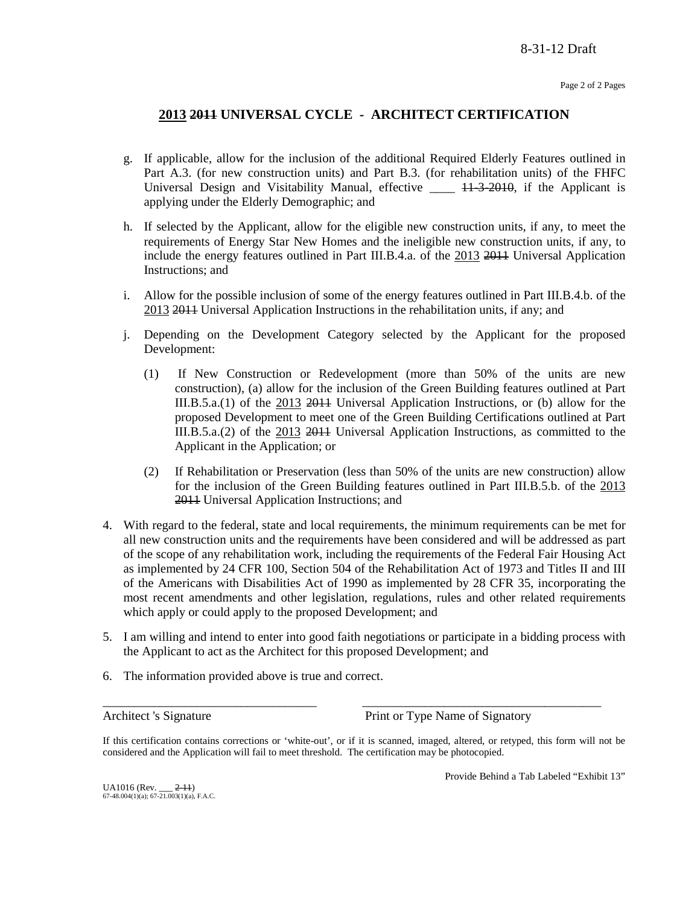8-31-12 Draft

## 2013 ~~2011~~ UNIVERSAL CYCLE - ARCHITECT CERTIFICATION

g. If applicable, allow for the inclusion of the additional Required Elderly Features outlined in Part A.3. (for new construction units) and Part B.3. (for rehabilitation units) of the FHFC Universal Design and Visitability Manual, effective ____ ~~11-3-2010~~, if the Applicant is applying under the Elderly Demographic; and

h. If selected by the Applicant, allow for the eligible new construction units, if any, to meet the requirements of Energy Star New Homes and the ineligible new construction units, if any, to include the energy features outlined in Part III.B.4.a. of the 2013 ~~2011~~ Universal Application Instructions; and

i. Allow for the possible inclusion of some of the energy features outlined in Part III.B.4.b. of the 2013 ~~2011~~ Universal Application Instructions in the rehabilitation units, if any; and

j. Depending on the Development Category selected by the Applicant for the proposed Development:

   (1) If New Construction or Redevelopment (more than 50% of the units are new construction), (a) allow for the inclusion of the Green Building features outlined at Part III.B.5.a.(1) of the 2013 ~~2011~~ Universal Application Instructions, or (b) allow for the proposed Development to meet one of the Green Building Certifications outlined at Part III.B.5.a.(2) of the 2013 ~~2011~~ Universal Application Instructions, as committed to the Applicant in the Application; or

   (2) If Rehabilitation or Preservation (less than 50% of the units are new construction) allow for the inclusion of the Green Building features outlined in Part III.B.5.b. of the 2013 ~~2011~~ Universal Application Instructions; and

4. With regard to the federal, state and local requirements, the minimum requirements can be met for all new construction units and the requirements have been considered and will be addressed as part of the scope of any rehabilitation work, including the requirements of the Federal Fair Housing Act as implemented by 24 CFR 100, Section 504 of the Rehabilitation Act of 1973 and Titles II and III of the Americans with Disabilities Act of 1990 as implemented by 28 CFR 35, incorporating the most recent amendments and other legislation, regulations, rules and other related requirements which apply or could apply to the proposed Development; and

5. I am willing and intend to enter into good faith negotiations or participate in a bidding process with the Applicant to act as the Architect for this proposed Development; and

6. The information provided above is true and correct.

___________________________________ ___________________________________

Architect 's Signature Print or Type Name of Signatory

If this certification contains corrections or 'white-out', or if it is scanned, imaged, altered, or retyped, this form will not be considered and the Application will fail to meet threshold. The certification may be photocopied.

Provide Behind a Tab Labeled "Exhibit 13"

UA1016 (Rev. ___ ~~2-11~~)
67-48.004(1)(a); 67-21.003(1)(a), F.A.C.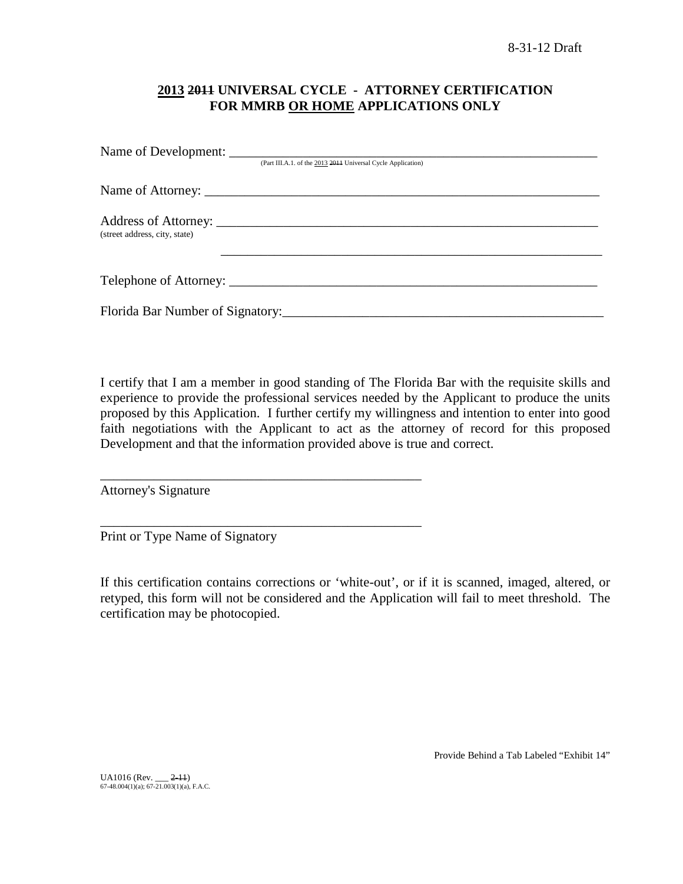8-31-12 Draft

## 2013 ~~2011~~ UNIVERSAL CYCLE - ATTORNEY CERTIFICATION FOR MMRB OR HOME APPLICATIONS ONLY

Name of Development: ____________________________________________________________
(Part III.A.1. of the 2013 ~~2011~~ Universal Cycle Application)

Name of Attorney: ______________________________________________________________

Address of Attorney: ____________________________________________________________
(street address, city, state)

____________________________________________________________

Telephone of Attorney: __________________________________________________________

Florida Bar Number of Signatory:__________________________________________________

I certify that I am a member in good standing of The Florida Bar with the requisite skills and experience to provide the professional services needed by the Applicant to produce the units proposed by this Application. I further certify my willingness and intention to enter into good faith negotiations with the Applicant to act as the attorney of record for this proposed Development and that the information provided above is true and correct.

_________________________________________________
Attorney's Signature

_________________________________________________
Print or Type Name of Signatory

If this certification contains corrections or 'white-out', or if it is scanned, imaged, altered, or retyped, this form will not be considered and the Application will fail to meet threshold. The certification may be photocopied.

Provide Behind a Tab Labeled "Exhibit 14"

UA1016 (Rev. ___ ~~2-11~~)
67-48.004(1)(a); 67-21.003(1)(a), F.A.C.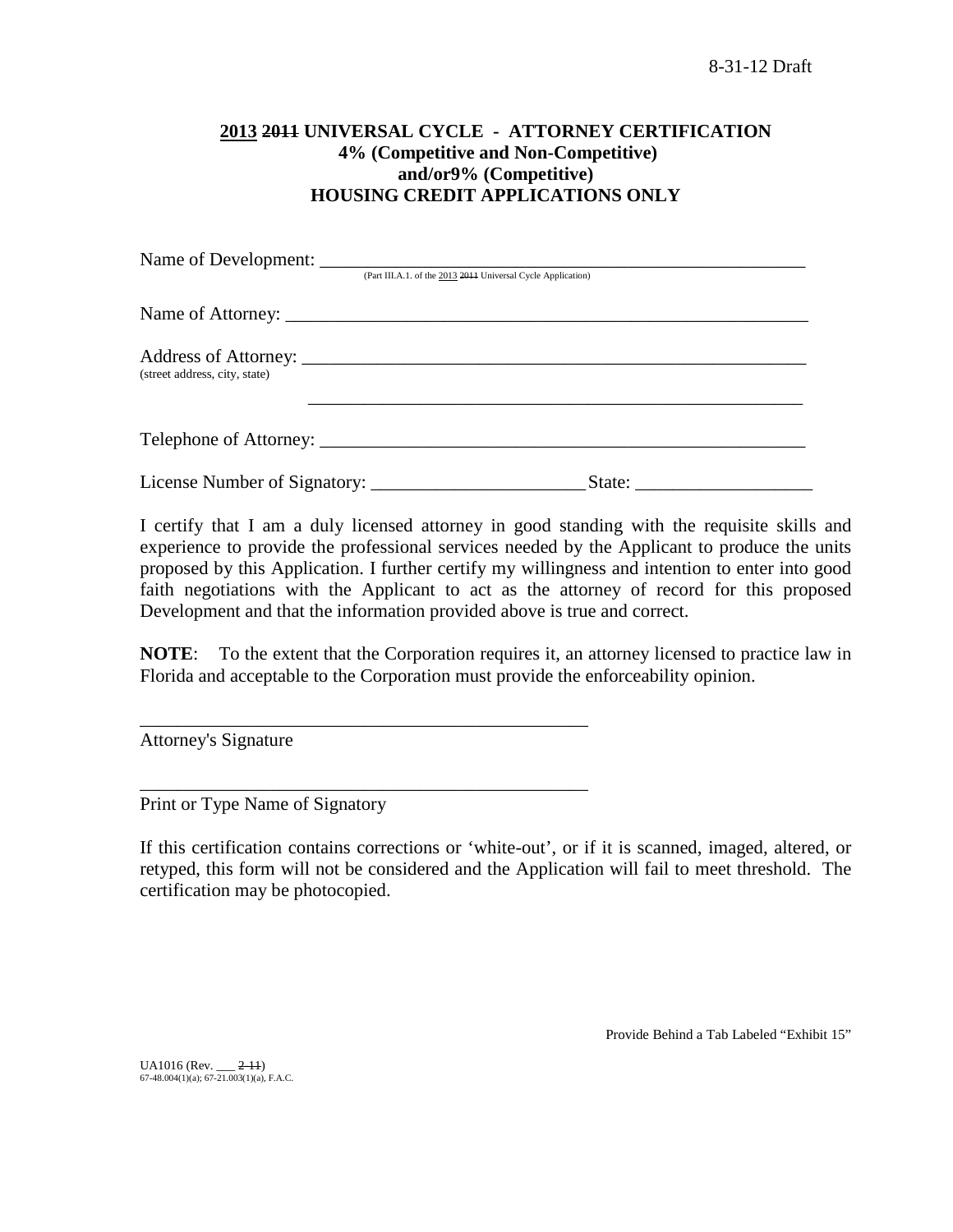8-31-12 Draft

## 2013 ~~2011~~ UNIVERSAL CYCLE - ATTORNEY CERTIFICATION
## 4% (Competitive and Non-Competitive) and/or9% (Competitive)
## HOUSING CREDIT APPLICATIONS ONLY

Name of Development: ___________________________________________________________
(Part III.A.1. of the 2013 ~~2011~~ Universal Cycle Application)

Name of Attorney: ___________________________________________________________

Address of Attorney: ___________________________________________________________
(street address, city, state)

___________________________________________________________

Telephone of Attorney: ___________________________________________________________

License Number of Signatory: _______________________ State: ___________________

I certify that I am a duly licensed attorney in good standing with the requisite skills and experience to provide the professional services needed by the Applicant to produce the units proposed by this Application. I further certify my willingness and intention to enter into good faith negotiations with the Applicant to act as the attorney of record for this proposed Development and that the information provided above is true and correct.

**NOTE**: To the extent that the Corporation requires it, an attorney licensed to practice law in Florida and acceptable to the Corporation must provide the enforceability opinion.

_________________________________________________
Attorney's Signature

_________________________________________________
Print or Type Name of Signatory

If this certification contains corrections or 'white-out', or if it is scanned, imaged, altered, or retyped, this form will not be considered and the Application will fail to meet threshold. The certification may be photocopied.

Provide Behind a Tab Labeled "Exhibit 15"

UA1016 (Rev. ___ ~~2-11~~)
67-48.004(1)(a); 67-21.003(1)(a), F.A.C.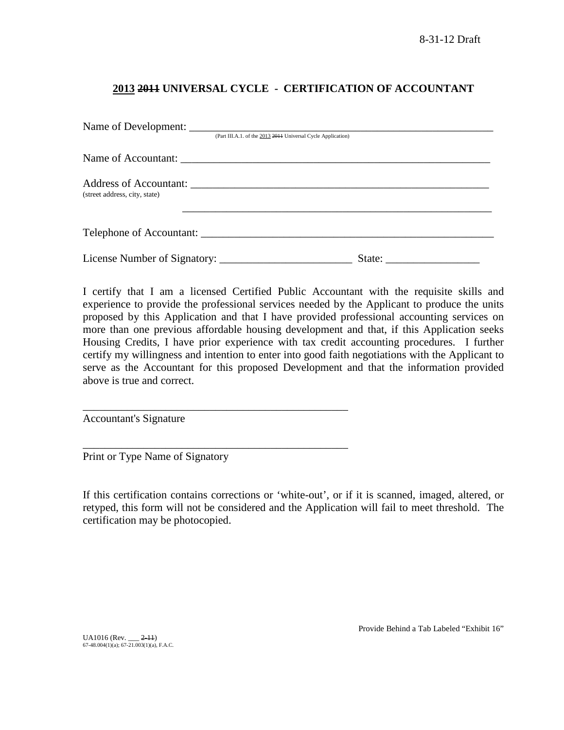8-31-12 Draft

## 2013 ~~2011~~ UNIVERSAL CYCLE - CERTIFICATION OF ACCOUNTANT

Name of Development: ____________________________________________________________
(Part III.A.1. of the 2013 ~~2011~~ Universal Cycle Application)

Name of Accountant: ____________________________________________________________

Address of Accountant: __________________________________________________________
(street address, city, state)

__________________________________________________________

Telephone of Accountant: ________________________________________________________

License Number of Signatory: ________________________ State: _________________

I certify that I am a licensed Certified Public Accountant with the requisite skills and experience to provide the professional services needed by the Applicant to produce the units proposed by this Application and that I have provided professional accounting services on more than one previous affordable housing development and that, if this Application seeks Housing Credits, I have prior experience with tax credit accounting procedures. I further certify my willingness and intention to enter into good faith negotiations with the Applicant to serve as the Accountant for this proposed Development and that the information provided above is true and correct.

__________________________________________________
Accountant's Signature

__________________________________________________
Print or Type Name of Signatory

If this certification contains corrections or 'white-out', or if it is scanned, imaged, altered, or retyped, this form will not be considered and the Application will fail to meet threshold. The certification may be photocopied.

Provide Behind a Tab Labeled "Exhibit 16"

UA1016 (Rev. ___ ~~2-11~~)
67-48.004(1)(a); 67-21.003(1)(a), F.A.C.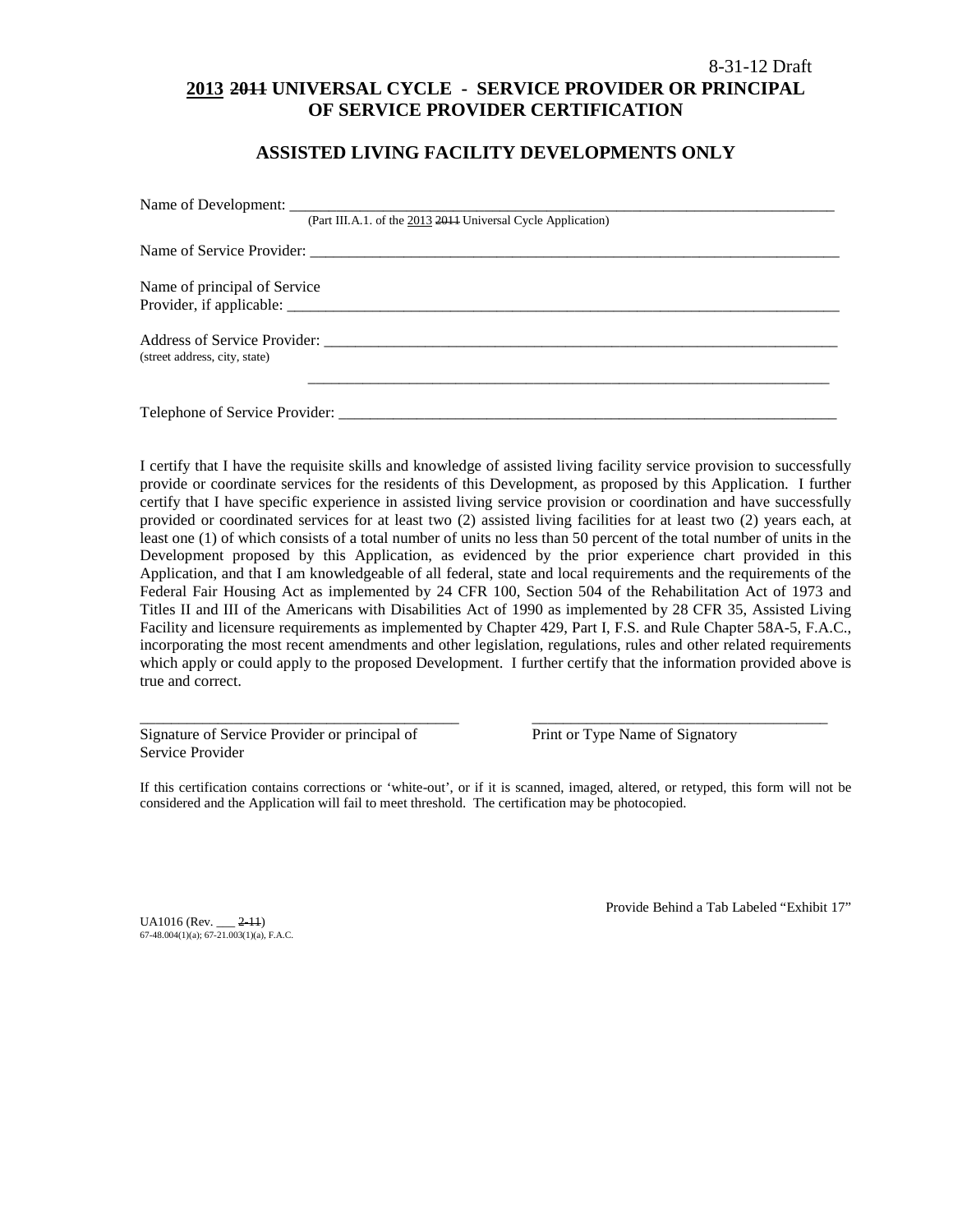8-31-12 Draft

# <u>2013</u> ~~2011~~ UNIVERSAL CYCLE - SERVICE PROVIDER OR PRINCIPAL OF SERVICE PROVIDER CERTIFICATION

## ASSISTED LIVING FACILITY DEVELOPMENTS ONLY

Name of Development: ___________________________________________________________________
(Part III.A.1. of the <u>2013</u> ~~2011~~ Universal Cycle Application)

Name of Service Provider: ________________________________________________________________

Name of principal of Service Provider, if applicable: ______________________________________________

Address of Service Provider: ______________________________________________________________
(street address, city, state)

______________________________________________________________

Telephone of Service Provider: _____________________________________________________________

I certify that I have the requisite skills and knowledge of assisted living facility service provision to successfully provide or coordinate services for the residents of this Development, as proposed by this Application. I further certify that I have specific experience in assisted living service provision or coordination and have successfully provided or coordinated services for at least two (2) assisted living facilities for at least two (2) years each, at least one (1) of which consists of a total number of units no less than 50 percent of the total number of units in the Development proposed by this Application, as evidenced by the prior experience chart provided in this Application, and that I am knowledgeable of all federal, state and local requirements and the requirements of the Federal Fair Housing Act as implemented by 24 CFR 100, Section 504 of the Rehabilitation Act of 1973 and Titles II and III of the Americans with Disabilities Act of 1990 as implemented by 28 CFR 35, Assisted Living Facility and licensure requirements as implemented by Chapter 429, Part I, F.S. and Rule Chapter 58A-5, F.A.C., incorporating the most recent amendments and other legislation, regulations, rules and other related requirements which apply or could apply to the proposed Development. I further certify that the information provided above is true and correct.

_________________________________________ _____________________________________
Signature of Service Provider or principal of Service Provider Print or Type Name of Signatory

If this certification contains corrections or 'white-out', or if it is scanned, imaged, altered, or retyped, this form will not be considered and the Application will fail to meet threshold. The certification may be photocopied.

Provide Behind a Tab Labeled "Exhibit 17"

UA1016 (Rev. ___ ~~2-11~~)
67-48.004(1)(a); 67-21.003(1)(a), F.A.C.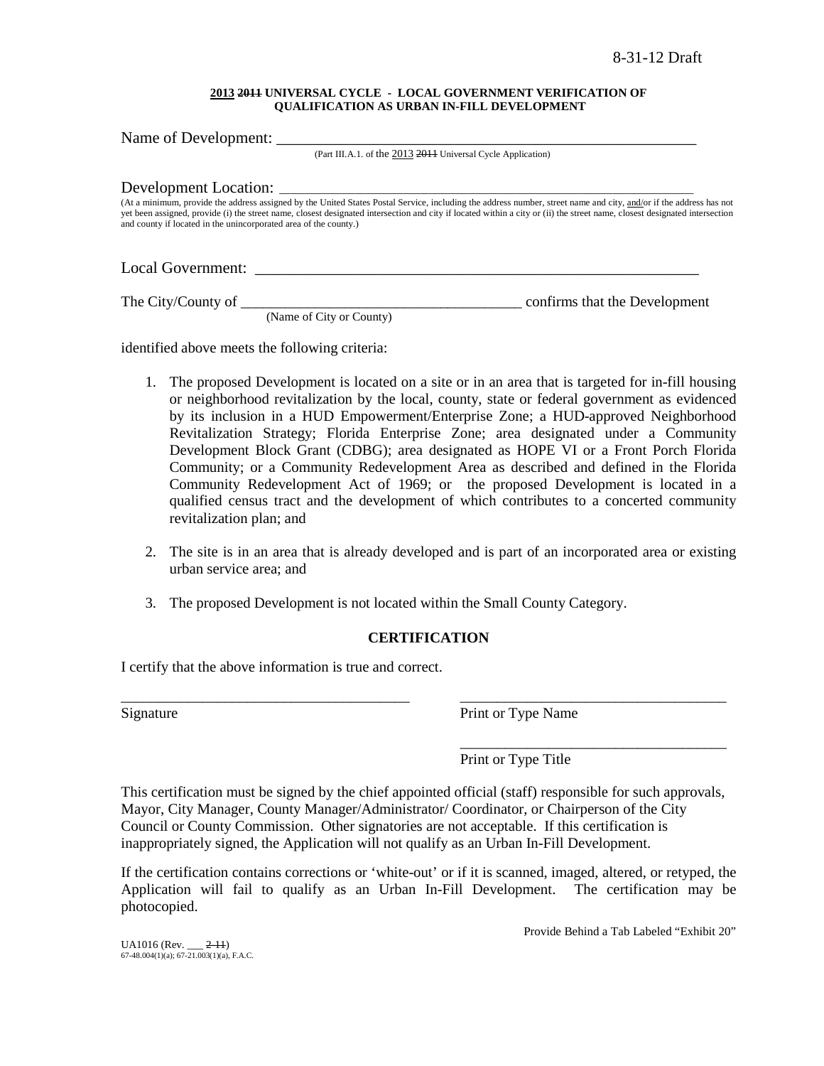8-31-12 Draft

**2013 ~~2011~~ UNIVERSAL CYCLE - LOCAL GOVERNMENT VERIFICATION OF QUALIFICATION AS URBAN IN-FILL DEVELOPMENT**

Name of Development: \_\_\_\_\_\_\_\_\_\_\_\_\_\_\_\_\_\_\_\_\_\_\_\_\_\_\_\_\_\_\_\_\_\_\_\_\_\_\_\_\_\_\_\_\_\_\_\_\_\_\_\_\_\_\_\_

(Part III.A.1. of the 2013 ~~2011~~ Universal Cycle Application)

Development Location: \_\_\_\_\_\_\_\_\_\_\_\_\_\_\_\_\_\_\_\_\_\_\_\_\_\_\_\_\_\_\_\_\_\_\_\_\_\_\_\_\_\_\_\_\_\_\_\_\_\_\_\_\_\_\_\_

(At a minimum, provide the address assigned by the United States Postal Service, including the address number, street name and city, and/or if the address has not yet been assigned, provide (i) the street name, closest designated intersection and city if located within a city or (ii) the street name, closest designated intersection and county if located in the unincorporated area of the county.)

Local Government: \_\_\_\_\_\_\_\_\_\_\_\_\_\_\_\_\_\_\_\_\_\_\_\_\_\_\_\_\_\_\_\_\_\_\_\_\_\_\_\_\_\_\_\_\_\_\_\_\_\_\_\_\_\_\_\_

The City/County of \_\_\_\_\_\_\_\_\_\_\_\_\_\_\_\_\_\_\_\_\_\_\_\_\_\_\_\_\_\_\_\_\_\_\_\_\_\_ confirms that the Development

(Name of City or County)

identified above meets the following criteria:

1. The proposed Development is located on a site or in an area that is targeted for in-fill housing or neighborhood revitalization by the local, county, state or federal government as evidenced by its inclusion in a HUD Empowerment/Enterprise Zone; a HUD-approved Neighborhood Revitalization Strategy; Florida Enterprise Zone; area designated under a Community Development Block Grant (CDBG); area designated as HOPE VI or a Front Porch Florida Community; or a Community Redevelopment Area as described and defined in the Florida Community Redevelopment Act of 1969; or the proposed Development is located in a qualified census tract and the development of which contributes to a concerted community revitalization plan; and

2. The site is in an area that is already developed and is part of an incorporated area or existing urban service area; and

3. The proposed Development is not located within the Small County Category.

**CERTIFICATION**

I certify that the above information is true and correct.

\_\_\_\_\_\_\_\_\_\_\_\_\_\_\_\_\_\_\_\_\_\_\_\_\_\_\_\_\_\_\_\_\_\_\_\_\_\_\_\_ \_\_\_\_\_\_\_\_\_\_\_\_\_\_\_\_\_\_\_\_\_\_\_\_\_\_\_\_\_\_\_\_\_\_\_\_\_\_\_\_

Signature Print or Type Name

\_\_\_\_\_\_\_\_\_\_\_\_\_\_\_\_\_\_\_\_\_\_\_\_\_\_\_\_\_\_\_\_\_\_\_\_\_\_\_\_

Print or Type Title

This certification must be signed by the chief appointed official (staff) responsible for such approvals, Mayor, City Manager, County Manager/Administrator/ Coordinator, or Chairperson of the City Council or County Commission. Other signatories are not acceptable. If this certification is inappropriately signed, the Application will not qualify as an Urban In-Fill Development.

If the certification contains corrections or 'white-out' or if it is scanned, imaged, altered, or retyped, the Application will fail to qualify as an Urban In-Fill Development. The certification may be photocopied.

Provide Behind a Tab Labeled "Exhibit 20"

UA1016 (Rev. \_\_\_ ~~2-11~~)
67-48.004(1)(a); 67-21.003(1)(a), F.A.C.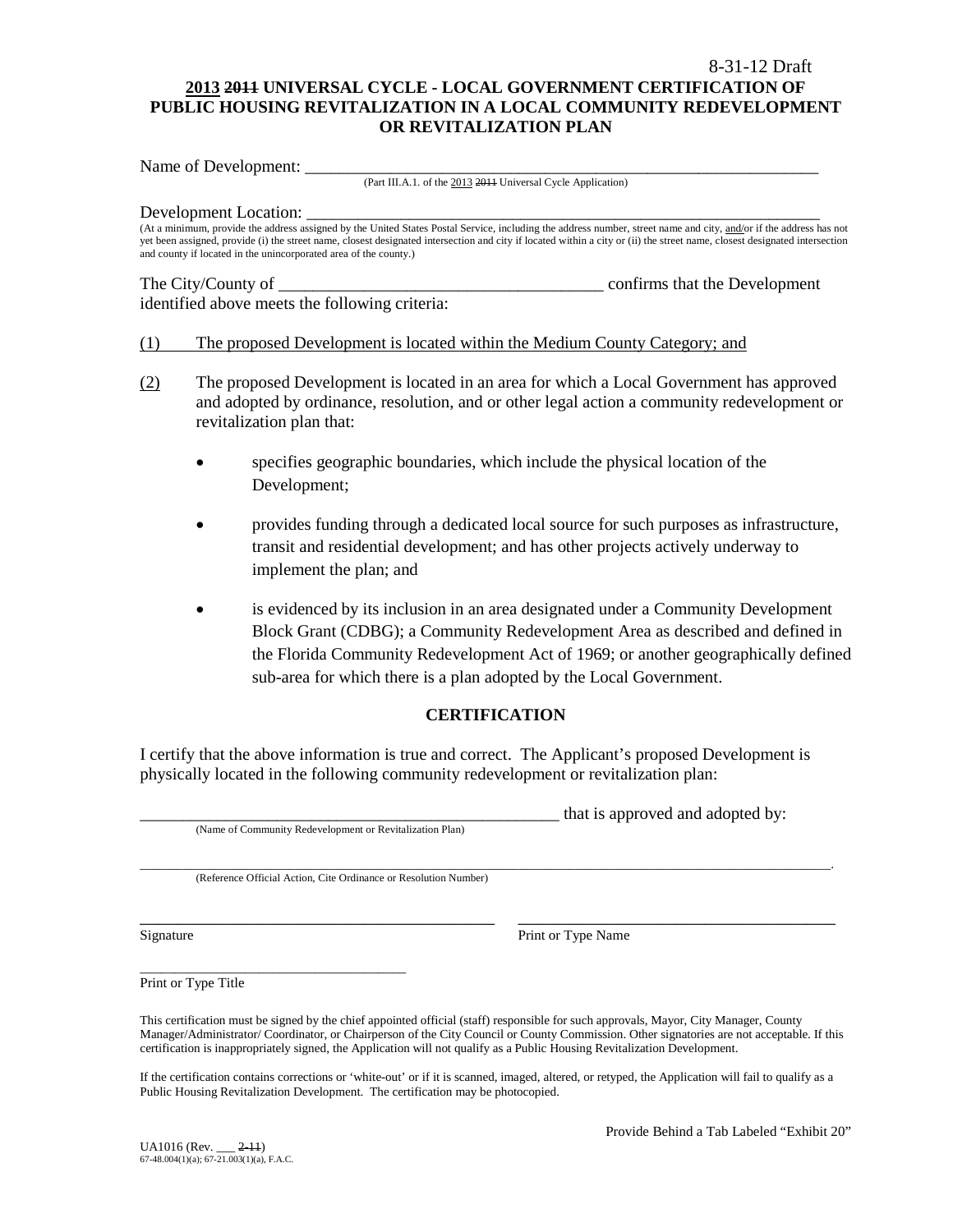8-31-12 Draft

**2013 ~~2011~~ UNIVERSAL CYCLE - LOCAL GOVERNMENT CERTIFICATION OF PUBLIC HOUSING REVITALIZATION IN A LOCAL COMMUNITY REDEVELOPMENT OR REVITALIZATION PLAN**

Name of Development: ___________________________________________________________________
(Part III.A.1. of the 2013 ~~2011~~ Universal Cycle Application)

Development Location: ___________________________________________________________________
(At a minimum, provide the address assigned by the United States Postal Service, including the address number, street name and city, and/or if the address has not yet been assigned, provide (i) the street name, closest designated intersection and city if located within a city or (ii) the street name, closest designated intersection and county if located in the unincorporated area of the county.)

The City/County of ______________________________________ confirms that the Development identified above meets the following criteria:

(1) The proposed Development is located within the Medium County Category; and

(2) The proposed Development is located in an area for which a Local Government has approved and adopted by ordinance, resolution, and or other legal action a community redevelopment or revitalization plan that:

- specifies geographic boundaries, which include the physical location of the Development;
- provides funding through a dedicated local source for such purposes as infrastructure, transit and residential development; and has other projects actively underway to implement the plan; and
- is evidenced by its inclusion in an area designated under a Community Development Block Grant (CDBG); a Community Redevelopment Area as described and defined in the Florida Community Redevelopment Act of 1969; or another geographically defined sub-area for which there is a plan adopted by the Local Government.

## CERTIFICATION

I certify that the above information is true and correct. The Applicant's proposed Development is physically located in the following community redevelopment or revitalization plan:

_____________________________________________________ that is approved and adopted by:
(Name of Community Redevelopment or Revitalization Plan)

_____________________________________________________________________________________________.
(Reference Official Action, Cite Ordinance or Resolution Number)

_______________________________________ _______________________________________
Signature Print or Type Name

_______________________________________
Print or Type Title

This certification must be signed by the chief appointed official (staff) responsible for such approvals, Mayor, City Manager, County Manager/Administrator/ Coordinator, or Chairperson of the City Council or County Commission. Other signatories are not acceptable. If this certification is inappropriately signed, the Application will not qualify as a Public Housing Revitalization Development.

If the certification contains corrections or 'white-out' or if it is scanned, imaged, altered, or retyped, the Application will fail to qualify as a Public Housing Revitalization Development. The certification may be photocopied.

Provide Behind a Tab Labeled "Exhibit 20"

UA1016 (Rev. ___ ~~2-11~~)
67-48.004(1)(a); 67-21.003(1)(a), F.A.C.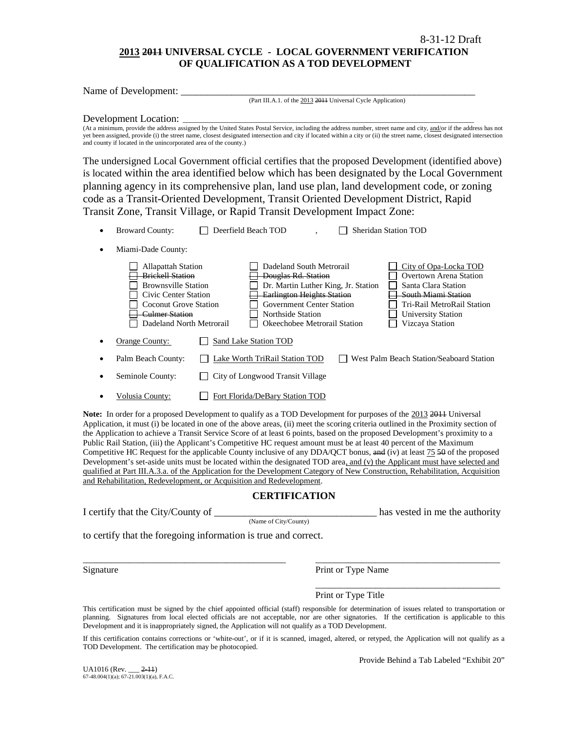8-31-12 Draft

## 2013 ~~2011~~ UNIVERSAL CYCLE - LOCAL GOVERNMENT VERIFICATION OF QUALIFICATION AS A TOD DEVELOPMENT

Name of Development: ___________________________________________________________

(Part III.A.1. of the 2013 ~~2011~~ Universal Cycle Application)

Development Location: ___________________________________________________________

(At a minimum, provide the address assigned by the United States Postal Service, including the address number, street name and city, and/or if the address has not yet been assigned, provide (i) the street name, closest designated intersection and city if located within a city or (ii) the street name, closest designated intersection and county if located in the unincorporated area of the county.)

The undersigned Local Government official certifies that the proposed Development (identified above) is located within the area identified below which has been designated by the Local Government planning agency in its comprehensive plan, land use plan, land development code, or zoning code as a Transit-Oriented Development, Transit Oriented Development District, Rapid Transit Zone, Transit Village, or Rapid Transit Development Impact Zone:

- Broward County: ☐ Deerfield Beach TOD , ☐ Sheridan Station TOD
- Miami-Dade County:

| | | |
|---|---|---|
| ☐ Allapattah Station | ☐ Dadeland South Metrorail | ☐ City of Opa-Locka TOD |
| ☐ ~~Brickell Station~~ | ☐ ~~Douglas Rd. Station~~ | ☐ Overtown Arena Station |
| ☐ Brownsville Station | ☐ Dr. Martin Luther King, Jr. Station | ☐ Santa Clara Station |
| ☐ Civic Center Station | ☐ ~~Earlington Heights Station~~ | ☐ ~~South Miami Station~~ |
| ☐ Coconut Grove Station | ☐ Government Center Station | ☐ Tri-Rail MetroRail Station |
| ☐ ~~Culmer Station~~ | ☐ Northside Station | ☐ University Station |
| ☐ Dadeland North Metrorail | ☐ Okeechobee Metrorail Station | ☐ Vizcaya Station |

- Orange County: ☐ Sand Lake Station TOD
- Palm Beach County: ☐ Lake Worth TriRail Station TOD ☐ West Palm Beach Station/Seaboard Station
- Seminole County: ☐ City of Longwood Transit Village
- Volusia County: ☐ Fort Florida/DeBary Station TOD

**Note:** In order for a proposed Development to qualify as a TOD Development for purposes of the 2013 ~~2011~~ Universal Application, it must (i) be located in one of the above areas, (ii) meet the scoring criteria outlined in the Proximity section of the Application to achieve a Transit Service Score of at least 6 points, based on the proposed Development's proximity to a Public Rail Station, (iii) the Applicant's Competitive HC request amount must be at least 40 percent of the Maximum Competitive HC Request for the applicable County inclusive of any DDA/QCT bonus, ~~and~~ (iv) at least 75 ~~50~~ of the proposed Development's set-aside units must be located within the designated TOD area, and (v) the Applicant must have selected and qualified at Part III.A.3.a. of the Application for the Development Category of New Construction, Rehabilitation, Acquisition and Rehabilitation, Redevelopment, or Acquisition and Redevelopment.

### CERTIFICATION

I certify that the City/County of ________________________________ has vested in me the authority
(Name of City/County)

to certify that the foregoing information is true and correct.

___________________________________________ ___________________________________________

Signature Print or Type Name

___________________________________________

Print or Type Title

This certification must be signed by the chief appointed official (staff) responsible for determination of issues related to transportation or planning. Signatures from local elected officials are not acceptable, nor are other signatories. If the certification is applicable to this Development and it is inappropriately signed, the Application will not qualify as a TOD Development.

If this certification contains corrections or 'white-out', or if it is scanned, imaged, altered, or retyped, the Application will not qualify as a TOD Development. The certification may be photocopied.

Provide Behind a Tab Labeled "Exhibit 20"

UA1016 (Rev. ___ ~~2-11~~)
67-48.004(1)(a); 67-21.003(1)(a), F.A.C.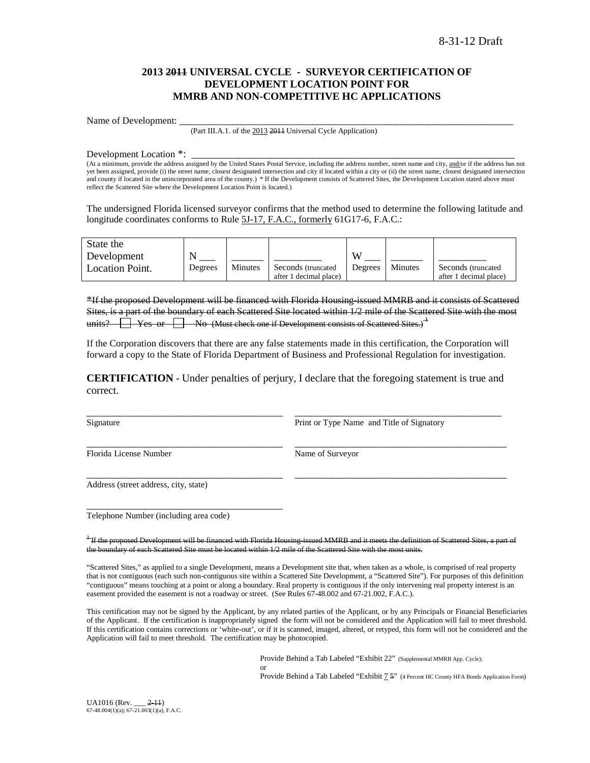8-31-12 Draft

# 2013 ~~2011~~ UNIVERSAL CYCLE - SURVEYOR CERTIFICATION OF DEVELOPMENT LOCATION POINT FOR MMRB AND NON-COMPETITIVE HC APPLICATIONS

Name of Development: ______________________________________________________________________

(Part III.A.1. of the 2013 ~~2011~~ Universal Cycle Application)

Development Location *: ______________________________________________________________________

(At a minimum, provide the address assigned by the United States Postal Service, including the address number, street name and city, and/or if the address has not yet been assigned, provide (i) the street name, closest designated intersection and city if located within a city or (ii) the street name, closest designated intersection and county if located in the unincorporated area of the county.) * If the Development consists of Scattered Sites, the Development Location stated above must reflect the Scattered Site where the Development Location Point is located.)

The undersigned Florida licensed surveyor confirms that the method used to determine the following latitude and longitude coordinates conforms to Rule 5J-17, F.A.C., formerly 61G17-6, F.A.C.:

| State the Development Location Point. | N ___ Degrees | ______ Minutes | _________ Seconds (truncated after 1 decimal place) | W ___ Degrees | ______ Minutes | _________ Seconds (truncated after 1 decimal place) |
|---|---|---|---|---|---|---|

~~*If the proposed Development will be financed with Florida Housing-issued MMRB and it consists of Scattered Sites, is a part of the boundary of each Scattered Site located within 1/2 mile of the Scattered Site with the most units? ☐ Yes or ☐ No (Must check one if Development consists of Scattered Sites.)[1]~~

If the Corporation discovers that there are any false statements made in this certification, the Corporation will forward a copy to the State of Florida Department of Business and Professional Regulation for investigation.

**CERTIFICATION** - Under penalties of perjury, I declare that the foregoing statement is true and correct.

___________________________________________ ___________________________________________

Signature Print or Type Name and Title of Signatory

___________________________________________ ___________________________________________

Florida License Number Name of Surveyor

___________________________________________ ___________________________________________

Address (street address, city, state)

___________________________________________

Telephone Number (including area code)

~~[1] If the proposed Development will be financed with Florida Housing-issued MMRB and it meets the definition of Scattered Sites, a part of the boundary of each Scattered Site must be located within 1/2 mile of the Scattered Site with the most units.~~

"Scattered Sites," as applied to a single Development, means a Development site that, when taken as a whole, is comprised of real property that is not contiguous (each such non-contiguous site within a Scattered Site Development, a "Scattered Site"). For purposes of this definition "contiguous" means touching at a point or along a boundary. Real property is contiguous if the only intervening real property interest is an easement provided the easement is not a roadway or street. (See Rules 67-48.002 and 67-21.002, F.A.C.).

This certification may not be signed by the Applicant, by any related parties of the Applicant, or by any Principals or Financial Beneficiaries of the Applicant. If the certification is inappropriately signed the form will not be considered and the Application will fail to meet threshold. If this certification contains corrections or 'white-out', or if it is scanned, imaged, altered, or retyped, this form will not be considered and the Application will fail to meet threshold. The certification may be photocopied.

Provide Behind a Tab Labeled "Exhibit 22" (Supplemental MMRB App. Cycle);
or
Provide Behind a Tab Labeled "Exhibit 7 ~~5~~" (4 Percent HC County HFA Bonds Application Form)

UA1016 (Rev. ___ ~~2-11~~)
67-48.004(1)(a); 67-21.003(1)(a), F.A.C.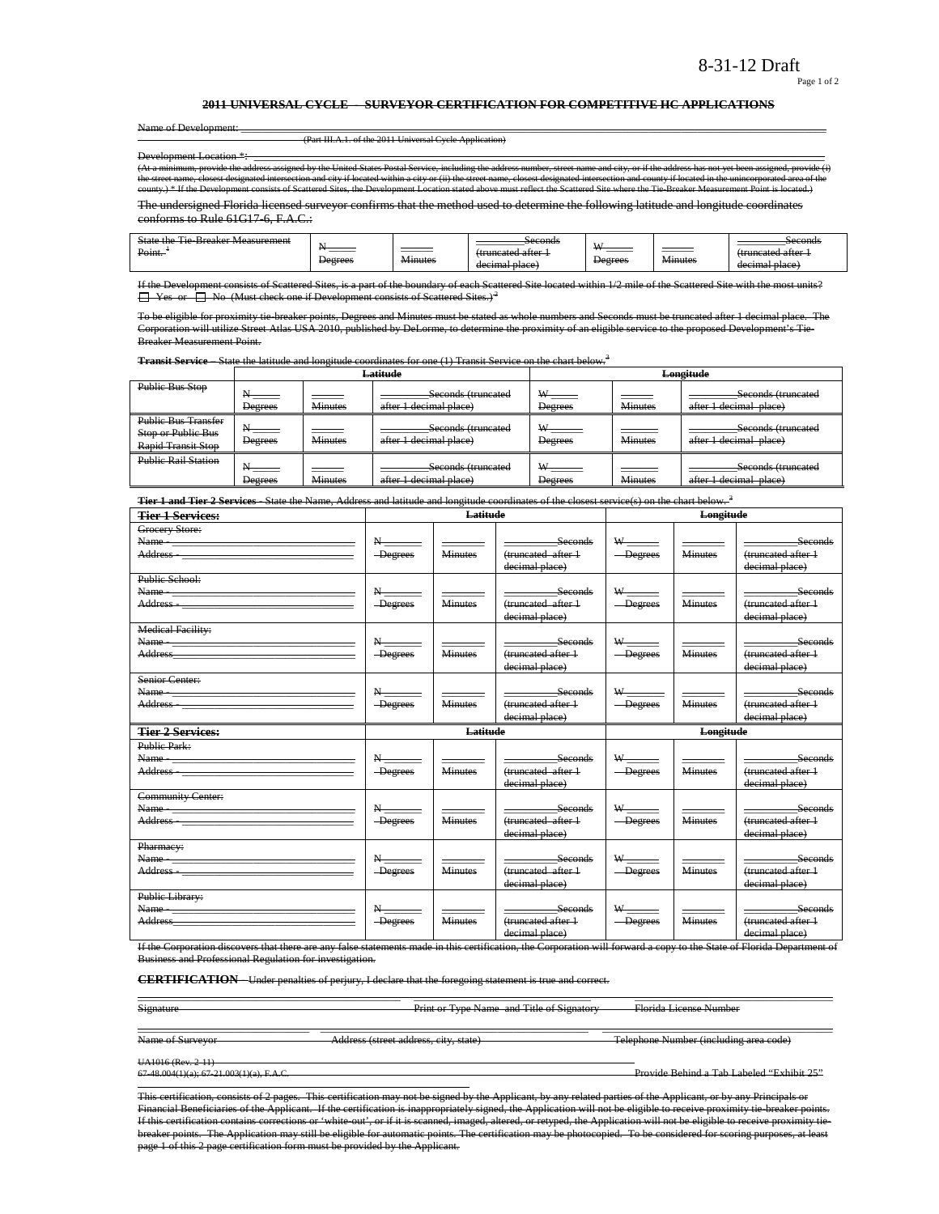8-31-12 Draft

## ~~2011 UNIVERSAL CYCLE – SURVEYOR CERTIFICATION FOR COMPETITIVE HC APPLICATIONS~~

~~Name of Development:~~ ______________________________________________
~~(Part III.A.1. of the 2011 Universal Cycle Application)~~

~~Development Location \*:~~ ______________________________________________

~~(At a minimum, provide the address assigned by the United States Postal Service, including the address number, street name and city, or if the address has not yet been assigned, provide (i) the street name, closest designated intersection and city if located within a city or (ii) the street name, closest designated intersection and county if located in the unincorporated area of the county.) \* If the Development consists of Scattered Sites, the Development Location stated above must reflect the Scattered Site where the Tie-Breaker Measurement Point is located.)~~

~~The undersigned Florida licensed surveyor confirms that the method used to determine the following latitude and longitude coordinates conforms to Rule 61G17-6, F.A.C.:~~

| ~~State the Tie-Breaker Measurement Point.~~ [1] | ~~N_____ Degrees~~ | ~~_____ Minutes~~ | ~~_______Seconds (truncated after 1 decimal place)~~ | ~~W_____ Degrees~~ | ~~_____ Minutes~~ | ~~_______Seconds (truncated after 1 decimal place)~~ |
|---|---|---|---|---|---|---|

~~If the Development consists of Scattered Sites, is a part of the boundary of each Scattered Site located within 1/2 mile of the Scattered Site with the most units?~~
~~☐ Yes or ☐ No (Must check one if Development consists of Scattered Sites.)~~ [2]

~~To be eligible for proximity tie-breaker points, Degrees and Minutes must be stated as whole numbers and Seconds must be truncated after 1 decimal place. The Corporation will utilize Street Atlas USA 2010, published by DeLorme, to determine the proximity of an eligible service to the proposed Development's Tie-Breaker Measurement Point.~~

~~**Transit Service** – State the latitude and longitude coordinates for one (1) Transit Service on the chart below.~~ [3]

| | ~~**Latitude**~~ | | | ~~**Longitude**~~ | | |
|---|---|---|---|---|---|---|
| ~~Public Bus Stop~~ | ~~N_____ Degrees~~ | ~~_____ Minutes~~ | ~~_______Seconds (truncated after 1 decimal place)~~ | ~~W_____ Degrees~~ | ~~_____ Minutes~~ | ~~_______Seconds (truncated after 1 decimal place)~~ |
| ~~Public Bus Transfer Stop or Public Bus Rapid Transit Stop~~ | ~~N_____ Degrees~~ | ~~_____ Minutes~~ | ~~_______Seconds (truncated after 1 decimal place)~~ | ~~W_____ Degrees~~ | ~~_____ Minutes~~ | ~~_______Seconds (truncated after 1 decimal place)~~ |
| ~~Public Rail Station~~ | ~~N_____ Degrees~~ | ~~_____ Minutes~~ | ~~_______Seconds (truncated after 1 decimal place)~~ | ~~W_____ Degrees~~ | ~~_____ Minutes~~ | ~~_______Seconds (truncated after 1 decimal place)~~ |

~~**Tier 1 and Tier 2 Services** - State the Name, Address and latitude and longitude coordinates of the closest service(s) on the chart below.~~ [3]

| ~~**Tier 1 Services:**~~ | ~~**Latitude**~~ | | | ~~**Longitude**~~ | | |
|---|---|---|---|---|---|---|
| ~~Grocery Store: Name - ________ Address - ________~~ | ~~N_____ Degrees~~ | ~~_____ Minutes~~ | ~~_______Seconds (truncated after 1 decimal place)~~ | ~~W_____ Degrees~~ | ~~_____ Minutes~~ | ~~_______Seconds (truncated after 1 decimal place)~~ |
| ~~Public School: Name - ________ Address - ________~~ | ~~N_____ Degrees~~ | ~~_____ Minutes~~ | ~~_______Seconds (truncated after 1 decimal place)~~ | ~~W_____ Degrees~~ | ~~_____ Minutes~~ | ~~_______Seconds (truncated after 1 decimal place)~~ |
| ~~Medical Facility: Name - ________ Address ________~~ | ~~N_____ Degrees~~ | ~~_____ Minutes~~ | ~~_______Seconds (truncated after 1 decimal place)~~ | ~~W_____ Degrees~~ | ~~_____ Minutes~~ | ~~_______Seconds (truncated after 1 decimal place)~~ |
| ~~Senior Center: Name - ________ Address - ________~~ | ~~N_____ Degrees~~ | ~~_____ Minutes~~ | ~~_______Seconds (truncated after 1 decimal place)~~ | ~~W_____ Degrees~~ | ~~_____ Minutes~~ | ~~_______Seconds (truncated after 1 decimal place)~~ |
| ~~**Tier 2 Services:**~~ | ~~**Latitude**~~ | | | ~~**Longitude**~~ | | |
| ~~Public Park: Name - ________ Address - ________~~ | ~~N_____ Degrees~~ | ~~_____ Minutes~~ | ~~_______Seconds (truncated after 1 decimal place)~~ | ~~W_____ Degrees~~ | ~~_____ Minutes~~ | ~~_______Seconds (truncated after 1 decimal place)~~ |
| ~~Community Center: Name - ________ Address - ________~~ | ~~N_____ Degrees~~ | ~~_____ Minutes~~ | ~~_______Seconds (truncated after 1 decimal place)~~ | ~~W_____ Degrees~~ | ~~_____ Minutes~~ | ~~_______Seconds (truncated after 1 decimal place)~~ |
| ~~Pharmacy: Name - ________ Address - ________~~ | ~~N_____ Degrees~~ | ~~_____ Minutes~~ | ~~_______Seconds (truncated after 1 decimal place)~~ | ~~W_____ Degrees~~ | ~~_____ Minutes~~ | ~~_______Seconds (truncated after 1 decimal place)~~ |
| ~~Public Library: Name - ________ Address ________~~ | ~~N_____ Degrees~~ | ~~_____ Minutes~~ | ~~_______Seconds (truncated after 1 decimal place)~~ | ~~W_____ Degrees~~ | ~~_____ Minutes~~ | ~~_______Seconds (truncated after 1 decimal place)~~ |

~~If the Corporation discovers that there are any false statements made in this certification, the Corporation will forward a copy to the State of Florida Department of Business and Professional Regulation for investigation.~~

~~**CERTIFICATION** – Under penalties of perjury, I declare that the foregoing statement is true and correct.~~

| ~~Signature~~ | ~~Print or Type Name and Title of Signatory~~ | ~~Florida License Number~~ |
|---|---|---|
| ~~Name of Surveyor~~ | ~~Address (street address, city, state)~~ | ~~Telephone Number (including area code)~~ |

~~UA1016 (Rev. 2-11)~~
~~67-48.004(1)(a); 67-21.003(1)(a), F.A.C.~~ ~~Provide Behind a Tab Labeled "Exhibit 25"~~

~~This certification, consists of 2 pages. This certification may not be signed by the Applicant, by any related parties of the Applicant, or by any Principals or Financial Beneficiaries of the Applicant. If the certification is inappropriately signed, the Application will not be eligible to receive proximity tie-breaker points. If this certification contains corrections or 'white-out', or if it is scanned, imaged, altered, or retyped, the Application will not be eligible to receive proximity tie-breaker points. The Application may still be eligible for automatic points. The certification may be photocopied. To be considered for scoring purposes, at least page 1 of this 2 page certification form must be provided by the Applicant.~~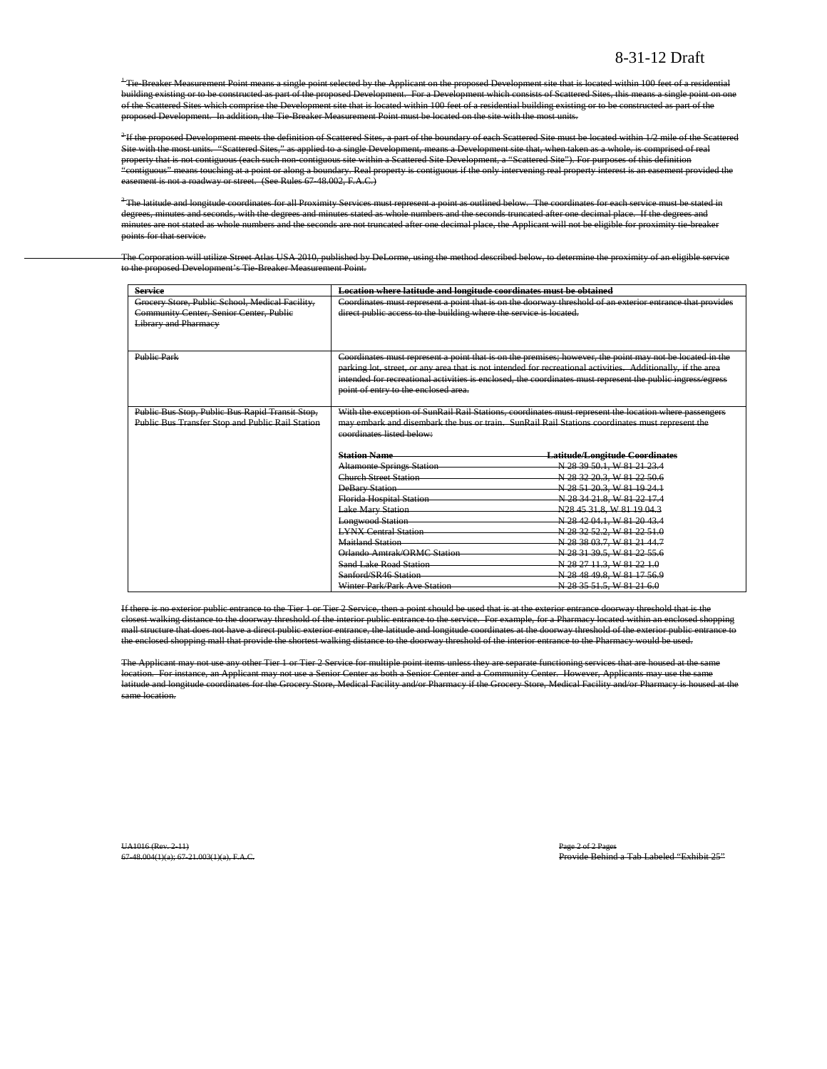8-31-12 Draft

~~[1] Tie-Breaker Measurement Point means a single point selected by the Applicant on the proposed Development site that is located within 100 feet of a residential building existing or to be constructed as part of the proposed Development. For a Development which consists of Scattered Sites, this means a single point on one of the Scattered Sites which comprise the Development site that is located within 100 feet of a residential building existing or to be constructed as part of the proposed Development. In addition, the Tie-Breaker Measurement Point must be located on the site with the most units.~~

~~[2] If the proposed Development meets the definition of Scattered Sites, a part of the boundary of each Scattered Site must be located within 1/2 mile of the Scattered Site with the most units. "Scattered Sites," as applied to a single Development, means a Development site that, when taken as a whole, is comprised of real property that is not contiguous (each such non-contiguous site within a Scattered Site Development, a "Scattered Site"). For purposes of this definition "contiguous" means touching at a point or along a boundary. Real property is contiguous if the only intervening real property interest is an easement provided the easement is not a roadway or street. (See Rules 67-48.002, F.A.C.)~~

~~[3] The latitude and longitude coordinates for all Proximity Services must represent a point as outlined below. The coordinates for each service must be stated in degrees, minutes and seconds, with the degrees and minutes stated as whole numbers and the seconds truncated after one decimal place. If the degrees and minutes are not stated as whole numbers and the seconds are not truncated after one decimal place, the Applicant will not be eligible for proximity tie-breaker points for that service.~~

~~The Corporation will utilize Street Atlas USA 2010, published by DeLorme, using the method described below, to determine the proximity of an eligible service to the proposed Development's Tie-Breaker Measurement Point.~~

| ~~**Service**~~ | ~~**Location where latitude and longitude coordinates must be obtained**~~ | |
|---|---|---|
| ~~Grocery Store, Public School, Medical Facility, Community Center, Senior Center, Public Library and Pharmacy~~ | ~~Coordinates must represent a point that is on the doorway threshold of an exterior entrance that provides direct public access to the building where the service is located.~~ | |
| ~~Public Park~~ | ~~Coordinates must represent a point that is on the premises; however, the point may not be located in the parking lot, street, or any area that is not intended for recreational activities. Additionally, if the area intended for recreational activities is enclosed, the coordinates must represent the public ingress/egress point of entry to the enclosed area.~~ | |
| ~~Public Bus Stop, Public Bus Rapid Transit Stop, Public Bus Transfer Stop and Public Rail Station~~ | ~~With the exception of SunRail Rail Stations, coordinates must represent the location where passengers may embark and disembark the bus or train. SunRail Rail Stations coordinates must represent the coordinates listed below:~~ | |
| | ~~**Station Name**~~ | ~~**Latitude/Longitude Coordinates**~~ |
| | ~~Altamonte Springs Station~~ | ~~N 28 39 50.1, W 81 21 23.4~~ |
| | ~~Church Street Station~~ | ~~N 28 32 20.3, W 81 22 50.6~~ |
| | ~~DeBary Station~~ | ~~N 28 51 20.3, W 81 19 24.1~~ |
| | ~~Florida Hospital Station~~ | ~~N 28 34 21.8, W 81 22 17.4~~ |
| | ~~Lake Mary Station~~ | ~~N28 45 31.8, W 81 19 04.3~~ |
| | ~~Longwood Station~~ | ~~N 28 42 04.1, W 81 20 43.4~~ |
| | ~~LYNX Central Station~~ | ~~N 28 32 52.2, W 81 22 51.0~~ |
| | ~~Maitland Station~~ | ~~N 28 38 03.7, W 81 21 44.7~~ |
| | ~~Orlando Amtrak/ORMC Station~~ | ~~N 28 31 39.5, W 81 22 55.6~~ |
| | ~~Sand Lake Road Station~~ | ~~N 28 27 11.3, W 81 22 1.0~~ |
| | ~~Sanford/SR46 Station~~ | ~~N 28 48 49.8, W 81 17 56.9~~ |
| | ~~Winter Park/Park Ave Station~~ | ~~N 28 35 51.5, W 81 21 6.0~~ |

~~If there is no exterior public entrance to the Tier 1 or Tier 2 Service, then a point should be used that is at the exterior entrance doorway threshold that is the closest walking distance to the doorway threshold of the interior public entrance to the service. For example, for a Pharmacy located within an enclosed shopping mall structure that does not have a direct public exterior entrance, the latitude and longitude coordinates at the doorway threshold of the exterior public entrance to the enclosed shopping mall that provide the shortest walking distance to the doorway threshold of the interior entrance to the Pharmacy would be used.~~

~~The Applicant may not use any other Tier 1 or Tier 2 Service for multiple point items unless they are separate functioning services that are housed at the same location. For instance, an Applicant may not use a Senior Center as both a Senior Center and a Community Center. However, Applicants may use the same latitude and longitude coordinates for the Grocery Store, Medical Facility and/or Pharmacy if the Grocery Store, Medical Facility and/or Pharmacy is housed at the same location.~~

~~UA1016 (Rev. 2-11)~~
~~67-48.004(1)(a); 67-21.003(1)(a), F.A.C.~~

~~Provide Behind a Tab Labeled "Exhibit 25"~~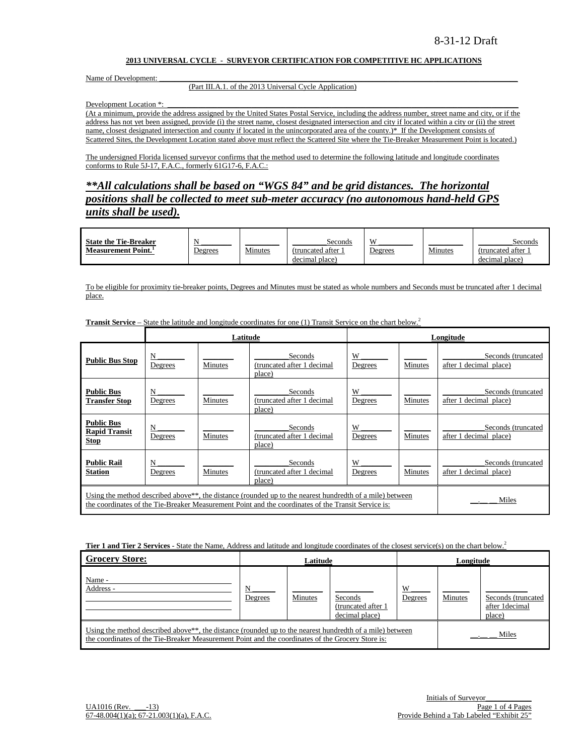8-31-12 Draft

**2013 UNIVERSAL CYCLE - SURVEYOR CERTIFICATION FOR COMPETITIVE HC APPLICATIONS**

Name of Development: \_\_\_\_\_\_\_\_\_\_\_\_\_\_\_\_\_\_\_\_\_\_\_\_\_\_\_\_\_\_\_\_\_\_\_\_\_\_\_\_\_\_\_\_\_\_\_\_

(Part III.A.1. of the 2013 Universal Cycle Application)

Development Location \*: \_\_\_\_\_\_\_\_\_\_\_\_\_\_\_\_\_\_\_\_\_\_\_\_\_\_\_\_\_\_\_\_\_\_\_\_\_\_\_\_\_\_\_\_\_\_\_\_

(At a minimum, provide the address assigned by the United States Postal Service, including the address number, street name and city, or if the address has not yet been assigned, provide (i) the street name, closest designated intersection and city if located within a city or (ii) the street name, closest designated intersection and county if located in the unincorporated area of the county.)\* If the Development consists of Scattered Sites, the Development Location stated above must reflect the Scattered Site where the Tie-Breaker Measurement Point is located.)

The undersigned Florida licensed surveyor confirms that the method used to determine the following latitude and longitude coordinates conforms to Rule 5J-17, F.A.C., formerly 61G17-6, F.A.C.:

***\*\*All calculations shall be based on "WGS 84" and be grid distances. The horizontal positions shall be collected to meet sub-meter accuracy (no autonomous hand-held GPS units shall be used).***

| **State the Tie-Breaker Measurement Point.**[1] | N \_\_\_\_\_\_ Degrees | \_\_\_\_\_\_ Minutes | \_\_\_\_\_\_ Seconds (truncated after 1 decimal place) | W \_\_\_\_\_\_ Degrees | \_\_\_\_\_\_ Minutes | \_\_\_\_\_\_ Seconds (truncated after 1 decimal place) |
|---|---|---|---|---|---|---|

To be eligible for proximity tie-breaker points, Degrees and Minutes must be stated as whole numbers and Seconds must be truncated after 1 decimal place.

**Transit Service** – State the latitude and longitude coordinates for one (1) Transit Service on the chart below.[2]

| | **Latitude** | | | **Longitude** | | |
|---|---|---|---|---|---|---|
| **Public Bus Stop** | N \_\_\_\_\_\_ Degrees | \_\_\_\_\_\_ Minutes | \_\_\_\_\_\_ Seconds (truncated after 1 decimal place) | W \_\_\_\_\_\_ Degrees | \_\_\_\_\_\_ Minutes | \_\_\_\_\_\_ Seconds (truncated after 1 decimal place) |
| **Public Bus Transfer Stop** | N \_\_\_\_\_\_ Degrees | \_\_\_\_\_\_ Minutes | \_\_\_\_\_\_ Seconds (truncated after 1 decimal place) | W \_\_\_\_\_\_ Degrees | \_\_\_\_\_\_ Minutes | \_\_\_\_\_\_ Seconds (truncated after 1 decimal place) |
| **Public Bus Rapid Transit Stop** | N \_\_\_\_\_\_ Degrees | \_\_\_\_\_\_ Minutes | \_\_\_\_\_\_ Seconds (truncated after 1 decimal place) | W \_\_\_\_\_\_ Degrees | \_\_\_\_\_\_ Minutes | \_\_\_\_\_\_ Seconds (truncated after 1 decimal place) |
| **Public Rail Station** | N \_\_\_\_\_\_ Degrees | \_\_\_\_\_\_ Minutes | \_\_\_\_\_\_ Seconds (truncated after 1 decimal place) | W \_\_\_\_\_\_ Degrees | \_\_\_\_\_\_ Minutes | \_\_\_\_\_\_ Seconds (truncated after 1 decimal place) |
| Using the method described above\*\*, the distance (rounded up to the nearest hundredth of a mile) between the coordinates of the Tie-Breaker Measurement Point and the coordinates of the Transit Service is: | | | | | | \_\_.\_\_ \_\_ Miles |

**Tier 1 and Tier 2 Services** - State the Name, Address and latitude and longitude coordinates of the closest service(s) on the chart below.[2]

| **Grocery Store:** | **Latitude** | | | **Longitude** | | |
|---|---|---|---|---|---|---|
| Name - \_\_\_\_\_\_ Address - \_\_\_\_\_\_ | N \_\_\_\_\_\_ Degrees | \_\_\_\_\_\_ Minutes | \_\_\_\_\_\_ Seconds (truncated after 1 decimal place) | W \_\_\_\_\_\_ Degrees | \_\_\_\_\_\_ Minutes | \_\_\_\_\_\_ Seconds (truncated after 1decimal place) |
| Using the method described above\*\*, the distance (rounded up to the nearest hundredth of a mile) between the coordinates of the Tie-Breaker Measurement Point and the coordinates of the Grocery Store is: | | | | | | \_\_.\_\_ \_\_ Miles |

Initials of Surveyor\_\_\_\_\_\_\_\_\_\_

UA1016 (Rev. \_\_\_-13)
67-48.004(1)(a); 67-21.003(1)(a), F.A.C.

Provide Behind a Tab Labeled "Exhibit 25"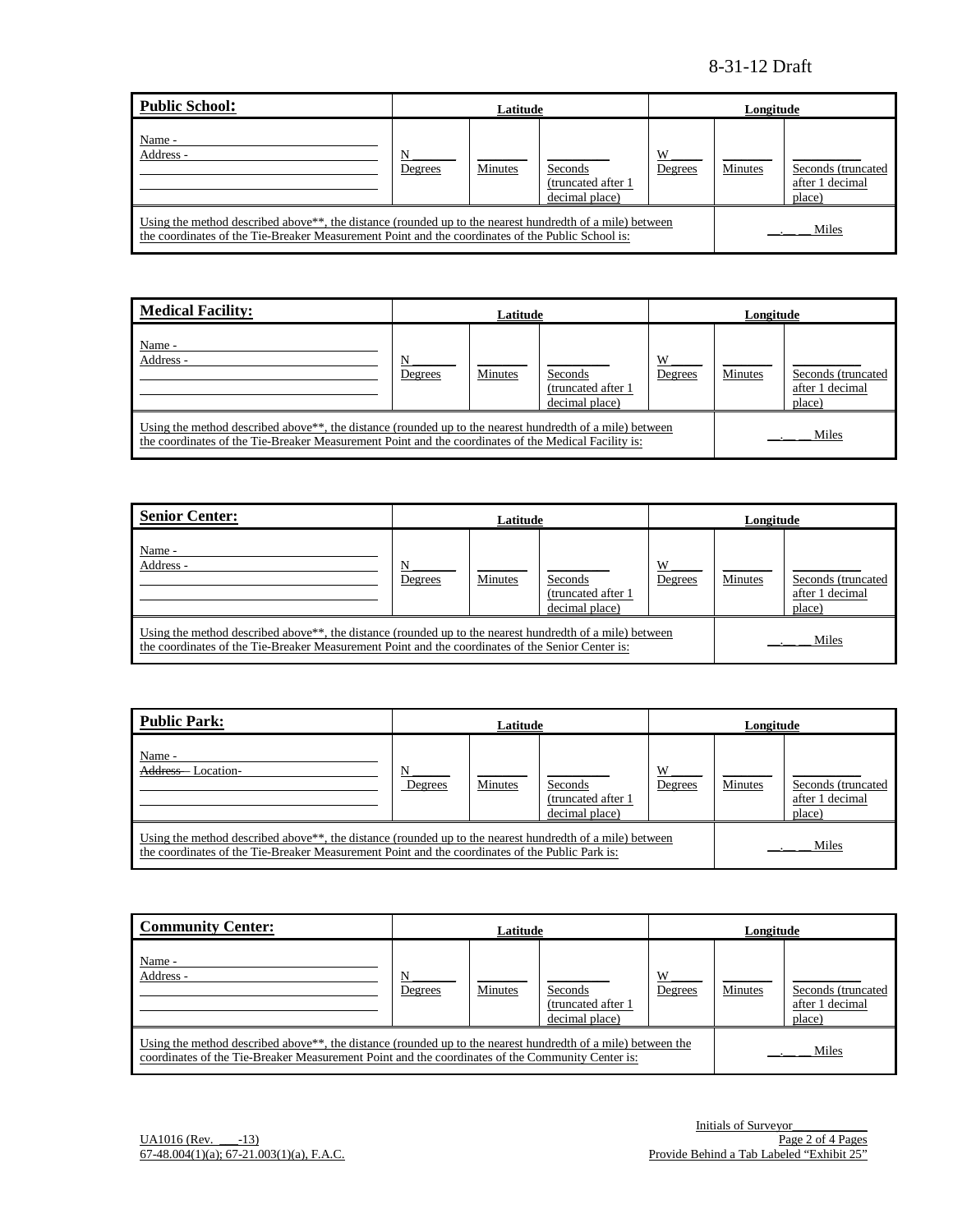8-31-12 Draft

| **Public School:** | Latitude | | | Longitude | | |
|---|---|---|---|---|---|---|
| Name - ______<br>Address - ______ | N ______<br>Degrees | ______<br>Minutes | ______<br>Seconds (truncated after 1 decimal place) | W ______<br>Degrees | ______<br>Minutes | ______<br>Seconds (truncated after 1 decimal place) |
| Using the method described above**, the distance (rounded up to the nearest hundredth of a mile) between the coordinates of the Tie-Breaker Measurement Point and the coordinates of the Public School is: | | | | | __.__ __ Miles | |

| **Medical Facility:** | Latitude | | | Longitude | | |
|---|---|---|---|---|---|---|
| Name - ______<br>Address - ______ | N ______<br>Degrees | ______<br>Minutes | ______<br>Seconds (truncated after 1 decimal place) | W ______<br>Degrees | ______<br>Minutes | ______<br>Seconds (truncated after 1 decimal place) |
| Using the method described above**, the distance (rounded up to the nearest hundredth of a mile) between the coordinates of the Tie-Breaker Measurement Point and the coordinates of the Medical Facility is: | | | | | __.__ __ Miles | |

| **Senior Center:** | Latitude | | | Longitude | | |
|---|---|---|---|---|---|---|
| Name - ______<br>Address - ______ | N ______<br>Degrees | ______<br>Minutes | ______<br>Seconds (truncated after 1 decimal place) | W ______<br>Degrees | ______<br>Minutes | ______<br>Seconds (truncated after 1 decimal place) |
| Using the method described above**, the distance (rounded up to the nearest hundredth of a mile) between the coordinates of the Tie-Breaker Measurement Point and the coordinates of the Senior Center is: | | | | | __.__ __ Miles | |

| **Public Park:** | Latitude | | | Longitude | | |
|---|---|---|---|---|---|---|
| Name - ______<br>~~Address~~ Location- ______ | N ______<br>Degrees | ______<br>Minutes | ______<br>Seconds (truncated after 1 decimal place) | W ______<br>Degrees | ______<br>Minutes | ______<br>Seconds (truncated after 1 decimal place) |
| Using the method described above**, the distance (rounded up to the nearest hundredth of a mile) between the coordinates of the Tie-Breaker Measurement Point and the coordinates of the Public Park is: | | | | | __.__ __ Miles | |

| **Community Center:** | Latitude | | | Longitude | | |
|---|---|---|---|---|---|---|
| Name - ______<br>Address - ______ | N ______<br>Degrees | ______<br>Minutes | ______<br>Seconds (truncated after 1 decimal place) | W ______<br>Degrees | ______<br>Minutes | ______<br>Seconds (truncated after 1 decimal place) |
| Using the method described above**, the distance (rounded up to the nearest hundredth of a mile) between the coordinates of the Tie-Breaker Measurement Point and the coordinates of the Community Center is: | | | | | __.__ __ Miles | |

UA1016 (Rev. ___-13)
67-48.004(1)(a); 67-21.003(1)(a), F.A.C.

Initials of Surveyor______
Page 2 of 4 Pages
Provide Behind a Tab Labeled "Exhibit 25"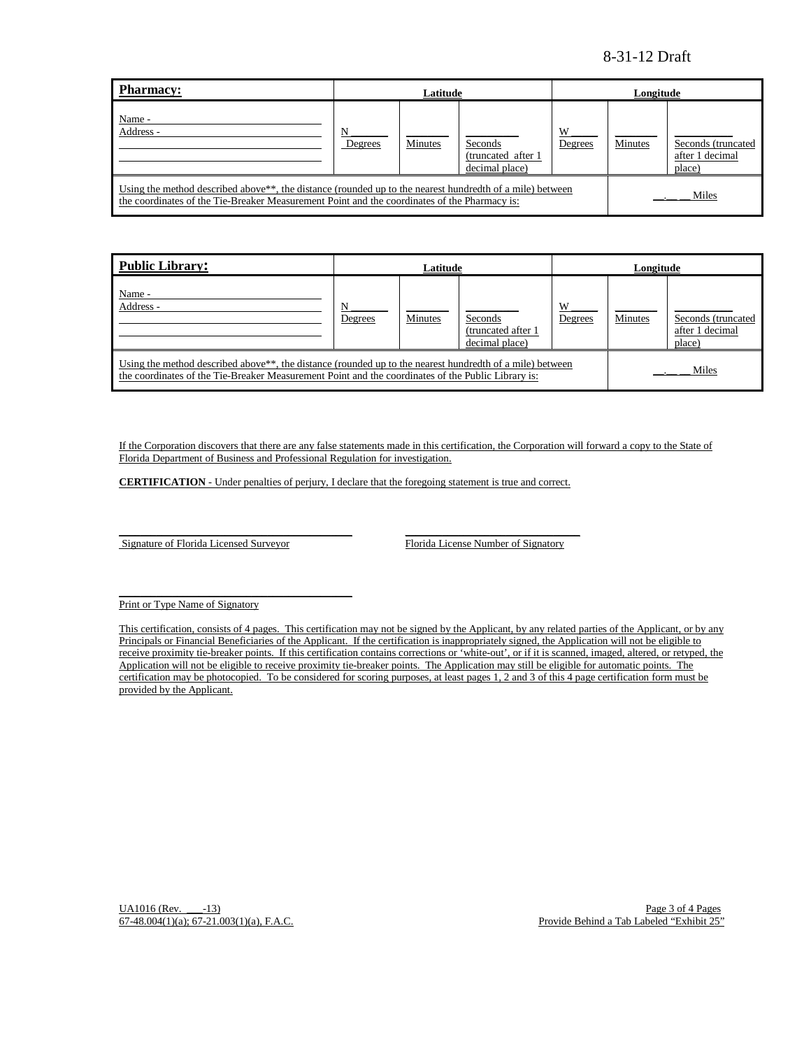| **Pharmacy:** | Latitude | | | Longitude | | |
|---|---|---|---|---|---|---|
| Name - ___<br>Address - ___ | N ___<br>Degrees | ___<br>Minutes | ___<br>Seconds (truncated after 1 decimal place) | W ___<br>Degrees | ___<br>Minutes | ___<br>Seconds (truncated after 1 decimal place) |
| Using the method described above**, the distance (rounded up to the nearest hundredth of a mile) between the coordinates of the Tie-Breaker Measurement Point and the coordinates of the Pharmacy is: | | | | | __.__ __ Miles | |

| **Public Library:** | Latitude | | | Longitude | | |
|---|---|---|---|---|---|---|
| Name - ___<br>Address - ___ | N ___<br>Degrees | ___<br>Minutes | ___<br>Seconds (truncated after 1 decimal place) | W ___<br>Degrees | ___<br>Minutes | ___<br>Seconds (truncated after 1 decimal place) |
| Using the method described above**, the distance (rounded up to the nearest hundredth of a mile) between the coordinates of the Tie-Breaker Measurement Point and the coordinates of the Public Library is: | | | | | __.__ __ Miles | |

If the Corporation discovers that there are any false statements made in this certification, the Corporation will forward a copy to the State of Florida Department of Business and Professional Regulation for investigation.

**CERTIFICATION** - Under penalties of perjury, I declare that the foregoing statement is true and correct.

______________________________ Signature of Florida Licensed Surveyor

______________________________ Florida License Number of Signatory

______________________________ Print or Type Name of Signatory

This certification, consists of 4 pages. This certification may not be signed by the Applicant, by any related parties of the Applicant, or by any Principals or Financial Beneficiaries of the Applicant. If the certification is inappropriately signed, the Application will not be eligible to receive proximity tie-breaker points. If this certification contains corrections or 'white-out', or if it is scanned, imaged, altered, or retyped, the Application will not be eligible to receive proximity tie-breaker points. The Application may still be eligible for automatic points. The certification may be photocopied. To be considered for scoring purposes, at least pages 1, 2 and 3 of this 4 page certification form must be provided by the Applicant.

UA1016 (Rev. ___-13)
67-48.004(1)(a); 67-21.003(1)(a), F.A.C.

Provide Behind a Tab Labeled "Exhibit 25"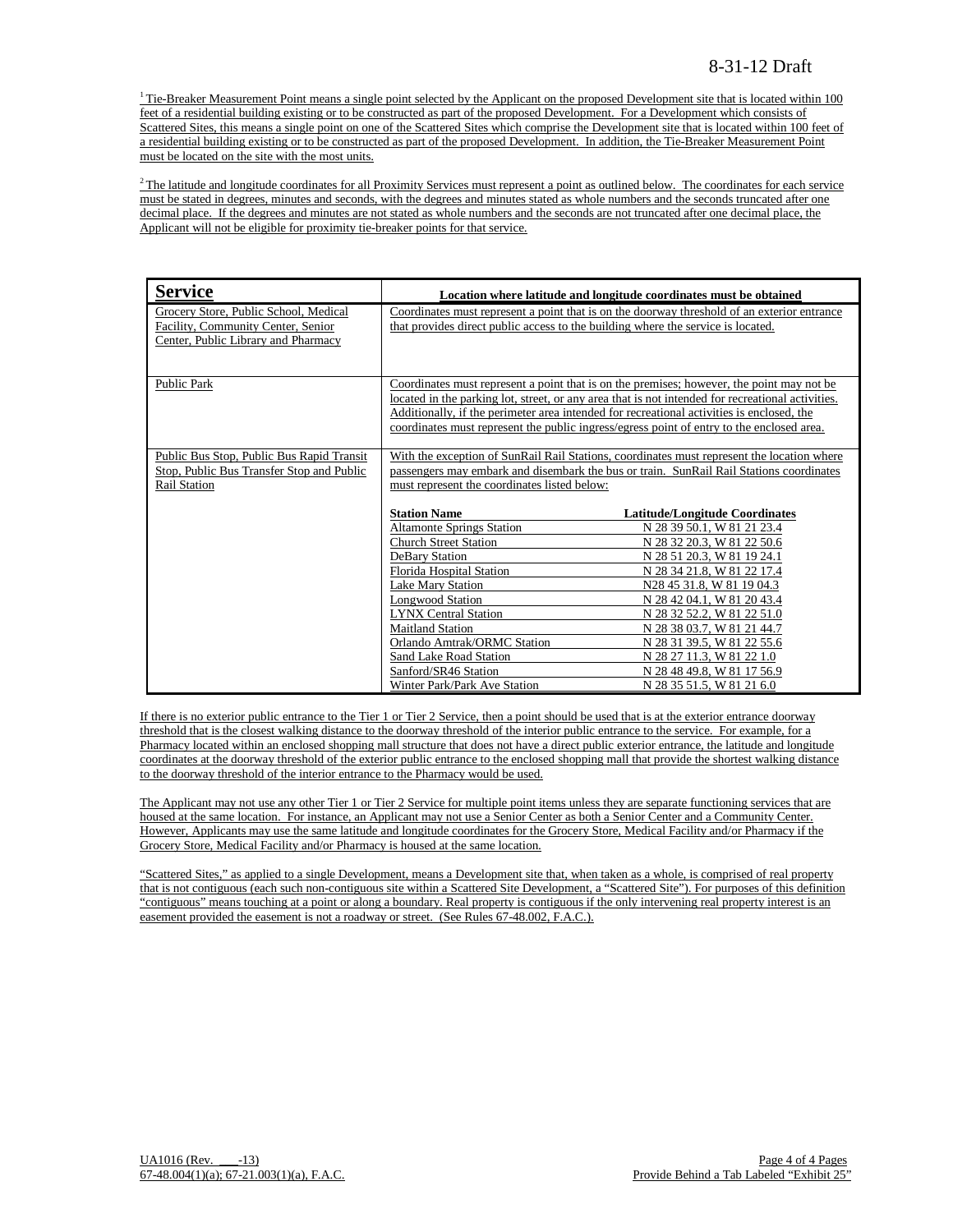[1] Tie-Breaker Measurement Point means a single point selected by the Applicant on the proposed Development site that is located within 100 feet of a residential building existing or to be constructed as part of the proposed Development. For a Development which consists of Scattered Sites, this means a single point on one of the Scattered Sites which comprise the Development site that is located within 100 feet of a residential building existing or to be constructed as part of the proposed Development. In addition, the Tie-Breaker Measurement Point must be located on the site with the most units.

[2] The latitude and longitude coordinates for all Proximity Services must represent a point as outlined below. The coordinates for each service must be stated in degrees, minutes and seconds, with the degrees and minutes stated as whole numbers and the seconds truncated after one decimal place. If the degrees and minutes are not stated as whole numbers and the seconds are not truncated after one decimal place, the Applicant will not be eligible for proximity tie-breaker points for that service.

| **Service** | **Location where latitude and longitude coordinates must be obtained** | |
|---|---|---|
| Grocery Store, Public School, Medical Facility, Community Center, Senior Center, Public Library and Pharmacy | Coordinates must represent a point that is on the doorway threshold of an exterior entrance that provides direct public access to the building where the service is located. | |
| Public Park | Coordinates must represent a point that is on the premises; however, the point may not be located in the parking lot, street, or any area that is not intended for recreational activities. Additionally, if the perimeter area intended for recreational activities is enclosed, the coordinates must represent the public ingress/egress point of entry to the enclosed area. | |
| Public Bus Stop, Public Bus Rapid Transit Stop, Public Bus Transfer Stop and Public Rail Station | With the exception of SunRail Rail Stations, coordinates must represent the location where passengers may embark and disembark the bus or train. SunRail Rail Stations coordinates must represent the coordinates listed below: | |
| | **Station Name** | **Latitude/Longitude Coordinates** |
| | Altamonte Springs Station | N 28 39 50.1, W 81 21 23.4 |
| | Church Street Station | N 28 32 20.3, W 81 22 50.6 |
| | DeBary Station | N 28 51 20.3, W 81 19 24.1 |
| | Florida Hospital Station | N 28 34 21.8, W 81 22 17.4 |
| | Lake Mary Station | N28 45 31.8, W 81 19 04.3 |
| | Longwood Station | N 28 42 04.1, W 81 20 43.4 |
| | LYNX Central Station | N 28 32 52.2, W 81 22 51.0 |
| | Maitland Station | N 28 38 03.7, W 81 21 44.7 |
| | Orlando Amtrak/ORMC Station | N 28 31 39.5, W 81 22 55.6 |
| | Sand Lake Road Station | N 28 27 11.3, W 81 22 1.0 |
| | Sanford/SR46 Station | N 28 48 49.8, W 81 17 56.9 |
| | Winter Park/Park Ave Station | N 28 35 51.5, W 81 21 6.0 |

If there is no exterior public entrance to the Tier 1 or Tier 2 Service, then a point should be used that is at the exterior entrance doorway threshold that is the closest walking distance to the doorway threshold of the interior public entrance to the service. For example, for a Pharmacy located within an enclosed shopping mall structure that does not have a direct public exterior entrance, the latitude and longitude coordinates at the doorway threshold of the exterior public entrance to the enclosed shopping mall that provide the shortest walking distance to the doorway threshold of the interior entrance to the Pharmacy would be used.

The Applicant may not use any other Tier 1 or Tier 2 Service for multiple point items unless they are separate functioning services that are housed at the same location. For instance, an Applicant may not use a Senior Center as both a Senior Center and a Community Center. However, Applicants may use the same latitude and longitude coordinates for the Grocery Store, Medical Facility and/or Pharmacy if the Grocery Store, Medical Facility and/or Pharmacy is housed at the same location.

"Scattered Sites," as applied to a single Development, means a Development site that, when taken as a whole, is comprised of real property that is not contiguous (each such non-contiguous site within a Scattered Site Development, a "Scattered Site"). For purposes of this definition "contiguous" means touching at a point or along a boundary. Real property is contiguous if the only intervening real property interest is an easement provided the easement is not a roadway or street. (See Rules 67-48.002, F.A.C.).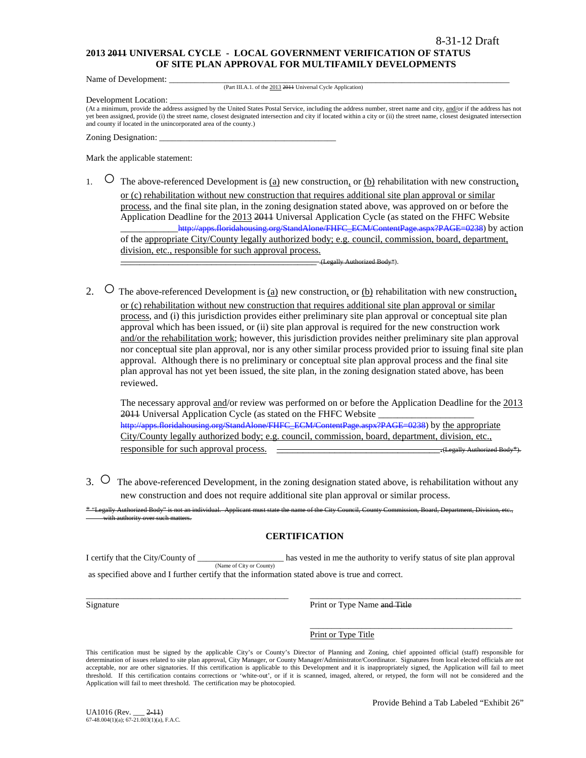8-31-12 Draft

**2013 ~~2011~~ UNIVERSAL CYCLE - LOCAL GOVERNMENT VERIFICATION OF STATUS OF SITE PLAN APPROVAL FOR MULTIFAMILY DEVELOPMENTS**

Name of Development: ___________________________________________________________________________

(Part III.A.1. of the 2013 ~~2011~~ Universal Cycle Application)

Development Location: ___________________________________________________________________________

(At a minimum, provide the address assigned by the United States Postal Service, including the address number, street name and city, and/or if the address has not yet been assigned, provide (i) the street name, closest designated intersection and city if located within a city or (ii) the street name, closest designated intersection and county if located in the unincorporated area of the county.)

Zoning Designation: ________________________________________

Mark the applicable statement:

1. ○ The above-referenced Development is (a) new construction, or (b) rehabilitation with new construction, or (c) rehabilitation without new construction that requires additional site plan approval or similar process, and the final site plan, in the zoning designation stated above, was approved on or before the Application Deadline for the 2013 ~~2011~~ Universal Application Cycle (as stated on the FHFC Website ~~____________http://apps.floridahousing.org/StandAlone/FHFC_ECM/ContentPage.aspx?PAGE=0238~~) by action of the appropriate City/County legally authorized body; e.g. council, commission, board, department, division, etc., responsible for such approval process. ~~_____________________________________________ (Legally Authorized Body*).~~

2. ○ The above-referenced Development is (a) new construction, or (b) rehabilitation with new construction, or (c) rehabilitation without new construction that requires additional site plan approval or similar process, and (i) this jurisdiction provides either preliminary site plan approval or conceptual site plan approval which has been issued, or (ii) site plan approval is required for the new construction work and/or the rehabilitation work; however, this jurisdiction provides neither preliminary site plan approval nor conceptual site plan approval, nor is any other similar process provided prior to issuing final site plan approval. Although there is no preliminary or conceptual site plan approval process and the final site plan approval has not yet been issued, the site plan, in the zoning designation stated above, has been reviewed.

   The necessary approval and/or review was performed on or before the Application Deadline for the 2013 ~~2011~~ Universal Application Cycle (as stated on the FHFC Website ~~___________________ http://apps.floridahousing.org/StandAlone/FHFC_ECM/ContentPage.aspx?PAGE=0238~~) by the appropriate City/County legally authorized body; e.g. council, commission, board, department, division, etc., responsible for such approval process. ~~_____________________________________ (Legally Authorized Body*).~~

3. ○ The above-referenced Development, in the zoning designation stated above, is rehabilitation without any new construction and does not require additional site plan approval or similar process.

~~* "Legally Authorized Body" is not an individual. Applicant must state the name of the City Council, County Commission, Board, Department, Division, etc., with authority over such matters.~~

## CERTIFICATION

I certify that the City/County of ___________________ has vested in me the authority to verify status of site plan approval as specified above and I further certify that the information stated above is true and correct.

(Name of City or County)

_______________________________________________ _______________________________________________

Signature Print or Type Name ~~and Title~~

_______________________________________________

Print or Type Title

This certification must be signed by the applicable City's or County's Director of Planning and Zoning, chief appointed official (staff) responsible for determination of issues related to site plan approval, City Manager, or County Manager/Administrator/Coordinator. Signatures from local elected officials are not acceptable, nor are other signatories. If this certification is applicable to this Development and it is inappropriately signed, the Application will fail to meet threshold. If this certification contains corrections or 'white-out', or if it is scanned, imaged, altered, or retyped, the form will not be considered and the Application will fail to meet threshold. The certification may be photocopied.

Provide Behind a Tab Labeled "Exhibit 26"

UA1016 (Rev. ___ ~~2-11~~)
67-48.004(1)(a); 67-21.003(1)(a), F.A.C.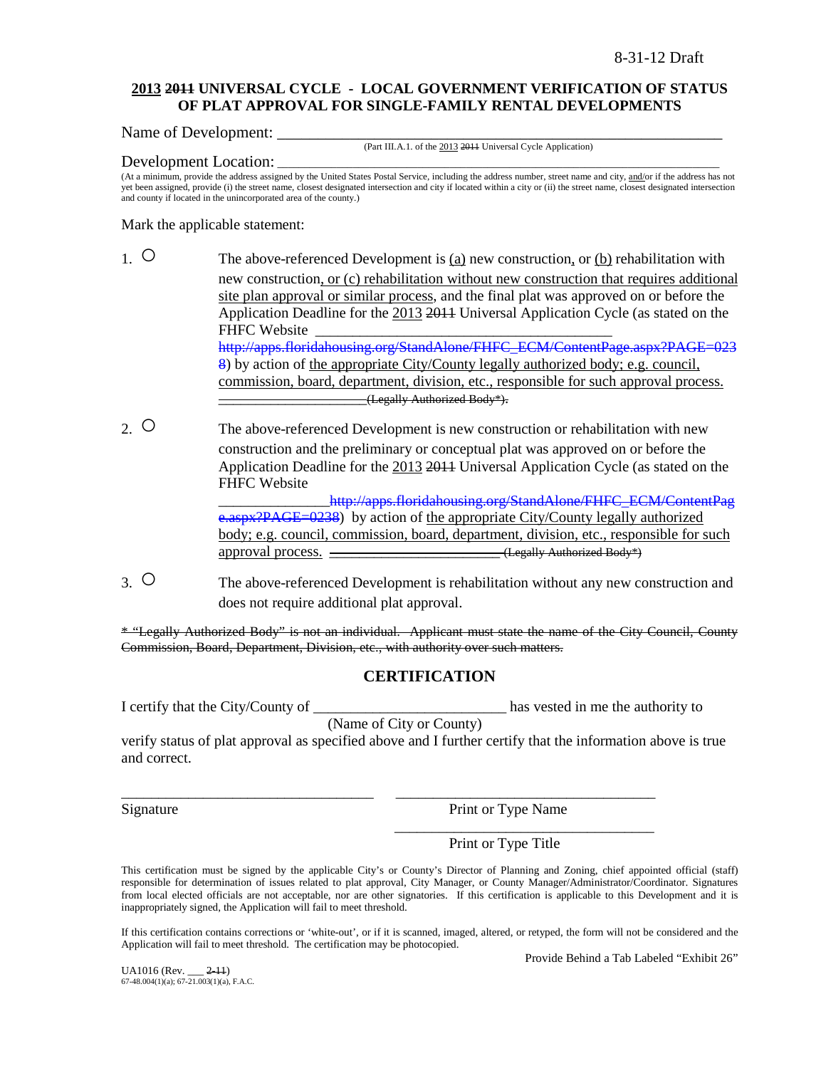8-31-12 Draft

**2013 ~~2011~~ UNIVERSAL CYCLE - LOCAL GOVERNMENT VERIFICATION OF STATUS OF PLAT APPROVAL FOR SINGLE-FAMILY RENTAL DEVELOPMENTS**

Name of Development: ________________________________________________________

(Part III.A.1. of the 2013 ~~2011~~ Universal Cycle Application)

Development Location: ________________________________________________________

(At a minimum, provide the address assigned by the United States Postal Service, including the address number, street name and city, and/or if the address has not yet been assigned, provide (i) the street name, closest designated intersection and city if located within a city or (ii) the street name, closest designated intersection and county if located in the unincorporated area of the county.)

Mark the applicable statement:

1. ○ The above-referenced Development is (a) new construction, or (b) rehabilitation with new construction, or (c) rehabilitation without new construction that requires additional site plan approval or similar process, and the final plat was approved on or before the Application Deadline for the 2013 ~~2011~~ Universal Application Cycle (as stated on the FHFC Website ________________________________________ ~~http://apps.floridahousing.org/StandAlone/FHFC_ECM/ContentPage.aspx?PAGE=0238~~) by action of the appropriate City/County legally authorized body; e.g. council, commission, board, department, division, etc., responsible for such approval process. ~~____________________(Legally Authorized Body*).~~

2. ○ The above-referenced Development is new construction or rehabilitation with new construction and the preliminary or conceptual plat was approved on or before the Application Deadline for the 2013 ~~2011~~ Universal Application Cycle (as stated on the FHFC Website ______________~~http://apps.floridahousing.org/StandAlone/FHFC_ECM/ContentPage.aspx?PAGE=0238~~) by action of the appropriate City/County legally authorized body; e.g. council, commission, board, department, division, etc., responsible for such approval process. ~~______________________(Legally Authorized Body*)~~

3. ○ The above-referenced Development is rehabilitation without any new construction and does not require additional plat approval.

~~* "Legally Authorized Body" is not an individual. Applicant must state the name of the City Council, County Commission, Board, Department, Division, etc., with authority over such matters.~~

## CERTIFICATION

I certify that the City/County of _________________________ has vested in me the authority to
(Name of City or County)
verify status of plat approval as specified above and I further certify that the information above is true and correct.

_________________________________ _________________________________
Signature Print or Type Name

_________________________________
Print or Type Title

This certification must be signed by the applicable City's or County's Director of Planning and Zoning, chief appointed official (staff) responsible for determination of issues related to plat approval, City Manager, or County Manager/Administrator/Coordinator. Signatures from local elected officials are not acceptable, nor are other signatories. If this certification is applicable to this Development and it is inappropriately signed, the Application will fail to meet threshold.

If this certification contains corrections or 'white-out', or if it is scanned, imaged, altered, or retyped, the form will not be considered and the Application will fail to meet threshold. The certification may be photocopied.

Provide Behind a Tab Labeled "Exhibit 26"

UA1016 (Rev. ___ ~~2-11~~)
67-48.004(1)(a); 67-21.003(1)(a), F.A.C.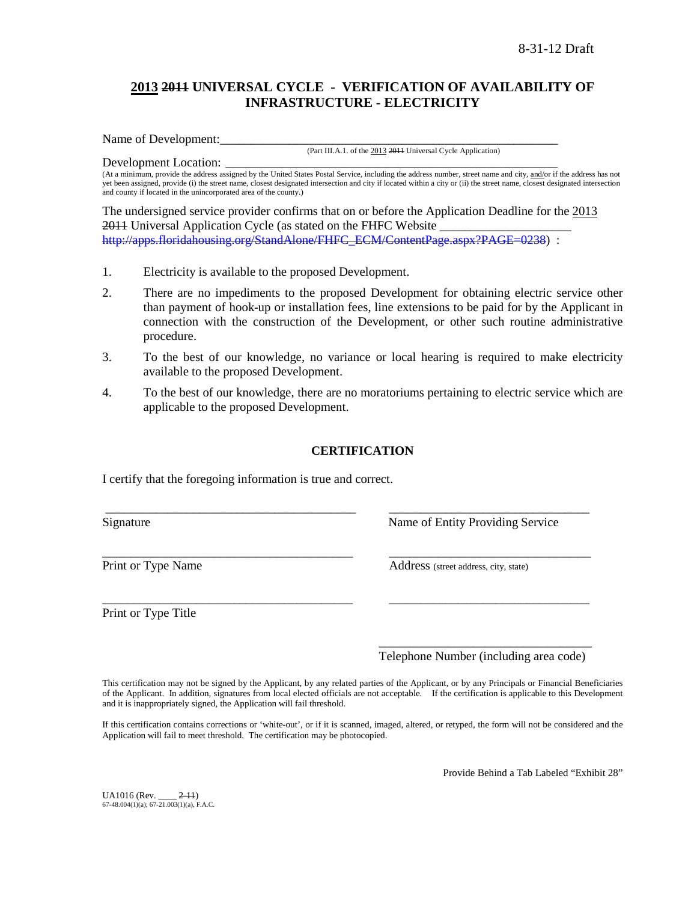8-31-12 Draft

## <u>2013</u> ~~2011~~ UNIVERSAL CYCLE - VERIFICATION OF AVAILABILITY OF INFRASTRUCTURE - ELECTRICITY

Name of Development:\_\_\_\_\_\_\_\_\_\_\_\_\_\_\_\_\_\_\_\_\_\_\_\_\_\_\_\_\_\_\_\_\_\_\_\_\_\_\_\_\_\_\_\_\_\_\_\_\_\_\_\_\_\_\_\_

(Part III.A.1. of the <u>2013</u> ~~2011~~ Universal Cycle Application)

Development Location: \_\_\_\_\_\_\_\_\_\_\_\_\_\_\_\_\_\_\_\_\_\_\_\_\_\_\_\_\_\_\_\_\_\_\_\_\_\_\_\_\_\_\_\_\_\_\_\_\_\_\_\_\_\_\_\_

(At a minimum, provide the address assigned by the United States Postal Service, including the address number, street name and city, <u>and</u>/or if the address has not yet been assigned, provide (i) the street name, closest designated intersection and city if located within a city or (ii) the street name, closest designated intersection and county if located in the unincorporated area of the county.)

The undersigned service provider confirms that on or before the Application Deadline for the <u>2013</u> ~~2011~~ Universal Application Cycle (as stated on the FHFC Website \_\_\_\_\_\_\_\_\_\_\_\_\_\_\_\_\_\_\_\_\_ ~~http://apps.floridahousing.org/StandAlone/FHFC_ECM/ContentPage.aspx?PAGE=0238~~) :

1. Electricity is available to the proposed Development.
2. There are no impediments to the proposed Development for obtaining electric service other than payment of hook-up or installation fees, line extensions to be paid for by the Applicant in connection with the construction of the Development, or other such routine administrative procedure.
3. To the best of our knowledge, no variance or local hearing is required to make electricity available to the proposed Development.
4. To the best of our knowledge, there are no moratoriums pertaining to electric service which are applicable to the proposed Development.

### CERTIFICATION

I certify that the foregoing information is true and correct.

\_\_\_\_\_\_\_\_\_\_\_\_\_\_\_\_\_\_\_\_\_\_\_\_\_\_\_\_\_\_\_\_\_\_\_\_\_\_\_\_
Signature

\_\_\_\_\_\_\_\_\_\_\_\_\_\_\_\_\_\_\_\_\_\_\_\_\_\_\_\_\_\_\_\_\_\_\_\_\_\_\_\_
Name of Entity Providing Service

\_\_\_\_\_\_\_\_\_\_\_\_\_\_\_\_\_\_\_\_\_\_\_\_\_\_\_\_\_\_\_\_\_\_\_\_\_\_\_\_
Print or Type Name

\_\_\_\_\_\_\_\_\_\_\_\_\_\_\_\_\_\_\_\_\_\_\_\_\_\_\_\_\_\_\_\_\_\_\_\_\_\_\_\_
Address (street address, city, state)

\_\_\_\_\_\_\_\_\_\_\_\_\_\_\_\_\_\_\_\_\_\_\_\_\_\_\_\_\_\_\_\_\_\_\_\_\_\_\_\_
Print or Type Title

\_\_\_\_\_\_\_\_\_\_\_\_\_\_\_\_\_\_\_\_\_\_\_\_\_\_\_\_\_\_\_\_\_\_\_\_\_\_\_\_

\_\_\_\_\_\_\_\_\_\_\_\_\_\_\_\_\_\_\_\_\_\_\_\_\_\_\_\_\_\_\_\_\_\_\_\_\_\_\_\_
Telephone Number (including area code)

This certification may not be signed by the Applicant, by any related parties of the Applicant, or by any Principals or Financial Beneficiaries of the Applicant. In addition, signatures from local elected officials are not acceptable. If the certification is applicable to this Development and it is inappropriately signed, the Application will fail threshold.

If this certification contains corrections or 'white-out', or if it is scanned, imaged, altered, or retyped, the form will not be considered and the Application will fail to meet threshold. The certification may be photocopied.

Provide Behind a Tab Labeled "Exhibit 28"

UA1016 (Rev. \_\_\_\_ ~~2-11~~)
67-48.004(1)(a); 67-21.003(1)(a), F.A.C.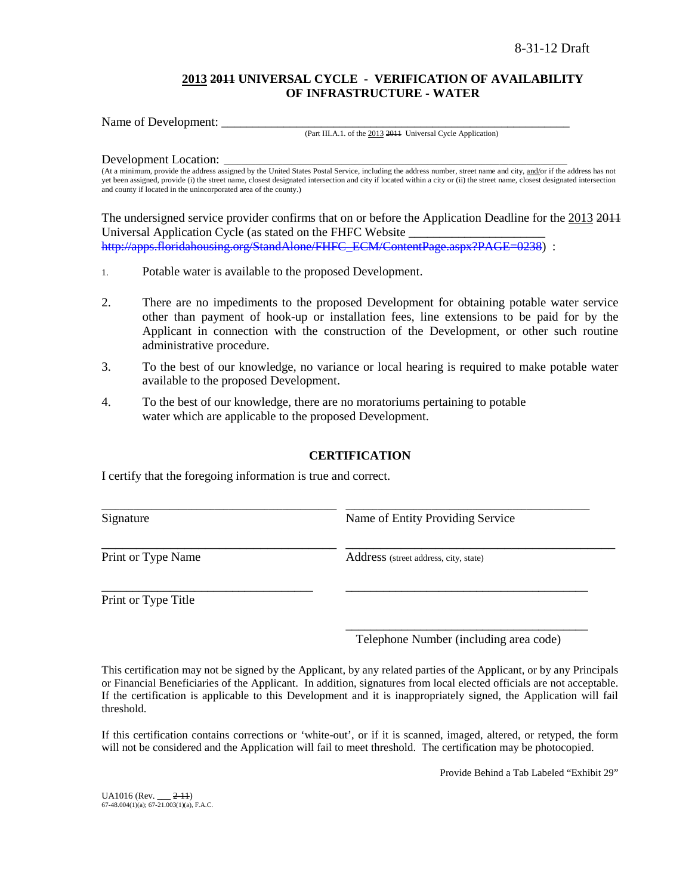8-31-12 Draft

## <u>2013</u> ~~2011~~ UNIVERSAL CYCLE - VERIFICATION OF AVAILABILITY OF INFRASTRUCTURE - WATER

Name of Development: ___________________________________________________________
(Part III.A.1. of the <u>2013</u> ~~2011~~ Universal Cycle Application)

Development Location: ___________________________________________________________
(At a minimum, provide the address assigned by the United States Postal Service, including the address number, street name and city, <u>and</u>/or if the address has not yet been assigned, provide (i) the street name, closest designated intersection and city if located within a city or (ii) the street name, closest designated intersection and county if located in the unincorporated area of the county.)

The undersigned service provider confirms that on or before the Application Deadline for the <u>2013</u> ~~2011~~ Universal Application Cycle (as stated on the FHFC Website ______________________ ~~http://apps.floridahousing.org/StandAlone/FHFC_ECM/ContentPage.aspx?PAGE=0238~~) :

1. Potable water is available to the proposed Development.

2. There are no impediments to the proposed Development for obtaining potable water service other than payment of hook-up or installation fees, line extensions to be paid for by the Applicant in connection with the construction of the Development, or other such routine administrative procedure.

3. To the best of our knowledge, no variance or local hearing is required to make potable water available to the proposed Development.

4. To the best of our knowledge, there are no moratoriums pertaining to potable water which are applicable to the proposed Development.

### CERTIFICATION

I certify that the foregoing information is true and correct.

| | |
|---|---|
| ______________________________ | ______________________________ |
| Signature | Name of Entity Providing Service |
| ______________________________ | ______________________________ |
| Print or Type Name | Address (street address, city, state) |
| ______________________________ | ______________________________ |
| Print or Type Title | |
| | ______________________________ |
| | Telephone Number (including area code) |

This certification may not be signed by the Applicant, by any related parties of the Applicant, or by any Principals or Financial Beneficiaries of the Applicant. In addition, signatures from local elected officials are not acceptable. If the certification is applicable to this Development and it is inappropriately signed, the Application will fail threshold.

If this certification contains corrections or 'white-out', or if it is scanned, imaged, altered, or retyped, the form will not be considered and the Application will fail to meet threshold. The certification may be photocopied.

Provide Behind a Tab Labeled "Exhibit 29"

UA1016 (Rev. ___ ~~2-11~~)
67-48.004(1)(a); 67-21.003(1)(a), F.A.C.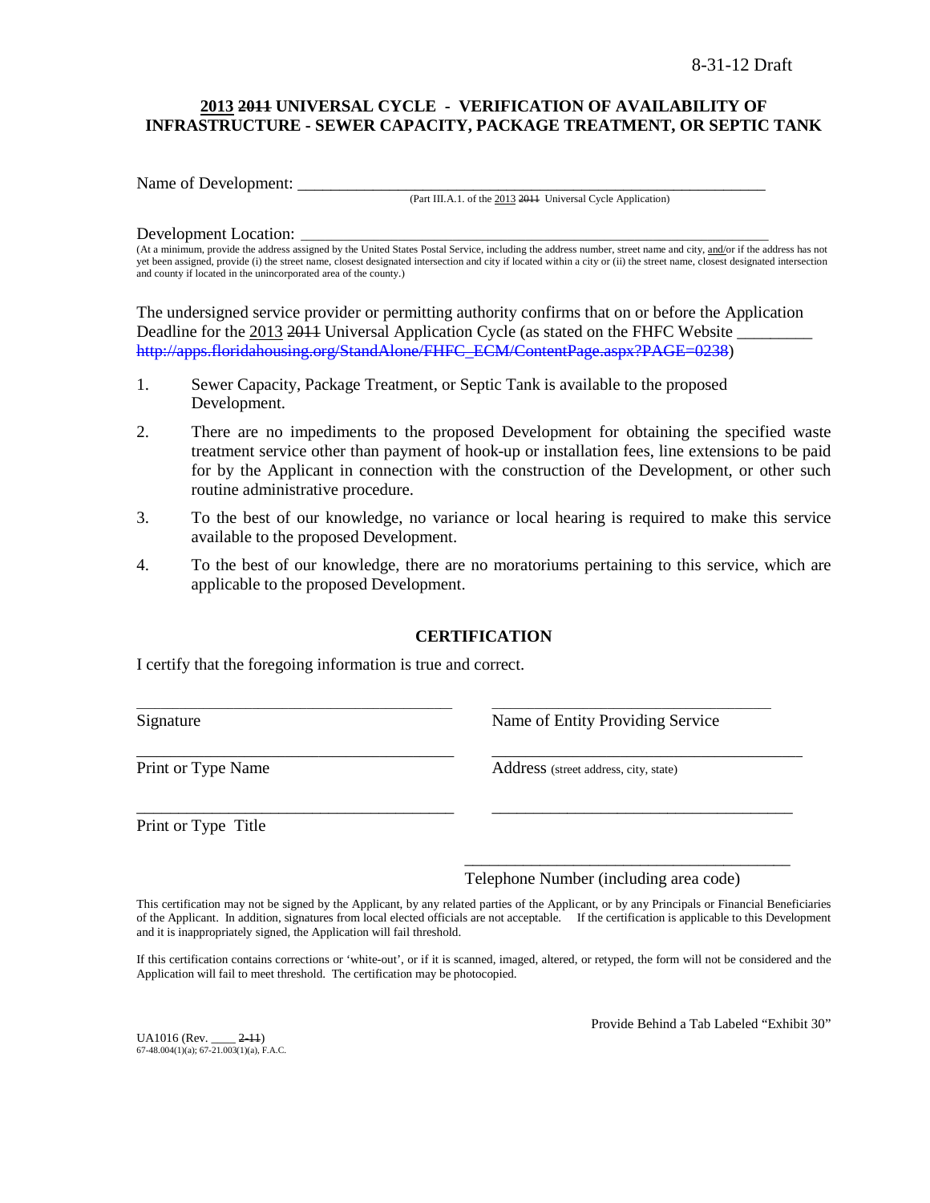8-31-12 Draft

**<u>2013</u> ~~2011~~ UNIVERSAL CYCLE - VERIFICATION OF AVAILABILITY OF INFRASTRUCTURE - SEWER CAPACITY, PACKAGE TREATMENT, OR SEPTIC TANK**

Name of Development: ___________________________________________________________

(Part III.A.1. of the <u>2013</u> ~~2011~~ Universal Cycle Application)

Development Location: ___________________________________________________________

(At a minimum, provide the address assigned by the United States Postal Service, including the address number, street name and city, <u>and/</u>or if the address has not yet been assigned, provide (i) the street name, closest designated intersection and city if located within a city or (ii) the street name, closest designated intersection and county if located in the unincorporated area of the county.)

The undersigned service provider or permitting authority confirms that on or before the Application Deadline for the <u>2013</u> ~~2011~~ Universal Application Cycle (as stated on the FHFC Website _________ ~~http://apps.floridahousing.org/StandAlone/FHFC_ECM/ContentPage.aspx?PAGE=0238~~)

1. Sewer Capacity, Package Treatment, or Septic Tank is available to the proposed Development.
2. There are no impediments to the proposed Development for obtaining the specified waste treatment service other than payment of hook-up or installation fees, line extensions to be paid for by the Applicant in connection with the construction of the Development, or other such routine administrative procedure.
3. To the best of our knowledge, no variance or local hearing is required to make this service available to the proposed Development.
4. To the best of our knowledge, there are no moratoriums pertaining to this service, which are applicable to the proposed Development.

**CERTIFICATION**

I certify that the foregoing information is true and correct.

| | |
|---|---|
| ______________________________ | ______________________________ |
| Signature | Name of Entity Providing Service |
| ______________________________ | ______________________________ |
| Print or Type Name | Address (street address, city, state) |
| ______________________________ | ______________________________ |
| Print or Type Title | |
| | ______________________________ |
| | Telephone Number (including area code) |

This certification may not be signed by the Applicant, by any related parties of the Applicant, or by any Principals or Financial Beneficiaries of the Applicant. In addition, signatures from local elected officials are not acceptable. If the certification is applicable to this Development and it is inappropriately signed, the Application will fail threshold.

If this certification contains corrections or 'white-out', or if it is scanned, imaged, altered, or retyped, the form will not be considered and the Application will fail to meet threshold. The certification may be photocopied.

Provide Behind a Tab Labeled "Exhibit 30"

UA1016 (Rev. ____ ~~2-11~~)
67-48.004(1)(a); 67-21.003(1)(a), F.A.C.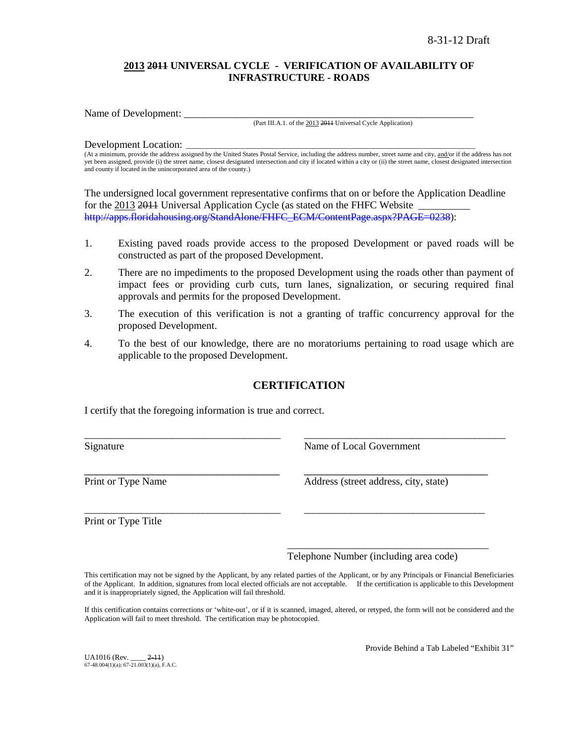8-31-12 Draft

## 2013 ~~2011~~ UNIVERSAL CYCLE - VERIFICATION OF AVAILABILITY OF INFRASTRUCTURE - ROADS

Name of Development: ___________________________________________________________

(Part III.A.1. of the 2013 ~~2011~~ Universal Cycle Application)

Development Location: __________________________________________________________

(At a minimum, provide the address assigned by the United States Postal Service, including the address number, street name and city, and/or if the address has not yet been assigned, provide (i) the street name, closest designated intersection and city if located within a city or (ii) the street name, closest designated intersection and county if located in the unincorporated area of the county.)

The undersigned local government representative confirms that on or before the Application Deadline for the 2013 ~~2011~~ Universal Application Cycle (as stated on the FHFC Website __________ ~~http://apps.floridahousing.org/StandAlone/FHFC_ECM/ContentPage.aspx?PAGE=0238~~):

1. Existing paved roads provide access to the proposed Development or paved roads will be constructed as part of the proposed Development.
2. There are no impediments to the proposed Development using the roads other than payment of impact fees or providing curb cuts, turn lanes, signalization, or securing required final approvals and permits for the proposed Development.
3. The execution of this verification is not a granting of traffic concurrency approval for the proposed Development.
4. To the best of our knowledge, there are no moratoriums pertaining to road usage which are applicable to the proposed Development.

## CERTIFICATION

I certify that the foregoing information is true and correct.

_______________________________________ Signature

_______________________________________ Name of Local Government

_______________________________________ Print or Type Name

_______________________________________ Address (street address, city, state)

_______________________________________ Print or Type Title

_______________________________________

_______________________________________ Telephone Number (including area code)

This certification may not be signed by the Applicant, by any related parties of the Applicant, or by any Principals or Financial Beneficiaries of the Applicant. In addition, signatures from local elected officials are not acceptable. If the certification is applicable to this Development and it is inappropriately signed, the Application will fail threshold.

If this certification contains corrections or 'white-out', or if it is scanned, imaged, altered, or retyped, the form will not be considered and the Application will fail to meet threshold. The certification may be photocopied.

Provide Behind a Tab Labeled "Exhibit 31"

UA1016 (Rev. ____ ~~2-11~~)
67-48.004(1)(a); 67-21.003(1)(a), F.A.C.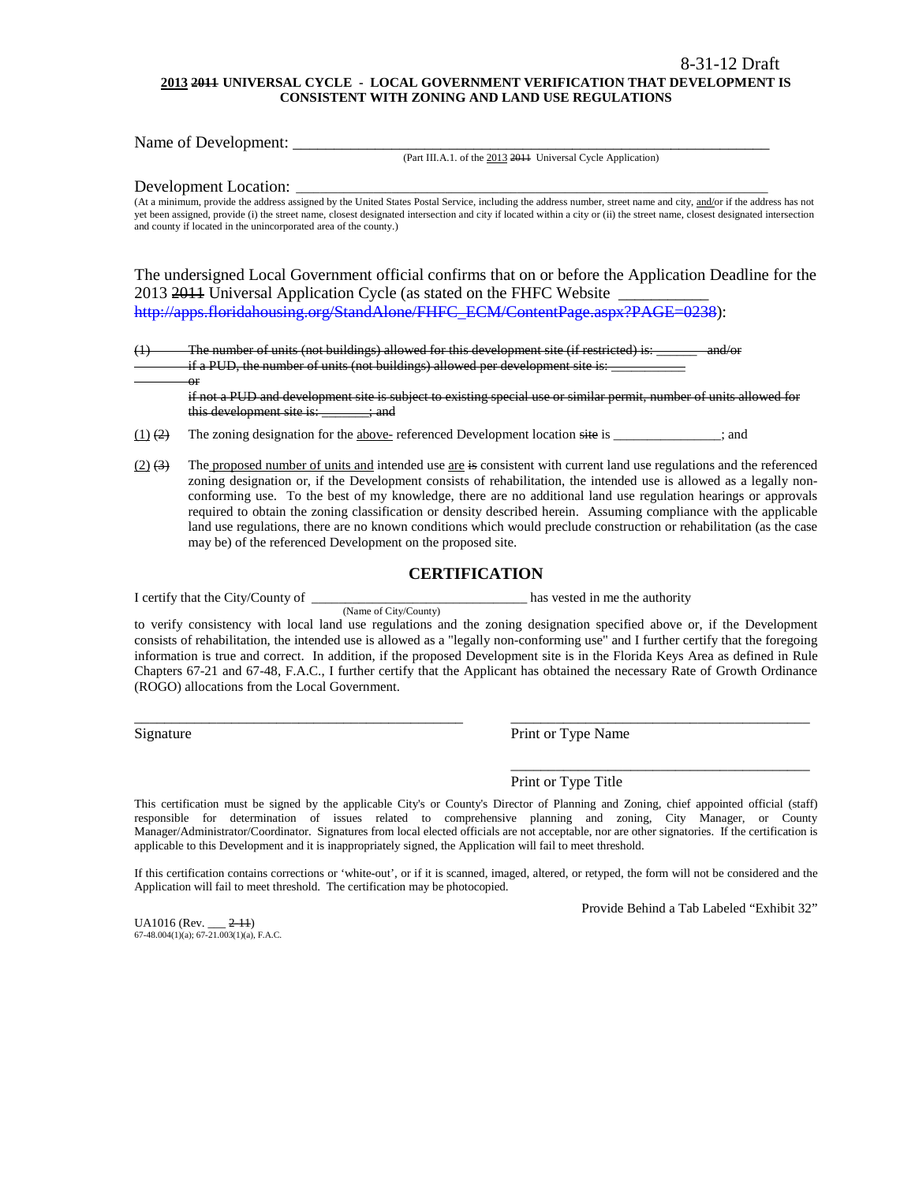8-31-12 Draft

**<u>2013</u> ~~2011~~ UNIVERSAL CYCLE - LOCAL GOVERNMENT VERIFICATION THAT DEVELOPMENT IS CONSISTENT WITH ZONING AND LAND USE REGULATIONS**

Name of Development: ___________________________________________________________

(Part III.A.1. of the <u>2013</u> ~~2011~~ Universal Cycle Application)

Development Location: ___________________________________________________________

(At a minimum, provide the address assigned by the United States Postal Service, including the address number, street name and city, <u>and/</u>or if the address has not yet been assigned, provide (i) the street name, closest designated intersection and city if located within a city or (ii) the street name, closest designated intersection and county if located in the unincorporated area of the county.)

The undersigned Local Government official confirms that on or before the Application Deadline for the 2013 ~~2011~~ Universal Application Cycle (as stated on the FHFC Website ___________ ~~http://apps.floridahousing.org/StandAlone/FHFC_ECM/ContentPage.aspx?PAGE=0238~~):

~~(1) The number of units (not buildings) allowed for this development site (if restricted) is: _______ and/or if a PUD, the number of units (not buildings) allowed per development site is: ___________ or if not a PUD and development site is subject to existing special use or similar permit, number of units allowed for this development site is: _______; and~~

<u>(1)</u> ~~(2)~~ The zoning designation for the <u>above-</u> referenced Development location ~~site~~ is _______________; and

<u>(2)</u> ~~(3)~~ The <u>proposed number of units and</u> intended use <u>are</u> ~~is~~ consistent with current land use regulations and the referenced zoning designation or, if the Development consists of rehabilitation, the intended use is allowed as a legally non-conforming use. To the best of my knowledge, there are no additional land use regulation hearings or approvals required to obtain the zoning classification or density described herein. Assuming compliance with the applicable land use regulations, there are no known conditions which would preclude construction or rehabilitation (as the case may be) of the referenced Development on the proposed site.

## CERTIFICATION

I certify that the City/County of _______________________________ has vested in me the authority

(Name of City/County)

to verify consistency with local land use regulations and the zoning designation specified above or, if the Development consists of rehabilitation, the intended use is allowed as a "legally non-conforming use" and I further certify that the foregoing information is true and correct. In addition, if the proposed Development site is in the Florida Keys Area as defined in Rule Chapters 67-21 and 67-48, F.A.C., I further certify that the Applicant has obtained the necessary Rate of Growth Ordinance (ROGO) allocations from the Local Government.

_______________________________________ Signature

_______________________________________ Print or Type Name

_______________________________________ Print or Type Title

This certification must be signed by the applicable City's or County's Director of Planning and Zoning, chief appointed official (staff) responsible for determination of issues related to comprehensive planning and zoning, City Manager, or County Manager/Administrator/Coordinator. Signatures from local elected officials are not acceptable, nor are other signatories. If the certification is applicable to this Development and it is inappropriately signed, the Application will fail to meet threshold.

If this certification contains corrections or 'white-out', or if it is scanned, imaged, altered, or retyped, the form will not be considered and the Application will fail to meet threshold. The certification may be photocopied.

Provide Behind a Tab Labeled "Exhibit 32"

UA1016 (Rev. ___ ~~2-11~~)
67-48.004(1)(a); 67-21.003(1)(a), F.A.C.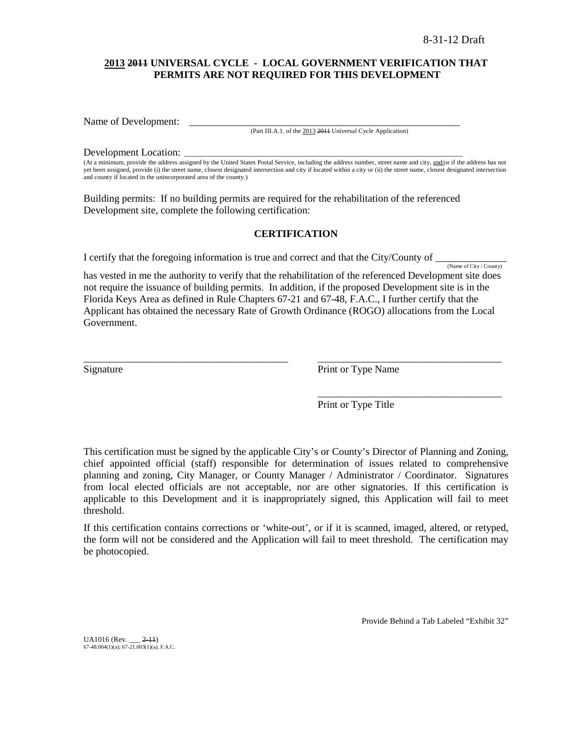8-31-12 Draft

**2013 ~~2011~~ UNIVERSAL CYCLE - LOCAL GOVERNMENT VERIFICATION THAT PERMITS ARE NOT REQUIRED FOR THIS DEVELOPMENT**

Name of Development: ___________________________________________________________
(Part III.A.1. of the 2013 ~~2011~~ Universal Cycle Application)

Development Location: ___________________________________________________________
(At a minimum, provide the address assigned by the United States Postal Service, including the address number, street name and city, and/or if the address has not yet been assigned, provide (i) the street name, closest designated intersection and city if located within a city or (ii) the street name, closest designated intersection and county if located in the unincorporated area of the county.)

Building permits: If no building permits are required for the rehabilitation of the referenced Development site, complete the following certification:

**CERTIFICATION**

I certify that the foregoing information is true and correct and that the City/County of ______________ (Name of City / County) has vested in me the authority to verify that the rehabilitation of the referenced Development site does not require the issuance of building permits. In addition, if the proposed Development site is in the Florida Keys Area as defined in Rule Chapters 67-21 and 67-48, F.A.C., I further certify that the Applicant has obtained the necessary Rate of Growth Ordinance (ROGO) allocations from the Local Government.

_________________________________________ &nbsp;&nbsp;&nbsp;&nbsp; _____________________________________
Signature &nbsp;&nbsp;&nbsp;&nbsp; Print or Type Name

_____________________________________
Print or Type Title

This certification must be signed by the applicable City's or County's Director of Planning and Zoning, chief appointed official (staff) responsible for determination of issues related to comprehensive planning and zoning, City Manager, or County Manager / Administrator / Coordinator. Signatures from local elected officials are not acceptable, nor are other signatories. If this certification is applicable to this Development and it is inappropriately signed, this Application will fail to meet threshold.

If this certification contains corrections or 'white-out', or if it is scanned, imaged, altered, or retyped, the form will not be considered and the Application will fail to meet threshold. The certification may be photocopied.

Provide Behind a Tab Labeled "Exhibit 32"

UA1016 (Rev. ___ ~~2-11~~)
67-48.004(1)(a); 67-21.003(1)(a), F.A.C.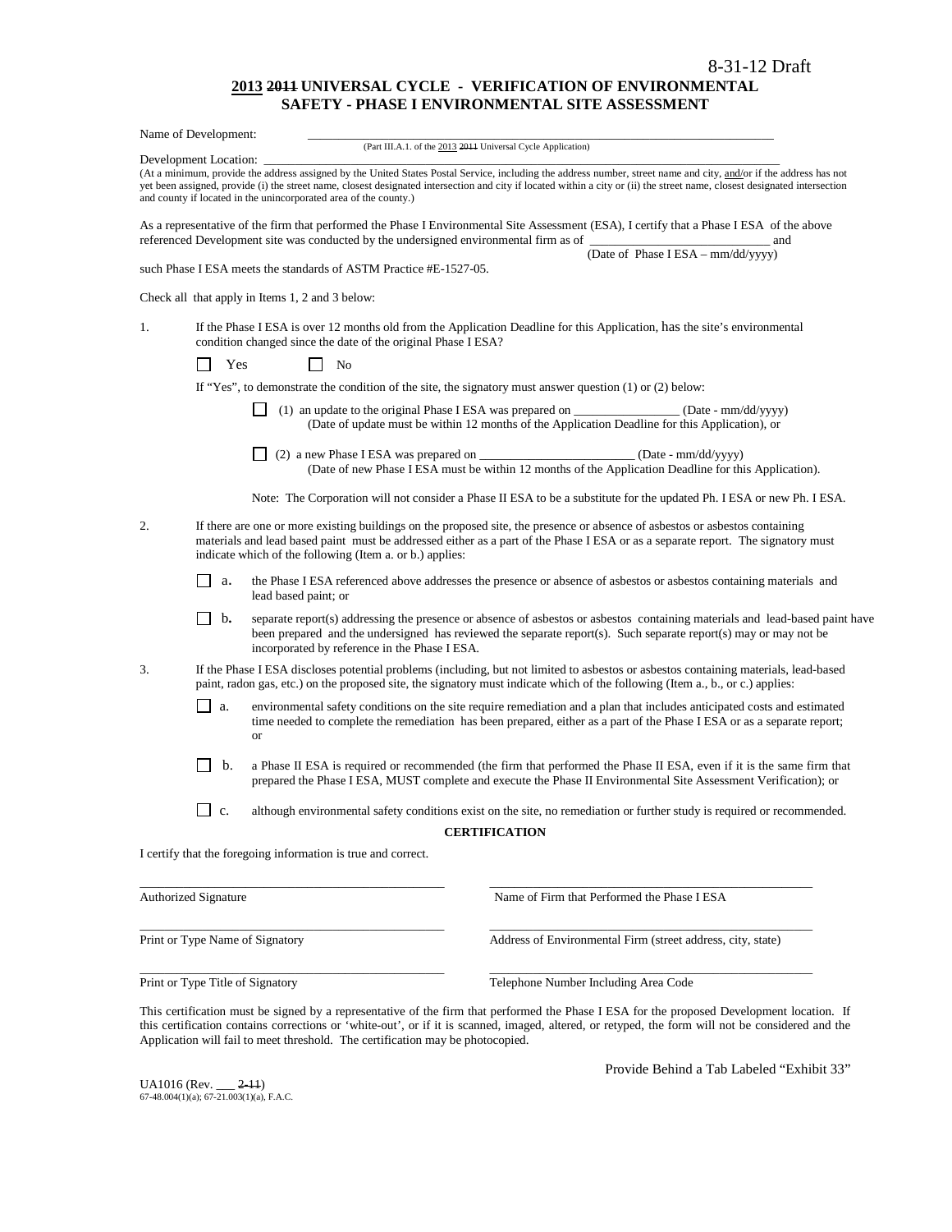8-31-12 Draft

# 2013 ~~2011~~ UNIVERSAL CYCLE - VERIFICATION OF ENVIRONMENTAL SAFETY - PHASE I ENVIRONMENTAL SITE ASSESSMENT

Name of Development: \_\_\_\_\_\_\_\_\_\_\_\_\_\_\_\_\_\_\_\_\_\_\_\_\_\_\_\_\_\_\_\_\_\_\_\_\_\_\_\_\_\_\_\_\_\_\_\_\_\_\_\_\_\_\_\_\_\_\_\_\_\_\_\_\_\_\_\_\_\_\_\_
(Part III.A.1. of the 2013 ~~2011~~ Universal Cycle Application)

Development Location: \_\_\_\_\_\_\_\_\_\_\_\_\_\_\_\_\_\_\_\_\_\_\_\_\_\_\_\_\_\_\_\_\_\_\_\_\_\_\_\_\_\_\_\_\_\_\_\_\_\_\_\_\_\_\_\_\_\_\_\_\_\_\_\_\_\_\_\_\_\_\_\_
(At a minimum, provide the address assigned by the United States Postal Service, including the address number, street name and city, and/or if the address has not yet been assigned, provide (i) the street name, closest designated intersection and city if located within a city or (ii) the street name, closest designated intersection and county if located in the unincorporated area of the county.)

As a representative of the firm that performed the Phase I Environmental Site Assessment (ESA), I certify that a Phase I ESA of the above referenced Development site was conducted by the undersigned environmental firm as of \_\_\_\_\_\_\_\_\_\_\_\_\_\_\_\_\_\_\_\_\_\_\_\_\_\_\_\_ and
(Date of Phase I ESA – mm/dd/yyyy)
such Phase I ESA meets the standards of ASTM Practice #E-1527-05.

Check all that apply in Items 1, 2 and 3 below:

1. If the Phase I ESA is over 12 months old from the Application Deadline for this Application, has the site's environmental condition changed since the date of the original Phase I ESA?

   ☐ Yes  ☐ No

   If "Yes", to demonstrate the condition of the site, the signatory must answer question (1) or (2) below:

   ☐ (1) an update to the original Phase I ESA was prepared on \_\_\_\_\_\_\_\_\_\_\_\_\_\_\_\_ (Date - mm/dd/yyyy)
   (Date of update must be within 12 months of the Application Deadline for this Application), or

   ☐ (2) a new Phase I ESA was prepared on \_\_\_\_\_\_\_\_\_\_\_\_\_\_\_\_\_\_\_\_\_\_\_\_ (Date - mm/dd/yyyy)
   (Date of new Phase I ESA must be within 12 months of the Application Deadline for this Application).

   Note: The Corporation will not consider a Phase II ESA to be a substitute for the updated Ph. I ESA or new Ph. I ESA.

2. If there are one or more existing buildings on the proposed site, the presence or absence of asbestos or asbestos containing materials and lead based paint must be addressed either as a part of the Phase I ESA or as a separate report. The signatory must indicate which of the following (Item a. or b.) applies:

   ☐ a. the Phase I ESA referenced above addresses the presence or absence of asbestos or asbestos containing materials and lead based paint; or

   ☐ b. separate report(s) addressing the presence or absence of asbestos or asbestos containing materials and lead-based paint have been prepared and the undersigned has reviewed the separate report(s). Such separate report(s) may or may not be incorporated by reference in the Phase I ESA.

3. If the Phase I ESA discloses potential problems (including, but not limited to asbestos or asbestos containing materials, lead-based paint, radon gas, etc.) on the proposed site, the signatory must indicate which of the following (Item a., b., or c.) applies:

   ☐ a. environmental safety conditions on the site require remediation and a plan that includes anticipated costs and estimated time needed to complete the remediation has been prepared, either as a part of the Phase I ESA or as a separate report; or

   ☐ b. a Phase II ESA is required or recommended (the firm that performed the Phase II ESA, even if it is the same firm that prepared the Phase I ESA, MUST complete and execute the Phase II Environmental Site Assessment Verification); or

   ☐ c. although environmental safety conditions exist on the site, no remediation or further study is required or recommended.

**CERTIFICATION**

I certify that the foregoing information is true and correct.

\_\_\_\_\_\_\_\_\_\_\_\_\_\_\_\_\_\_\_\_\_\_\_\_\_\_\_\_\_\_\_\_\_\_\_\_\_\_\_\_
Authorized Signature

\_\_\_\_\_\_\_\_\_\_\_\_\_\_\_\_\_\_\_\_\_\_\_\_\_\_\_\_\_\_\_\_\_\_\_\_\_\_\_\_
Name of Firm that Performed the Phase I ESA

\_\_\_\_\_\_\_\_\_\_\_\_\_\_\_\_\_\_\_\_\_\_\_\_\_\_\_\_\_\_\_\_\_\_\_\_\_\_\_\_
Print or Type Name of Signatory

\_\_\_\_\_\_\_\_\_\_\_\_\_\_\_\_\_\_\_\_\_\_\_\_\_\_\_\_\_\_\_\_\_\_\_\_\_\_\_\_
Address of Environmental Firm (street address, city, state)

\_\_\_\_\_\_\_\_\_\_\_\_\_\_\_\_\_\_\_\_\_\_\_\_\_\_\_\_\_\_\_\_\_\_\_\_\_\_\_\_
Print or Type Title of Signatory

\_\_\_\_\_\_\_\_\_\_\_\_\_\_\_\_\_\_\_\_\_\_\_\_\_\_\_\_\_\_\_\_\_\_\_\_\_\_\_\_
Telephone Number Including Area Code

This certification must be signed by a representative of the firm that performed the Phase I ESA for the proposed Development location. If this certification contains corrections or 'white-out', or if it is scanned, imaged, altered, or retyped, the form will not be considered and the Application will fail to meet threshold. The certification may be photocopied.

Provide Behind a Tab Labeled "Exhibit 33"

UA1016 (Rev. \_\_\_ ~~2-11~~)
67-48.004(1)(a); 67-21.003(1)(a), F.A.C.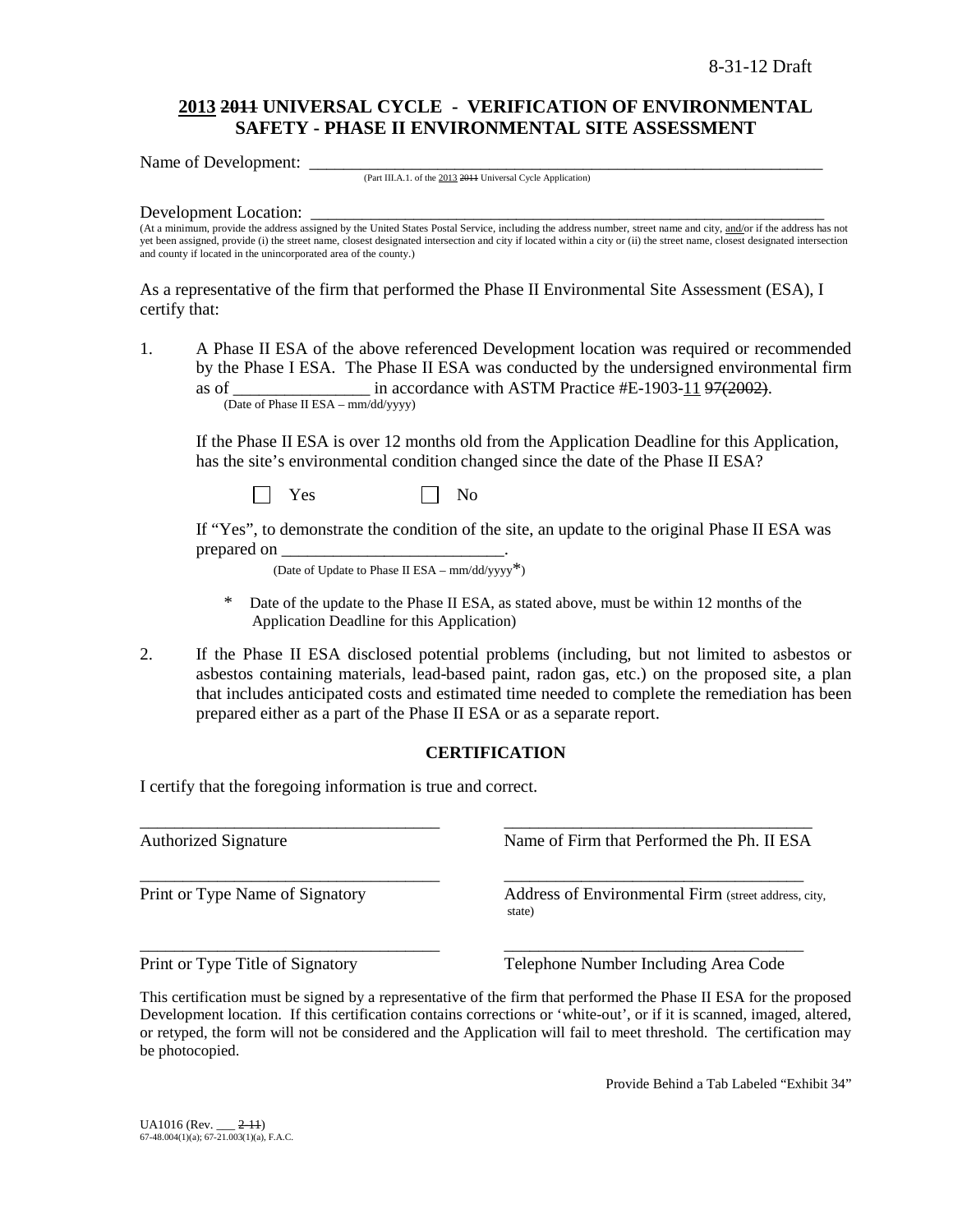8-31-12 Draft

# 2013 ~~2011~~ UNIVERSAL CYCLE - VERIFICATION OF ENVIRONMENTAL SAFETY - PHASE II ENVIRONMENTAL SITE ASSESSMENT

Name of Development: ___________________________________________________________________
(Part III.A.1. of the 2013 ~~2011~~ Universal Cycle Application)

Development Location: ___________________________________________________________________
(At a minimum, provide the address assigned by the United States Postal Service, including the address number, street name and city, and/or if the address has not yet been assigned, provide (i) the street name, closest designated intersection and city if located within a city or (ii) the street name, closest designated intersection and county if located in the unincorporated area of the county.)

As a representative of the firm that performed the Phase II Environmental Site Assessment (ESA), I certify that:

1. A Phase II ESA of the above referenced Development location was required or recommended by the Phase I ESA. The Phase II ESA was conducted by the undersigned environmental firm as of ________________ in accordance with ASTM Practice #E-1903-11 ~~97(2002)~~.
(Date of Phase II ESA – mm/dd/yyyy)

   If the Phase II ESA is over 12 months old from the Application Deadline for this Application, has the site's environmental condition changed since the date of the Phase II ESA?

   ☐ Yes ☐ No

   If "Yes", to demonstrate the condition of the site, an update to the original Phase II ESA was prepared on __________________________.
   (Date of Update to Phase II ESA – mm/dd/yyyy*)

   * Date of the update to the Phase II ESA, as stated above, must be within 12 months of the Application Deadline for this Application)

2. If the Phase II ESA disclosed potential problems (including, but not limited to asbestos or asbestos containing materials, lead-based paint, radon gas, etc.) on the proposed site, a plan that includes anticipated costs and estimated time needed to complete the remediation has been prepared either as a part of the Phase II ESA or as a separate report.

## CERTIFICATION

I certify that the foregoing information is true and correct.

___________________________________ Authorized Signature

___________________________________ Name of Firm that Performed the Ph. II ESA

___________________________________ Print or Type Name of Signatory

___________________________________ Address of Environmental Firm (street address, city, state)

___________________________________ Print or Type Title of Signatory

___________________________________ Telephone Number Including Area Code

This certification must be signed by a representative of the firm that performed the Phase II ESA for the proposed Development location. If this certification contains corrections or 'white-out', or if it is scanned, imaged, altered, or retyped, the form will not be considered and the Application will fail to meet threshold. The certification may be photocopied.

Provide Behind a Tab Labeled "Exhibit 34"

UA1016 (Rev. ___ ~~2-11~~)
67-48.004(1)(a); 67-21.003(1)(a), F.A.C.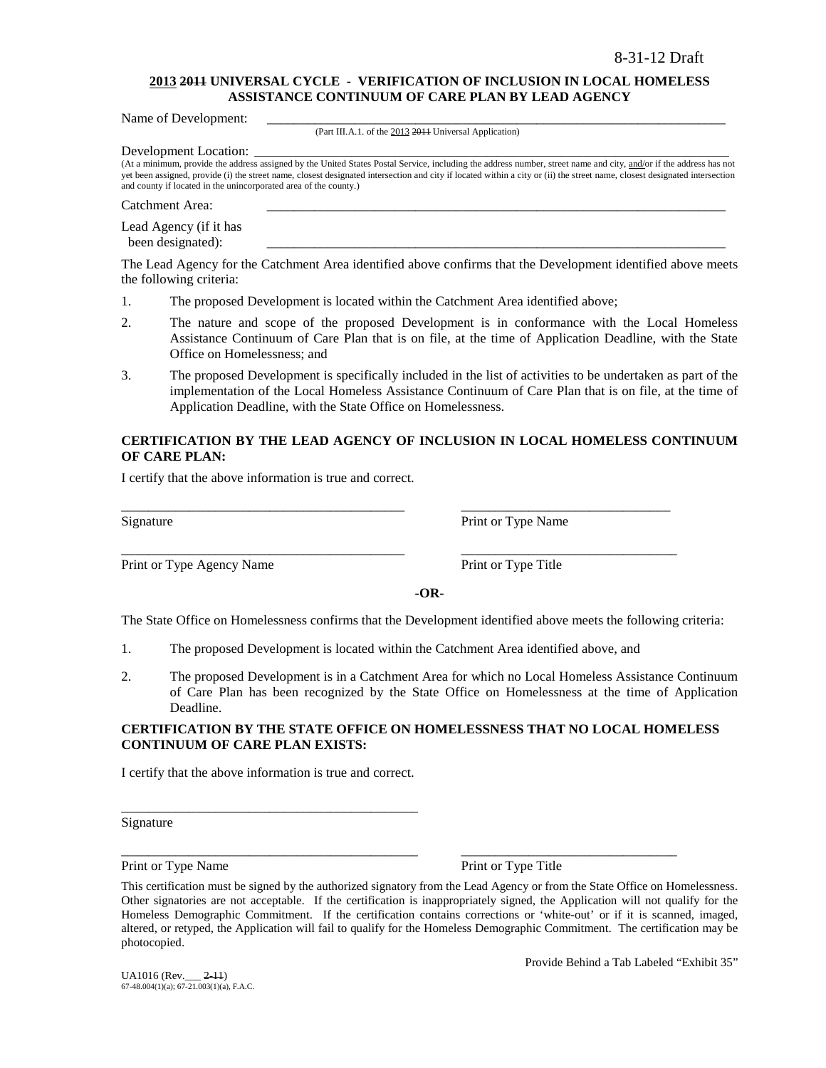8-31-12 Draft

**2013 ~~2011~~ UNIVERSAL CYCLE - VERIFICATION OF INCLUSION IN LOCAL HOMELESS ASSISTANCE CONTINUUM OF CARE PLAN BY LEAD AGENCY**

Name of Development: ______________________________________________________________________
(Part III.A.1. of the 2013 ~~2011~~ Universal Application)

Development Location: ______________________________________________________________________
(At a minimum, provide the address assigned by the United States Postal Service, including the address number, street name and city, and/or if the address has not yet been assigned, provide (i) the street name, closest designated intersection and city if located within a city or (ii) the street name, closest designated intersection and county if located in the unincorporated area of the county.)

Catchment Area: ______________________________________________________________________

Lead Agency (if it has been designated): ______________________________________________________________________

The Lead Agency for the Catchment Area identified above confirms that the Development identified above meets the following criteria:

1. The proposed Development is located within the Catchment Area identified above;
2. The nature and scope of the proposed Development is in conformance with the Local Homeless Assistance Continuum of Care Plan that is on file, at the time of Application Deadline, with the State Office on Homelessness; and
3. The proposed Development is specifically included in the list of activities to be undertaken as part of the implementation of the Local Homeless Assistance Continuum of Care Plan that is on file, at the time of Application Deadline, with the State Office on Homelessness.

**CERTIFICATION BY THE LEAD AGENCY OF INCLUSION IN LOCAL HOMELESS CONTINUUM OF CARE PLAN:**

I certify that the above information is true and correct.

__________________________________________ ________________________________
Signature Print or Type Name

__________________________________________ ________________________________
Print or Type Agency Name Print or Type Title

**-OR-**

The State Office on Homelessness confirms that the Development identified above meets the following criteria:

1. The proposed Development is located within the Catchment Area identified above, and
2. The proposed Development is in a Catchment Area for which no Local Homeless Assistance Continuum of Care Plan has been recognized by the State Office on Homelessness at the time of Application Deadline.

**CERTIFICATION BY THE STATE OFFICE ON HOMELESSNESS THAT NO LOCAL HOMELESS CONTINUUM OF CARE PLAN EXISTS:**

I certify that the above information is true and correct.

__________________________________________
Signature

__________________________________________ ________________________________
Print or Type Name Print or Type Title

This certification must be signed by the authorized signatory from the Lead Agency or from the State Office on Homelessness. Other signatories are not acceptable. If the certification is inappropriately signed, the Application will not qualify for the Homeless Demographic Commitment. If the certification contains corrections or 'white-out' or if it is scanned, imaged, altered, or retyped, the Application will fail to qualify for the Homeless Demographic Commitment. The certification may be photocopied.

Provide Behind a Tab Labeled "Exhibit 35"

UA1016 (Rev.___ ~~2-11~~)
67-48.004(1)(a); 67-21.003(1)(a), F.A.C.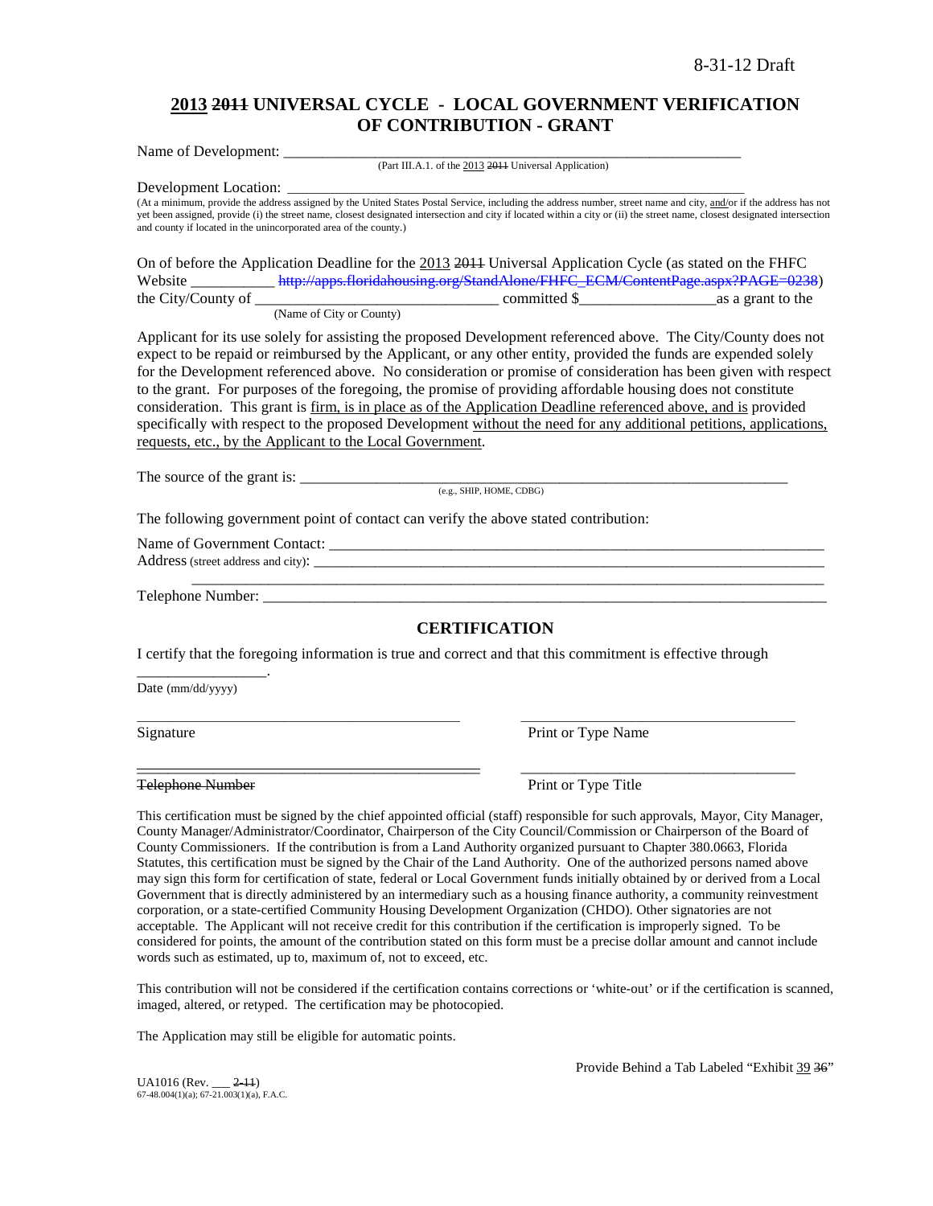## 2013 ~~2011~~ UNIVERSAL CYCLE - LOCAL GOVERNMENT VERIFICATION OF CONTRIBUTION - GRANT

Name of Development: ___________________________________________________________
(Part III.A.1. of the 2013 ~~2011~~ Universal Application)

Development Location: ___________________________________________________________
(At a minimum, provide the address assigned by the United States Postal Service, including the address number, street name and city, and/or if the address has not yet been assigned, provide (i) the street name, closest designated intersection and city if located within a city or (ii) the street name, closest designated intersection and county if located in the unincorporated area of the county.)

On of before the Application Deadline for the 2013 ~~2011~~ Universal Application Cycle (as stated on the FHFC Website ___________ ~~http://apps.floridahousing.org/StandAlone/FHFC_ECM/ContentPage.aspx?PAGE=0238~~) the City/County of _______________________________ committed $_________________as a grant to the
(Name of City or County)

Applicant for its use solely for assisting the proposed Development referenced above. The City/County does not expect to be repaid or reimbursed by the Applicant, or any other entity, provided the funds are expended solely for the Development referenced above. No consideration or promise of consideration has been given with respect to the grant. For purposes of the foregoing, the promise of providing affordable housing does not constitute consideration. This grant is firm, is in place as of the Application Deadline referenced above, and is provided specifically with respect to the proposed Development without the need for any additional petitions, applications, requests, etc., by the Applicant to the Local Government.

The source of the grant is: ___________________________________________________________
(e.g., SHIP, HOME, CDBG)

The following government point of contact can verify the above stated contribution:

Name of Government Contact: ___________________________________________________________

Address (street address and city): ___________________________________________________________

___________________________________________________________

Telephone Number: ___________________________________________________________

### CERTIFICATION

I certify that the foregoing information is true and correct and that this commitment is effective through

_________________.
Date (mm/dd/yyyy)

| ___________________________________ | ___________________________________ |
|---|---|
| Signature | Print or Type Name |
| ~~Telephone Number~~ | Print or Type Title |

This certification must be signed by the chief appointed official (staff) responsible for such approvals, Mayor, City Manager, County Manager/Administrator/Coordinator, Chairperson of the City Council/Commission or Chairperson of the Board of County Commissioners. If the contribution is from a Land Authority organized pursuant to Chapter 380.0663, Florida Statutes, this certification must be signed by the Chair of the Land Authority. One of the authorized persons named above may sign this form for certification of state, federal or Local Government funds initially obtained by or derived from a Local Government that is directly administered by an intermediary such as a housing finance authority, a community reinvestment corporation, or a state-certified Community Housing Development Organization (CHDO). Other signatories are not acceptable. The Applicant will not receive credit for this contribution if the certification is improperly signed. To be considered for points, the amount of the contribution stated on this form must be a precise dollar amount and cannot include words such as estimated, up to, maximum of, not to exceed, etc.

This contribution will not be considered if the certification contains corrections or 'white-out' or if the certification is scanned, imaged, altered, or retyped. The certification may be photocopied.

The Application may still be eligible for automatic points.

Provide Behind a Tab Labeled "Exhibit 39 ~~36~~"

UA1016 (Rev. ___ ~~2-11~~)
67-48.004(1)(a); 67-21.003(1)(a), F.A.C.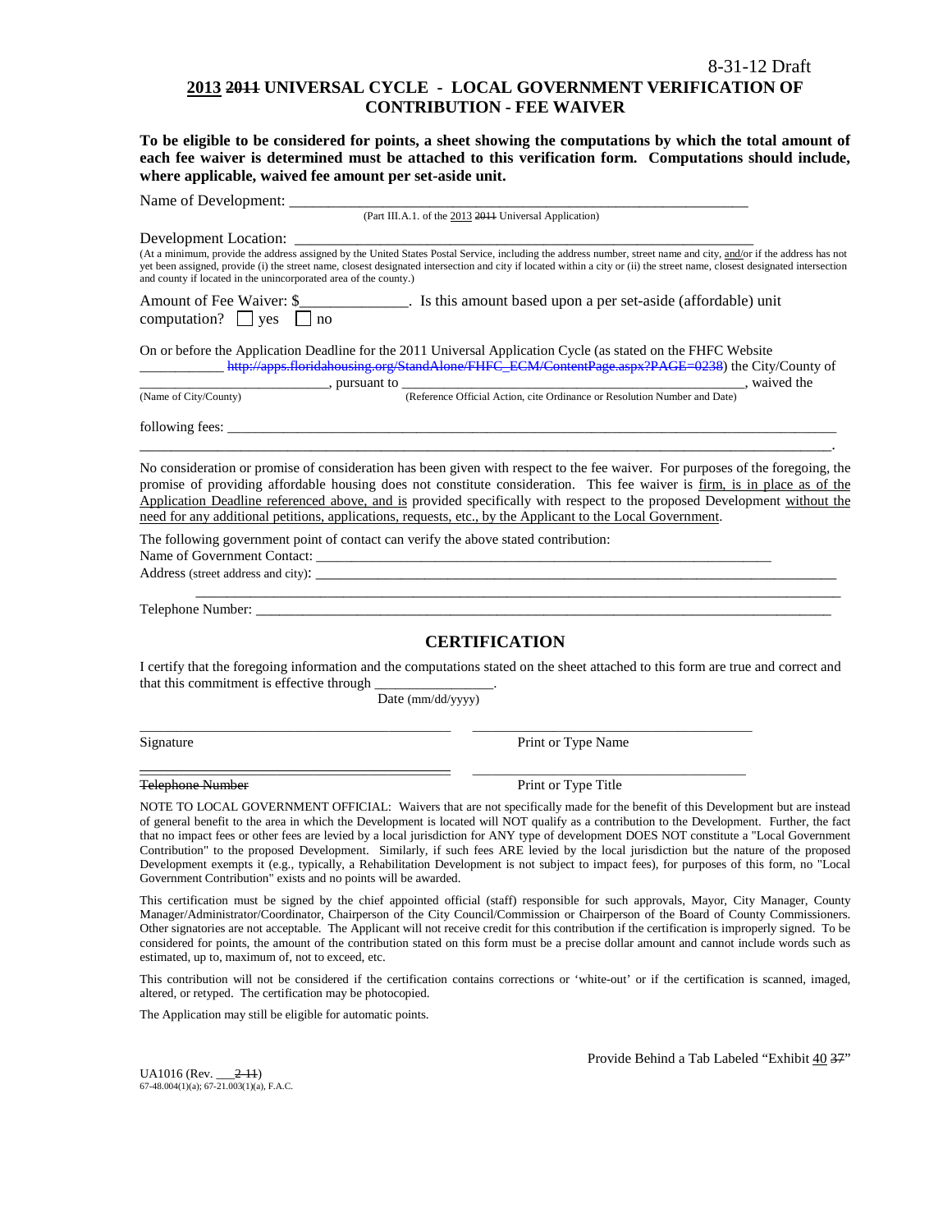8-31-12 Draft

## <u>2013</u> ~~2011~~ UNIVERSAL CYCLE - LOCAL GOVERNMENT VERIFICATION OF CONTRIBUTION - FEE WAIVER

**To be eligible to be considered for points, a sheet showing the computations by which the total amount of each fee waiver is determined must be attached to this verification form. Computations should include, where applicable, waived fee amount per set-aside unit.**

Name of Development: ____________________________________________________________
(Part III.A.1. of the <u>2013</u> ~~2011~~ Universal Application)

Development Location: ____________________________________________________________
(At a minimum, provide the address assigned by the United States Postal Service, including the address number, street name and city, <u>and/</u>or if the address has not yet been assigned, provide (i) the street name, closest designated intersection and city if located within a city or (ii) the street name, closest designated intersection and county if located in the unincorporated area of the county.)

Amount of Fee Waiver: $______________. Is this amount based upon a per set-aside (affordable) unit computation? ☐ yes ☐ no

On or before the Application Deadline for the 2011 Universal Application Cycle (as stated on the FHFC Website ____________ ~~http://apps.floridahousing.org/StandAlone/FHFC_ECM/ContentPage.aspx?PAGE=0238~~) the City/County of __________________________, pursuant to ________________________________________________, waived the
(Name of City/County) (Reference Official Action, cite Ordinance or Resolution Number and Date)

following fees: ________________________________________________________________________
________________________________________________________________________________________.

No consideration or promise of consideration has been given with respect to the fee waiver. For purposes of the foregoing, the promise of providing affordable housing does not constitute consideration. This fee waiver is <u>firm, is in place as of the Application Deadline referenced above, and is</u> provided specifically with respect to the proposed Development <u>without the need for any additional petitions, applications, requests, etc., by the Applicant to the Local Government</u>.

The following government point of contact can verify the above stated contribution:
Name of Government Contact: _________________________________________________________
Address (street address and city): _____________________________________________________
________________________________________________________________________________
Telephone Number: _________________________________________________________________

## CERTIFICATION

I certify that the foregoing information and the computations stated on the sheet attached to this form are true and correct and that this commitment is effective through ________________.
Date (mm/dd/yyyy)

______________________________ ______________________________
Signature Print or Type Name

______________________________ ______________________________
~~Telephone Number~~ Print or Type Title

NOTE TO LOCAL GOVERNMENT OFFICIAL: Waivers that are not specifically made for the benefit of this Development but are instead of general benefit to the area in which the Development is located will NOT qualify as a contribution to the Development. Further, the fact that no impact fees or other fees are levied by a local jurisdiction for ANY type of development DOES NOT constitute a "Local Government Contribution" to the proposed Development. Similarly, if such fees ARE levied by the local jurisdiction but the nature of the proposed Development exempts it (e.g., typically, a Rehabilitation Development is not subject to impact fees), for purposes of this form, no "Local Government Contribution" exists and no points will be awarded.

This certification must be signed by the chief appointed official (staff) responsible for such approvals, Mayor, City Manager, County Manager/Administrator/Coordinator, Chairperson of the City Council/Commission or Chairperson of the Board of County Commissioners. Other signatories are not acceptable. The Applicant will not receive credit for this contribution if the certification is improperly signed. To be considered for points, the amount of the contribution stated on this form must be a precise dollar amount and cannot include words such as estimated, up to, maximum of, not to exceed, etc.

This contribution will not be considered if the certification contains corrections or 'white-out' or if the certification is scanned, imaged, altered, or retyped. The certification may be photocopied.

The Application may still be eligible for automatic points.

Provide Behind a Tab Labeled "Exhibit <u>40</u> ~~37~~"

UA1016 (Rev. ___~~2-11~~)
67-48.004(1)(a); 67-21.003(1)(a), F.A.C.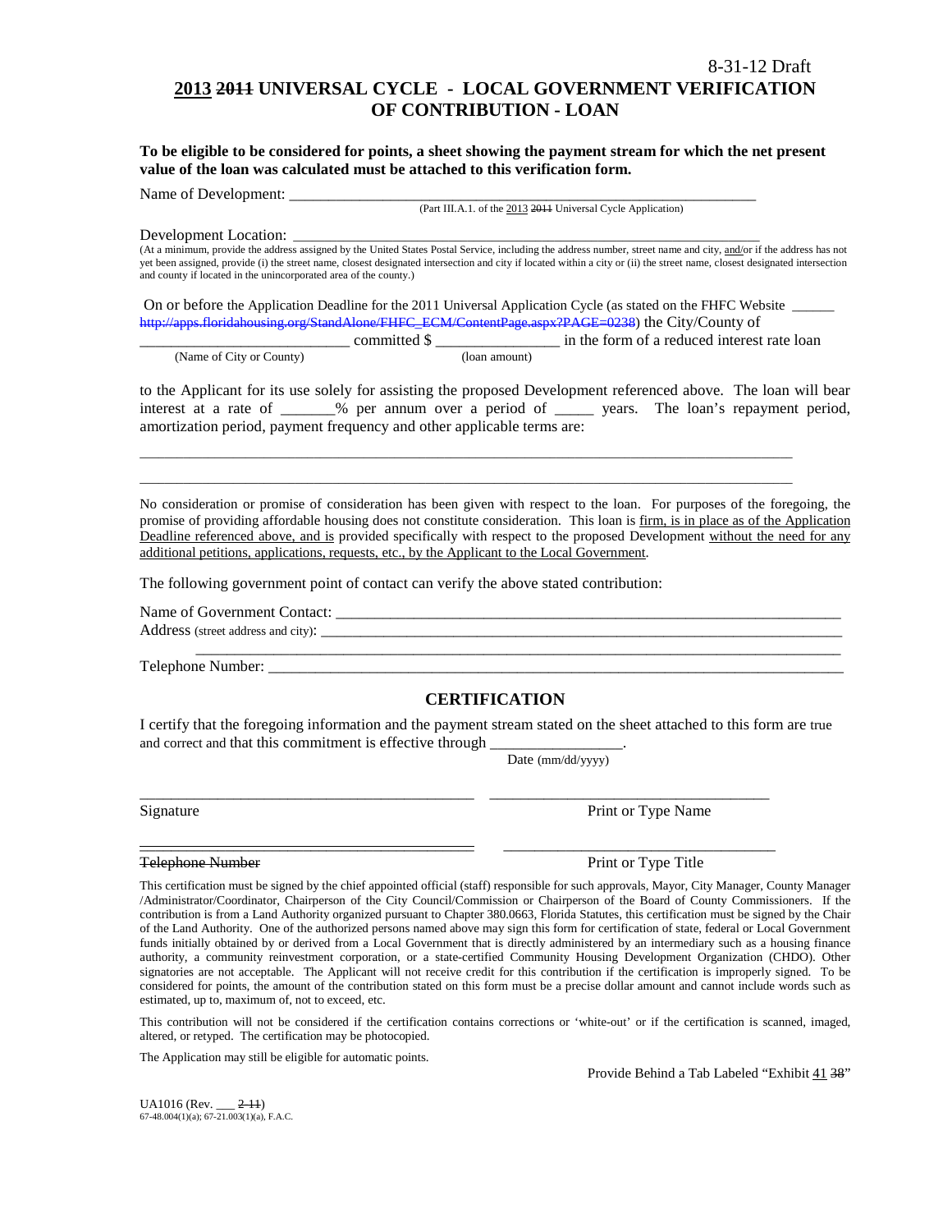8-31-12 Draft

# ~~2011~~ 2013 UNIVERSAL CYCLE - LOCAL GOVERNMENT VERIFICATION OF CONTRIBUTION - LOAN

**To be eligible to be considered for points, a sheet showing the payment stream for which the net present value of the loan was calculated must be attached to this verification form.**

Name of Development: ____________________________________________________________
(Part III.A.1. of the 2013 ~~2011~~ Universal Cycle Application)

Development Location: ____________________________________________________________
(At a minimum, provide the address assigned by the United States Postal Service, including the address number, street name and city, and/or if the address has not yet been assigned, provide (i) the street name, closest designated intersection and city if located within a city or (ii) the street name, closest designated intersection and county if located in the unincorporated area of the county.)

On or before the Application Deadline for the 2011 Universal Application Cycle (as stated on the FHFC Website ______ ~~http://apps.floridahousing.org/StandAlone/FHFC_ECM/ContentPage.aspx?PAGE=0238~~) the City/County of ___________________________ committed $ ________________ in the form of a reduced interest rate loan
(Name of City or County) (loan amount)

to the Applicant for its use solely for assisting the proposed Development referenced above. The loan will bear interest at a rate of _______% per annum over a period of _____ years. The loan's repayment period, amortization period, payment frequency and other applicable terms are:

_____________________________________________________________________________________

_____________________________________________________________________________________

No consideration or promise of consideration has been given with respect to the loan. For purposes of the foregoing, the promise of providing affordable housing does not constitute consideration. This loan is firm, is in place as of the Application Deadline referenced above, and is provided specifically with respect to the proposed Development without the need for any additional petitions, applications, requests, etc., by the Applicant to the Local Government.

The following government point of contact can verify the above stated contribution:

Name of Government Contact: ____________________________________________________________

Address (street address and city): ____________________________________________________________

____________________________________________________________

Telephone Number: ____________________________________________________________

## CERTIFICATION

I certify that the foregoing information and the payment stream stated on the sheet attached to this form are true and correct and that this commitment is effective through ________________.
Date (mm/dd/yyyy)

_____________________________________ _____________________________________

Signature Print or Type Name

_____________________________________ _____________________________________

~~Telephone Number~~ Print or Type Title

This certification must be signed by the chief appointed official (staff) responsible for such approvals, Mayor, City Manager, County Manager /Administrator/Coordinator, Chairperson of the City Council/Commission or Chairperson of the Board of County Commissioners. If the contribution is from a Land Authority organized pursuant to Chapter 380.0663, Florida Statutes, this certification must be signed by the Chair of the Land Authority. One of the authorized persons named above may sign this form for certification of state, federal or Local Government funds initially obtained by or derived from a Local Government that is directly administered by an intermediary such as a housing finance authority, a community reinvestment corporation, or a state-certified Community Housing Development Organization (CHDO). Other signatories are not acceptable. The Applicant will not receive credit for this contribution if the certification is improperly signed. To be considered for points, the amount of the contribution stated on this form must be a precise dollar amount and cannot include words such as estimated, up to, maximum of, not to exceed, etc.

This contribution will not be considered if the certification contains corrections or 'white-out' or if the certification is scanned, imaged, altered, or retyped. The certification may be photocopied.

The Application may still be eligible for automatic points.

Provide Behind a Tab Labeled "Exhibit 41 ~~38~~"

UA1016 (Rev. ___ ~~2-11~~)
67-48.004(1)(a); 67-21.003(1)(a), F.A.C.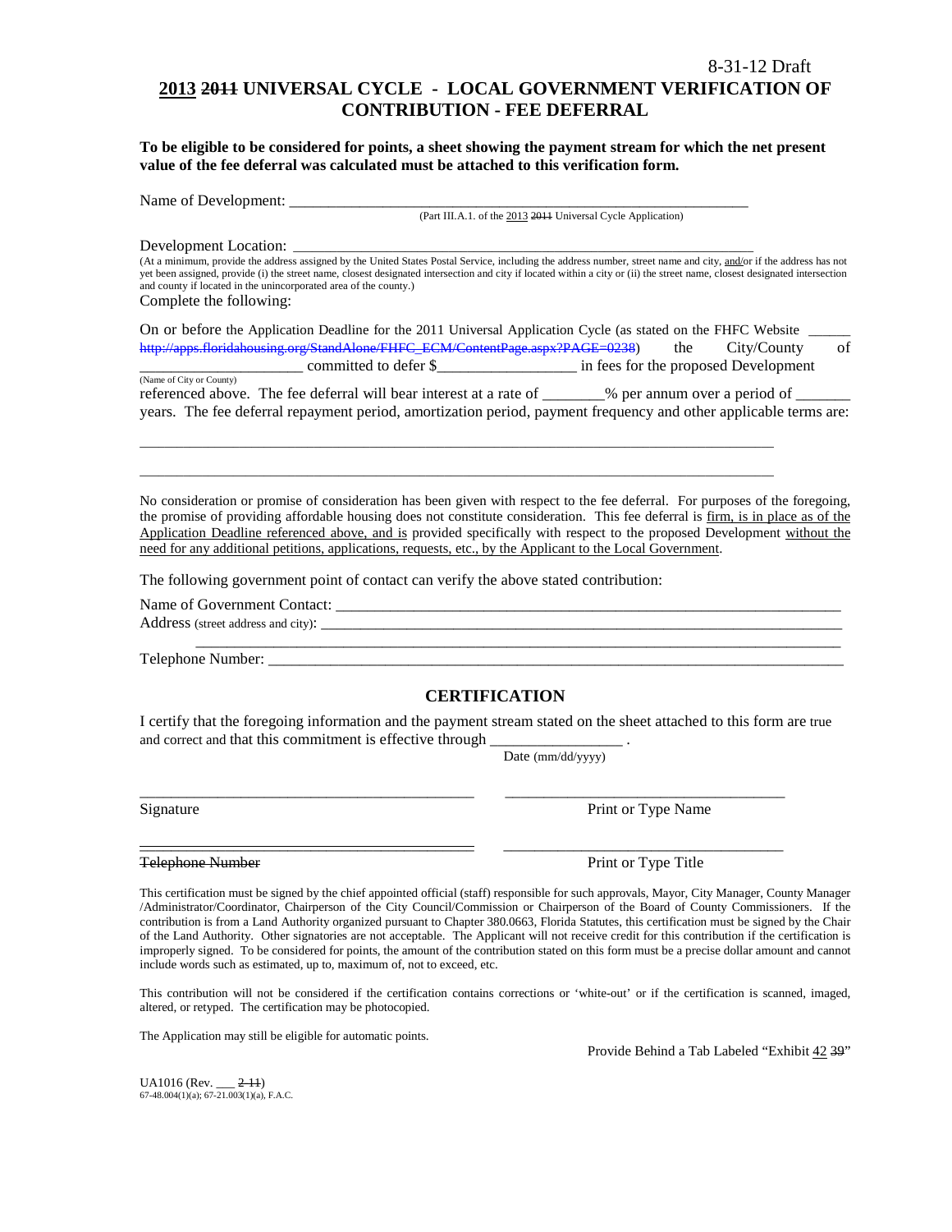8-31-12 Draft

# 2013 ~~2011~~ UNIVERSAL CYCLE - LOCAL GOVERNMENT VERIFICATION OF CONTRIBUTION - FEE DEFERRAL

**To be eligible to be considered for points, a sheet showing the payment stream for which the net present value of the fee deferral was calculated must be attached to this verification form.**

Name of Development: ___________________________________________________________
(Part III.A.1. of the 2013 ~~2011~~ Universal Cycle Application)

Development Location: ___________________________________________________________
(At a minimum, provide the address assigned by the United States Postal Service, including the address number, street name and city, and/or if the address has not yet been assigned, provide (i) the street name, closest designated intersection and city if located within a city or (ii) the street name, closest designated intersection and county if located in the unincorporated area of the county.)

Complete the following:

On or before the Application Deadline for the 2011 Universal Application Cycle (as stated on the FHFC Website ______ ~~http://apps.floridahousing.org/StandAlone/FHFC_ECM/ContentPage.aspx?PAGE=0238~~) the City/County of _____________________ committed to defer $_________________ in fees for the proposed Development
(Name of City or County)
referenced above. The fee deferral will bear interest at a rate of ________% per annum over a period of _______ years. The fee deferral repayment period, amortization period, payment frequency and other applicable terms are:

_____________________________________________________________________________________

_____________________________________________________________________________________

No consideration or promise of consideration has been given with respect to the fee deferral. For purposes of the foregoing, the promise of providing affordable housing does not constitute consideration. This fee deferral is firm, is in place as of the Application Deadline referenced above, and is provided specifically with respect to the proposed Development without the need for any additional petitions, applications, requests, etc., by the Applicant to the Local Government.

The following government point of contact can verify the above stated contribution:

Name of Government Contact: ___________________________________________________________

Address (street address and city): ___________________________________________________________

___________________________________________________________

Telephone Number: ___________________________________________________________

## CERTIFICATION

I certify that the foregoing information and the payment stream stated on the sheet attached to this form are true and correct and that this commitment is effective through ________________ .
Date (mm/dd/yyyy)

_________________________________________ _________________________________

Signature Print or Type Name

_________________________________________ _________________________________

~~Telephone Number~~ Print or Type Title

This certification must be signed by the chief appointed official (staff) responsible for such approvals, Mayor, City Manager, County Manager /Administrator/Coordinator, Chairperson of the City Council/Commission or Chairperson of the Board of County Commissioners. If the contribution is from a Land Authority organized pursuant to Chapter 380.0663, Florida Statutes, this certification must be signed by the Chair of the Land Authority. Other signatories are not acceptable. The Applicant will not receive credit for this contribution if the certification is improperly signed. To be considered for points, the amount of the contribution stated on this form must be a precise dollar amount and cannot include words such as estimated, up to, maximum of, not to exceed, etc.

This contribution will not be considered if the certification contains corrections or 'white-out' or if the certification is scanned, imaged, altered, or retyped. The certification may be photocopied.

The Application may still be eligible for automatic points.

Provide Behind a Tab Labeled "Exhibit 42 ~~39~~"

UA1016 (Rev. ___ ~~2-11~~)
67-48.004(1)(a); 67-21.003(1)(a), F.A.C.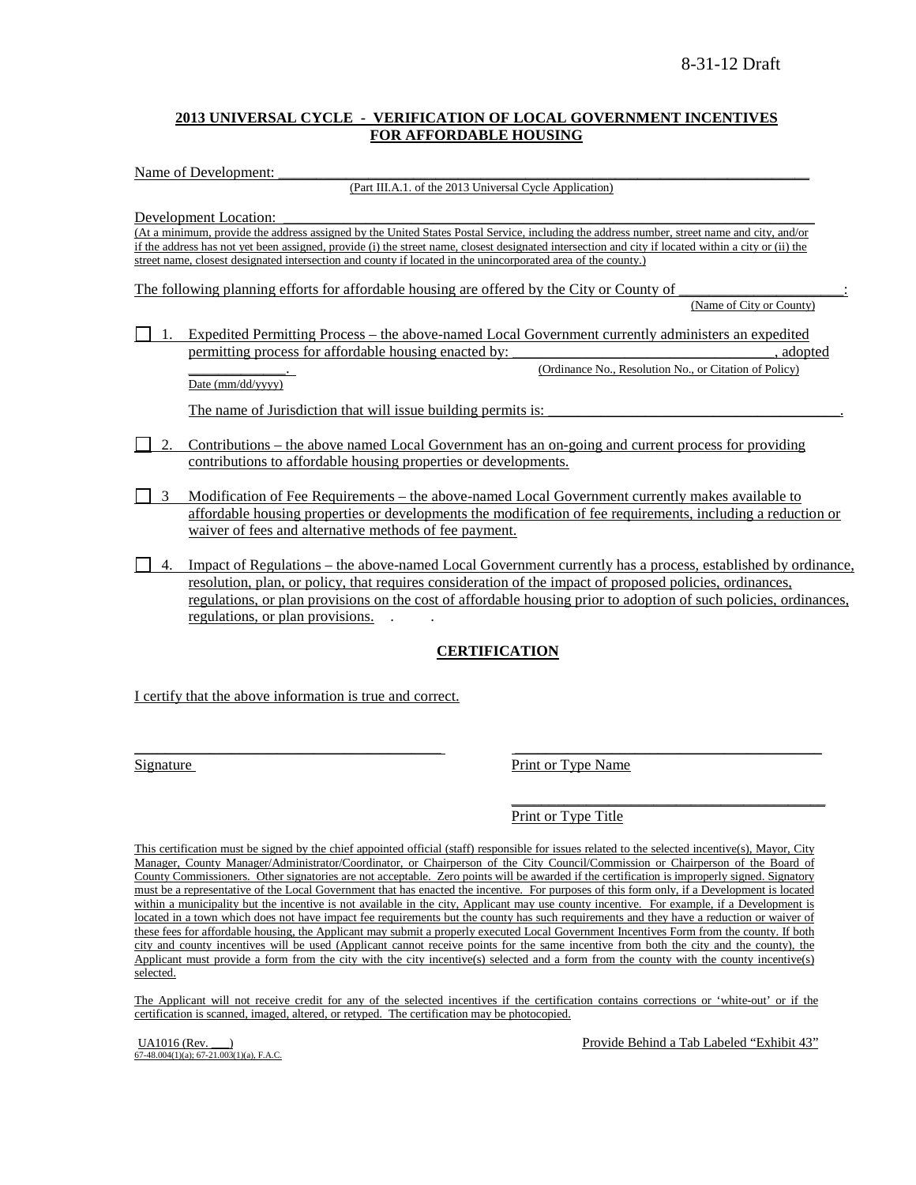8-31-12 Draft

**2013 UNIVERSAL CYCLE - VERIFICATION OF LOCAL GOVERNMENT INCENTIVES FOR AFFORDABLE HOUSING**

Name of Development: \_\_\_\_\_\_\_\_\_\_\_\_\_\_\_\_\_\_\_\_\_\_\_\_\_\_\_\_\_\_\_\_\_\_\_\_\_\_\_\_\_\_\_\_\_\_\_\_\_\_\_\_\_\_\_\_\_\_\_\_\_\_\_\_\_\_\_\_\_\_\_\_\_\_\_\_
(Part III.A.1. of the 2013 Universal Cycle Application)

Development Location: \_\_\_\_\_\_\_\_\_\_\_\_\_\_\_\_\_\_\_\_\_\_\_\_\_\_\_\_\_\_\_\_\_\_\_\_\_\_\_\_\_\_\_\_\_\_\_\_\_\_\_\_\_\_\_\_\_\_\_\_\_\_\_\_\_\_\_\_\_\_\_\_\_\_\_\_
(At a minimum, provide the address assigned by the United States Postal Service, including the address number, street name and city, and/or if the address has not yet been assigned, provide (i) the street name, closest designated intersection and city if located within a city or (ii) the street name, closest designated intersection and county if located in the unincorporated area of the county.)

The following planning efforts for affordable housing are offered by the City or County of \_\_\_\_\_\_\_\_\_\_\_\_\_\_\_\_\_\_\_\_\_\_:
(Name of City or County)

☐ 1. Expedited Permitting Process – the above-named Local Government currently administers an expedited permitting process for affordable housing enacted by: \_\_\_\_\_\_\_\_\_\_\_\_\_\_\_\_\_\_\_\_\_\_\_\_\_\_\_\_\_\_\_\_\_\_\_\_, adopted \_\_\_\_\_\_\_\_\_\_\_\_\_.
(Ordinance No., Resolution No., or Citation of Policy)
Date (mm/dd/yyyy)

The name of Jurisdiction that will issue building permits is: \_\_\_\_\_\_\_\_\_\_\_\_\_\_\_\_\_\_\_\_\_\_\_\_\_\_\_\_\_\_\_\_\_\_\_\_\_\_\_\_.

☐ 2. Contributions – the above named Local Government has an on-going and current process for providing contributions to affordable housing properties or developments.

☐ 3 Modification of Fee Requirements – the above-named Local Government currently makes available to affordable housing properties or developments the modification of fee requirements, including a reduction or waiver of fees and alternative methods of fee payment.

☐ 4. Impact of Regulations – the above-named Local Government currently has a process, established by ordinance, resolution, plan, or policy, that requires consideration of the impact of proposed policies, ordinances, regulations, or plan provisions on the cost of affordable housing prior to adoption of such policies, ordinances, regulations, or plan provisions. . .

**CERTIFICATION**

I certify that the above information is true and correct.

\_\_\_\_\_\_\_\_\_\_\_\_\_\_\_\_\_\_\_\_\_\_\_\_\_\_\_\_\_\_\_\_\_\_\_\_\_\_\_\_ \_\_\_\_\_\_\_\_\_\_\_\_\_\_\_\_\_\_\_\_\_\_\_\_\_\_\_\_\_\_\_\_\_\_\_\_\_\_\_\_
Signature Print or Type Name

\_\_\_\_\_\_\_\_\_\_\_\_\_\_\_\_\_\_\_\_\_\_\_\_\_\_\_\_\_\_\_\_\_\_\_\_\_\_\_\_
Print or Type Title

This certification must be signed by the chief appointed official (staff) responsible for issues related to the selected incentive(s), Mayor, City Manager, County Manager/Administrator/Coordinator, or Chairperson of the City Council/Commission or Chairperson of the Board of County Commissioners. Other signatories are not acceptable. Zero points will be awarded if the certification is improperly signed. Signatory must be a representative of the Local Government that has enacted the incentive. For purposes of this form only, if a Development is located within a municipality but the incentive is not available in the city, Applicant may use county incentive. For example, if a Development is located in a town which does not have impact fee requirements but the county has such requirements and they have a reduction or waiver of these fees for affordable housing, the Applicant may submit a properly executed Local Government Incentives Form from the county. If both city and county incentives will be used (Applicant cannot receive points for the same incentive from both the city and the county), the Applicant must provide a form from the city with the city incentive(s) selected and a form from the county with the county incentive(s) selected.

The Applicant will not receive credit for any of the selected incentives if the certification contains corrections or 'white-out' or if the certification is scanned, imaged, altered, or retyped. The certification may be photocopied.

UA1016 (Rev. \_\_\_)
67-48.004(1)(a); 67-21.003(1)(a), F.A.C.

Provide Behind a Tab Labeled "Exhibit 43"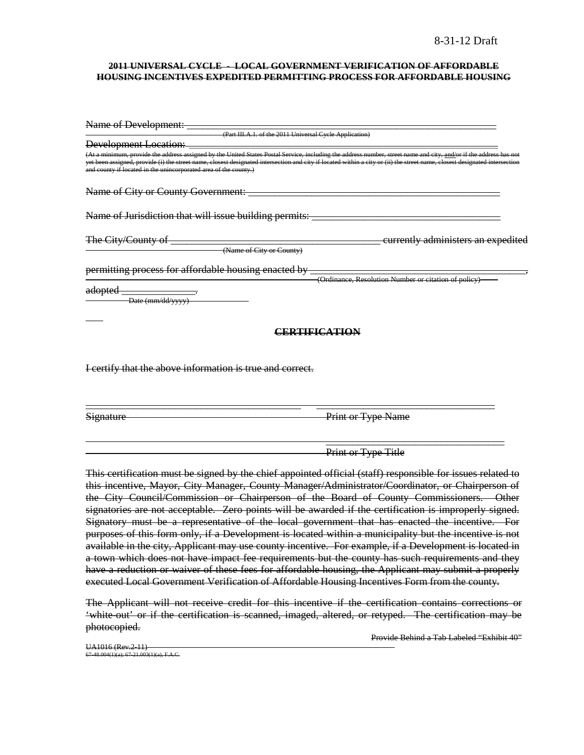8-31-12 Draft

**~~2011 UNIVERSAL CYCLE - LOCAL GOVERNMENT VERIFICATION OF AFFORDABLE HOUSING INCENTIVES EXPEDITED PERMITTING PROCESS FOR AFFORDABLE HOUSING~~**

~~Name of Development: ____________________________________________________________~~
~~(Part III.A.1. of the 2011 Universal Cycle Application)~~

~~Development Location: ____________________________________________________________~~
~~(At a minimum, provide the address assigned by the United States Postal Service, including the address number, street name and city, and/or if the address has not yet been assigned, provide (i) the street name, closest designated intersection and city if located within a city or (ii) the street name, closest designated intersection and county if located in the unincorporated area of the county.)~~

~~Name of City or County Government: ______________________________________________~~

~~Name of Jurisdiction that will issue building permits: ___________________________________~~

~~The City/County of ______________________________________ currently administers an expedited~~
~~(Name of City or County)~~

~~permitting process for affordable housing enacted by ______________________________________,~~
~~(Ordinance, Resolution Number or citation of policy)~~

~~adopted ______________.~~
~~Date (mm/dd/yyyy)~~

**~~CERTIFICATION~~**

~~I certify that the above information is true and correct.~~

~~________________________________________ ________________________________~~
~~Signature Print or Type Name~~

~~________________________________~~
~~Print or Type Title~~

~~This certification must be signed by the chief appointed official (staff) responsible for issues related to this incentive, Mayor, City Manager, County Manager/Administrator/Coordinator, or Chairperson of the City Council/Commission or Chairperson of the Board of County Commissioners. Other signatories are not acceptable. Zero points will be awarded if the certification is improperly signed. Signatory must be a representative of the local government that has enacted the incentive. For purposes of this form only, if a Development is located within a municipality but the incentive is not available in the city, Applicant may use county incentive. For example, if a Development is located in a town which does not have impact fee requirements but the county has such requirements and they have a reduction or waiver of these fees for affordable housing, the Applicant may submit a properly executed Local Government Verification of Affordable Housing Incentives Form from the county.~~

~~The Applicant will not receive credit for this incentive if the certification contains corrections or 'white-out' or if the certification is scanned, imaged, altered, or retyped. The certification may be photocopied.~~

~~Provide Behind a Tab Labeled "Exhibit 40"~~

~~UA1016 (Rev.2-11)~~
~~67-48.004(1)(a); 67-21.003(1)(a), F.A.C.~~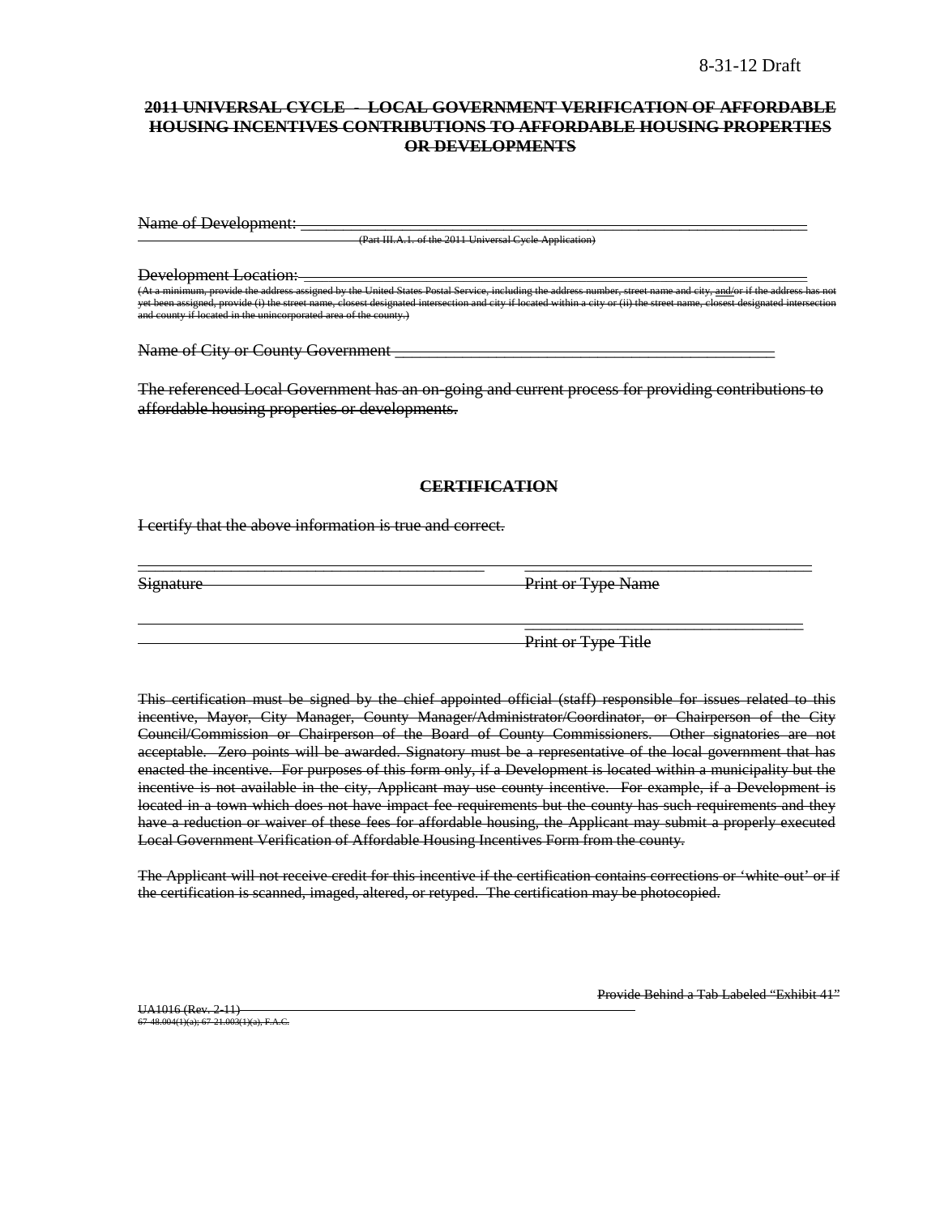8-31-12 Draft

~~**2011 UNIVERSAL CYCLE - LOCAL GOVERNMENT VERIFICATION OF AFFORDABLE HOUSING INCENTIVES CONTRIBUTIONS TO AFFORDABLE HOUSING PROPERTIES OR DEVELOPMENTS**~~

~~Name of Development:~~ ______________________________________________________________

~~(Part III.A.1. of the 2011 Universal Cycle Application)~~

~~Development Location:~~ ______________________________________________________________

~~(At a minimum, provide the address assigned by the United States Postal Service, including the address number, street name and city, and/or if the address has not yet been assigned, provide (i) the street name, closest designated intersection and city if located within a city or (ii) the street name, closest designated intersection and county if located in the unincorporated area of the county.)~~

~~Name of City or County Government~~ _____________________________________________

~~The referenced Local Government has an on-going and current process for providing contributions to affordable housing properties or developments.~~

~~**CERTIFICATION**~~

~~I certify that the above information is true and correct.~~

______________________________________ ______________________________________

~~Signature~~ ~~Print or Type Name~~

______________________________________ ______________________________________

~~Print or Type Title~~

~~This certification must be signed by the chief appointed official (staff) responsible for issues related to this incentive, Mayor, City Manager, County Manager/Administrator/Coordinator, or Chairperson of the City Council/Commission or Chairperson of the Board of County Commissioners. Other signatories are not acceptable. Zero points will be awarded. Signatory must be a representative of the local government that has enacted the incentive. For purposes of this form only, if a Development is located within a municipality but the incentive is not available in the city, Applicant may use county incentive. For example, if a Development is located in a town which does not have impact fee requirements but the county has such requirements and they have a reduction or waiver of these fees for affordable housing, the Applicant may submit a properly executed Local Government Verification of Affordable Housing Incentives Form from the county.~~

~~The Applicant will not receive credit for this incentive if the certification contains corrections or 'white-out' or if the certification is scanned, imaged, altered, or retyped. The certification may be photocopied.~~

~~Provide Behind a Tab Labeled "Exhibit 41"~~

~~UA1016 (Rev. 2-11)~~
~~67-48.004(1)(a); 67-21.003(1)(a), F.A.C.~~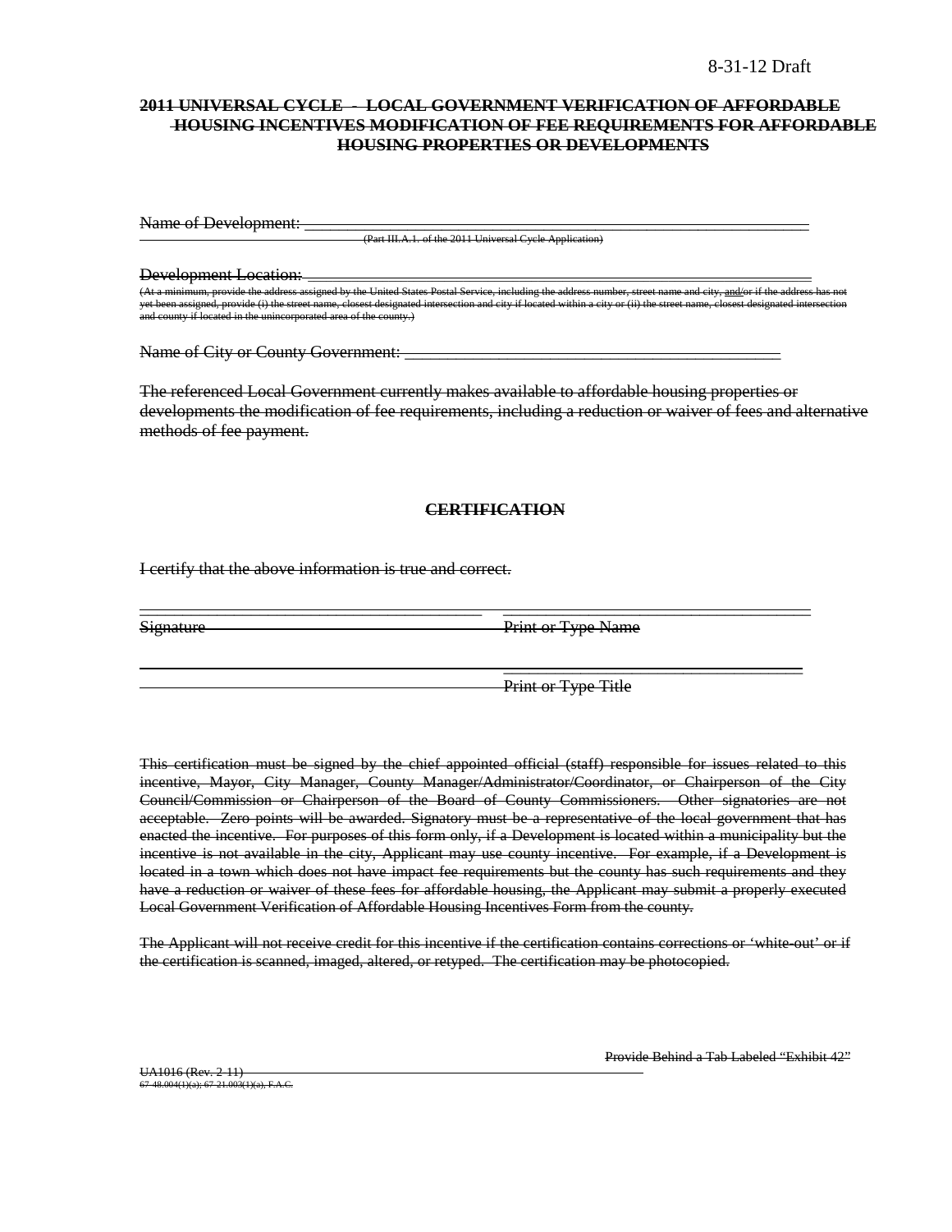8-31-12 Draft

~~**2011 UNIVERSAL CYCLE - LOCAL GOVERNMENT VERIFICATION OF AFFORDABLE HOUSING INCENTIVES MODIFICATION OF FEE REQUIREMENTS FOR AFFORDABLE HOUSING PROPERTIES OR DEVELOPMENTS**~~

~~Name of Development:~~ ___________________________________________________________
~~(Part III.A.1. of the 2011 Universal Cycle Application)~~

~~Development Location:~~ ___________________________________________________________
~~(At a minimum, provide the address assigned by the United States Postal Service, including the address number, street name and city, and/or if the address has not yet been assigned, provide (i) the street name, closest designated intersection and city if located within a city or (ii) the street name, closest designated intersection and county if located in the unincorporated area of the county.)~~

~~Name of City or County Government:~~ ____________________________________________

~~The referenced Local Government currently makes available to affordable housing properties or developments the modification of fee requirements, including a reduction or waiver of fees and alternative methods of fee payment.~~

~~**CERTIFICATION**~~

~~I certify that the above information is true and correct.~~

_________________________________________ _________________________________________
~~Signature~~ ~~Print or Type Name~~

_________________________________________
~~Print or Type Title~~

~~This certification must be signed by the chief appointed official (staff) responsible for issues related to this incentive, Mayor, City Manager, County Manager/Administrator/Coordinator, or Chairperson of the City Council/Commission or Chairperson of the Board of County Commissioners. Other signatories are not acceptable. Zero points will be awarded. Signatory must be a representative of the local government that has enacted the incentive. For purposes of this form only, if a Development is located within a municipality but the incentive is not available in the city, Applicant may use county incentive. For example, if a Development is located in a town which does not have impact fee requirements but the county has such requirements and they have a reduction or waiver of these fees for affordable housing, the Applicant may submit a properly executed Local Government Verification of Affordable Housing Incentives Form from the county.~~

~~The Applicant will not receive credit for this incentive if the certification contains corrections or 'white-out' or if the certification is scanned, imaged, altered, or retyped. The certification may be photocopied.~~

~~Provide Behind a Tab Labeled "Exhibit 42"~~

~~UA1016 (Rev. 2-11)~~
~~67-48.004(1)(a); 67-21.003(1)(a), F.A.C.~~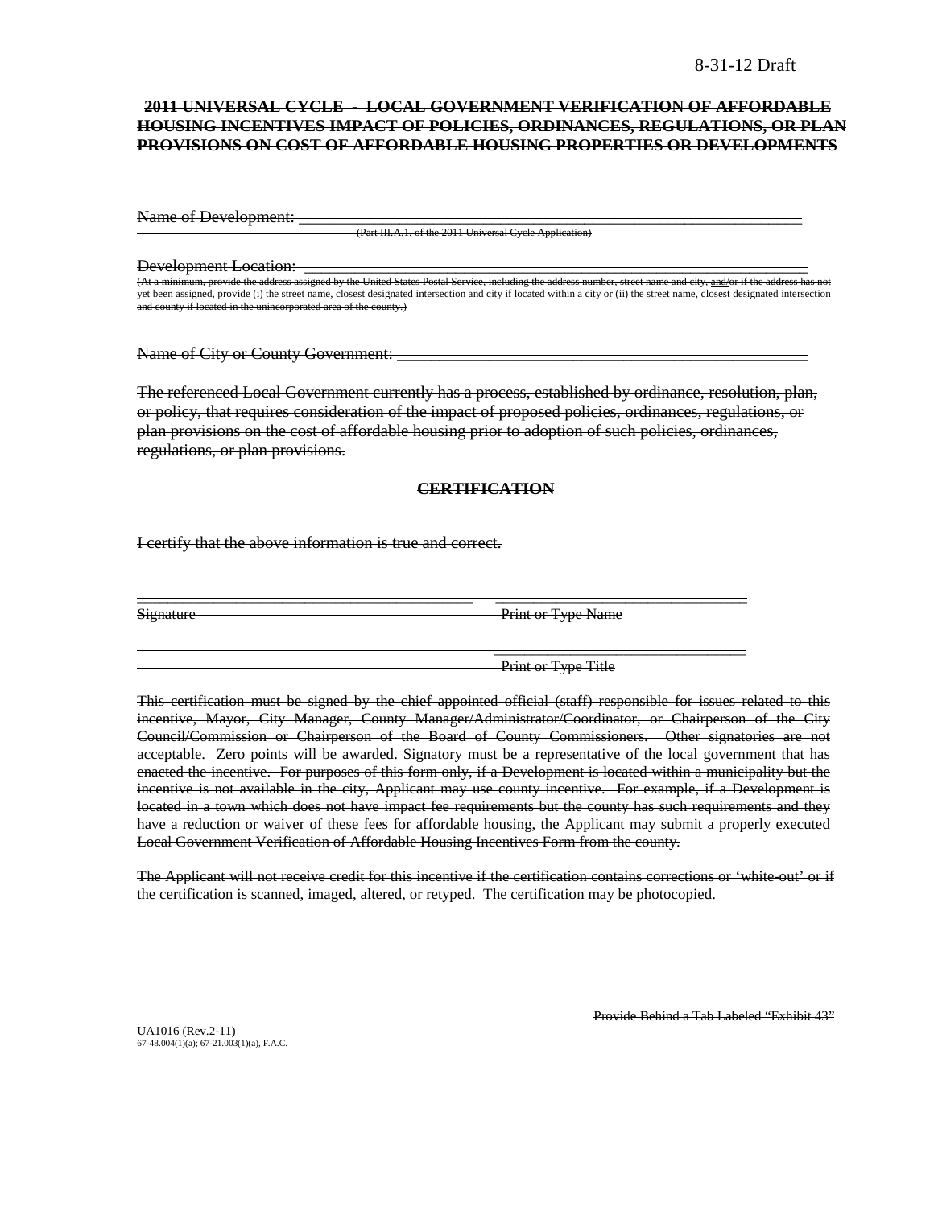8-31-12 Draft

~~**2011 UNIVERSAL CYCLE - LOCAL GOVERNMENT VERIFICATION OF AFFORDABLE HOUSING INCENTIVES IMPACT OF POLICIES, ORDINANCES, REGULATIONS, OR PLAN PROVISIONS ON COST OF AFFORDABLE HOUSING PROPERTIES OR DEVELOPMENTS**~~

~~Name of Development:~~ ______________________________________________________________

~~(Part III.A.1. of the 2011 Universal Cycle Application)~~

~~Development Location:~~ ______________________________________________________________

~~(At a minimum, provide the address assigned by the United States Postal Service, including the address number, street name and city, and/or if the address has not yet been assigned, provide (i) the street name, closest designated intersection and city if located within a city or (ii) the street name, closest designated intersection and county if located in the unincorporated area of the county.)~~

~~Name of City or County Government:~~ ______________________________________________

~~The referenced Local Government currently has a process, established by ordinance, resolution, plan, or policy, that requires consideration of the impact of proposed policies, ordinances, regulations, or plan provisions on the cost of affordable housing prior to adoption of such policies, ordinances, regulations, or plan provisions.~~

~~**CERTIFICATION**~~

~~I certify that the above information is true and correct.~~

\_\_\_\_\_\_\_\_\_\_\_\_\_\_\_\_\_\_\_\_\_\_\_\_\_\_\_\_\_\_\_\_\_\_\_\_\_\_\_\_ \_\_\_\_\_\_\_\_\_\_\_\_\_\_\_\_\_\_\_\_\_\_\_\_\_\_\_\_\_\_\_\_

~~Signature~~ ~~Print or Type Name~~

\_\_\_\_\_\_\_\_\_\_\_\_\_\_\_\_\_\_\_\_\_\_\_\_\_\_\_\_\_\_\_\_

~~Print or Type Title~~

~~This certification must be signed by the chief appointed official (staff) responsible for issues related to this incentive, Mayor, City Manager, County Manager/Administrator/Coordinator, or Chairperson of the City Council/Commission or Chairperson of the Board of County Commissioners. Other signatories are not acceptable. Zero points will be awarded. Signatory must be a representative of the local government that has enacted the incentive. For purposes of this form only, if a Development is located within a municipality but the incentive is not available in the city, Applicant may use county incentive. For example, if a Development is located in a town which does not have impact fee requirements but the county has such requirements and they have a reduction or waiver of these fees for affordable housing, the Applicant may submit a properly executed Local Government Verification of Affordable Housing Incentives Form from the county.~~

~~The Applicant will not receive credit for this incentive if the certification contains corrections or 'white-out' or if the certification is scanned, imaged, altered, or retyped. The certification may be photocopied.~~

~~Provide Behind a Tab Labeled "Exhibit 43"~~

~~UA1016 (Rev.2-11)~~

~~67-48.004(1)(a); 67-21.003(1)(a), F.A.C.~~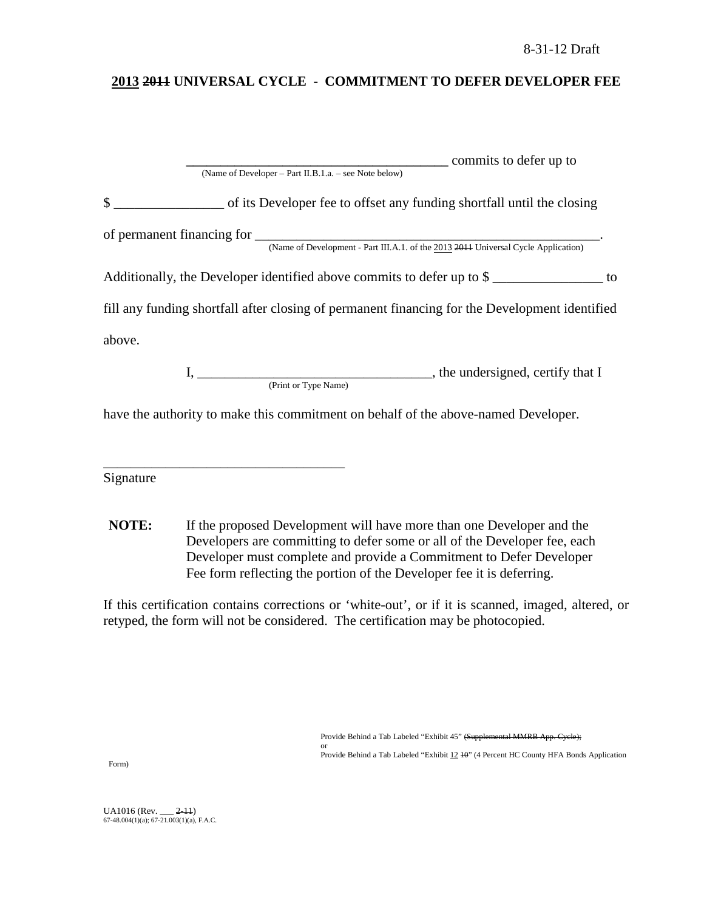8-31-12 Draft

# 2013 ~~2011~~ UNIVERSAL CYCLE - COMMITMENT TO DEFER DEVELOPER FEE

\_\_\_\_\_\_\_\_\_\_\_\_\_\_\_\_\_\_\_\_\_\_\_\_\_\_\_\_\_\_\_\_\_\_\_\_\_\_\_ commits to defer up to
(Name of Developer – Part II.B.1.a. – see Note below)

$ \_\_\_\_\_\_\_\_\_\_\_\_\_\_\_\_ of its Developer fee to offset any funding shortfall until the closing

of permanent financing for \_\_\_\_\_\_\_\_\_\_\_\_\_\_\_\_\_\_\_\_\_\_\_\_\_\_\_\_\_\_\_\_\_\_\_\_\_\_\_\_\_\_\_\_\_\_\_\_\_\_\_\_.
(Name of Development - Part III.A.1. of the 2013 ~~2011~~ Universal Cycle Application)

Additionally, the Developer identified above commits to defer up to $ \_\_\_\_\_\_\_\_\_\_\_\_\_\_\_\_ to fill any funding shortfall after closing of permanent financing for the Development identified above.

I, \_\_\_\_\_\_\_\_\_\_\_\_\_\_\_\_\_\_\_\_\_\_\_\_\_\_\_\_\_\_\_\_\_\_\_, the undersigned, certify that I
(Print or Type Name)

have the authority to make this commitment on behalf of the above-named Developer.

\_\_\_\_\_\_\_\_\_\_\_\_\_\_\_\_\_\_\_\_\_\_\_\_\_\_\_\_\_\_\_\_\_\_\_
Signature

**NOTE:** If the proposed Development will have more than one Developer and the Developers are committing to defer some or all of the Developer fee, each Developer must complete and provide a Commitment to Defer Developer Fee form reflecting the portion of the Developer fee it is deferring.

If this certification contains corrections or 'white-out', or if it is scanned, imaged, altered, or retyped, the form will not be considered. The certification may be photocopied.

Provide Behind a Tab Labeled "Exhibit 45" ~~(Supplemental MMRB App. Cycle);~~
or
Provide Behind a Tab Labeled "Exhibit 12 ~~10~~" (4 Percent HC County HFA Bonds Application Form)

UA1016 (Rev. \_\_\_ ~~2-11~~)
67-48.004(1)(a); 67-21.003(1)(a), F.A.C.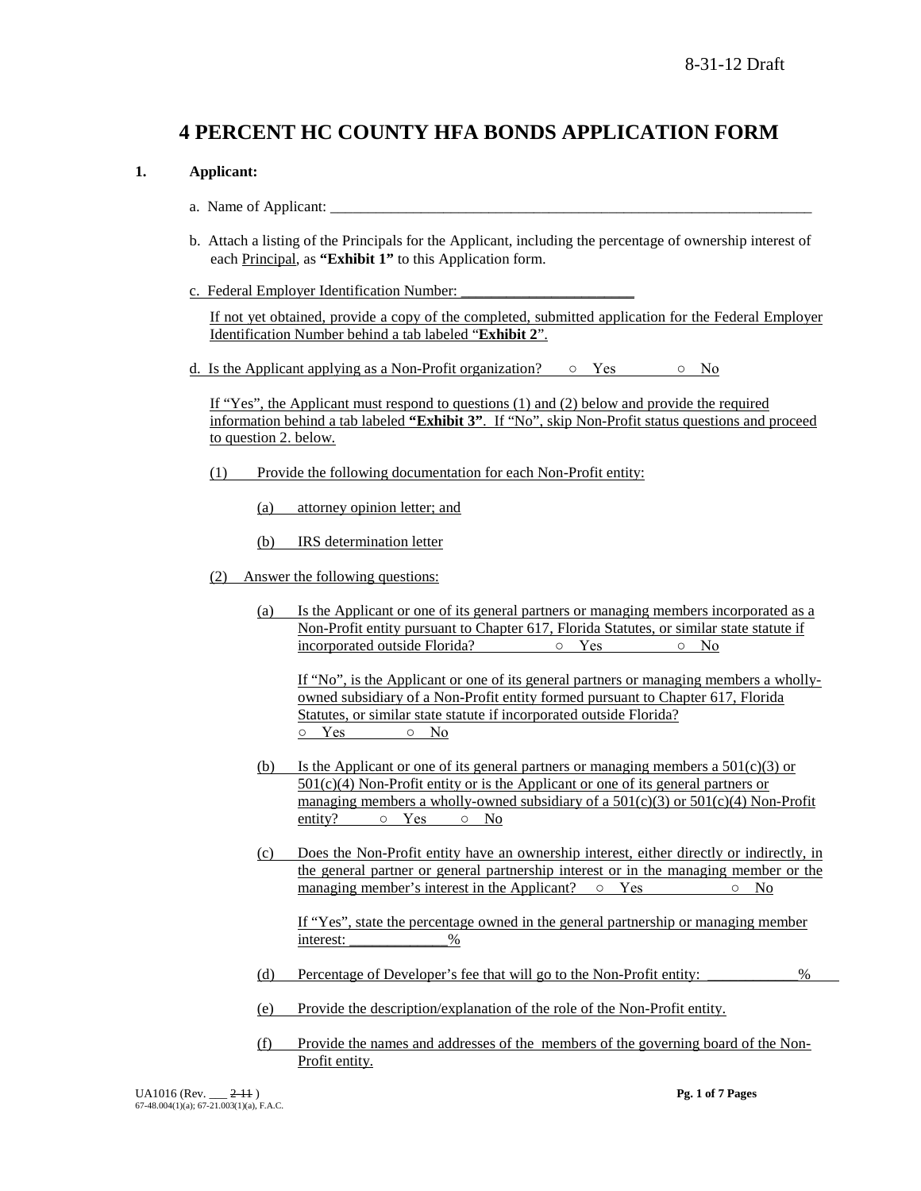8-31-12 Draft

# 4 PERCENT HC COUNTY HFA BONDS APPLICATION FORM

**1. Applicant:**

a. Name of Applicant: ______________________________________________________________________

b. Attach a listing of the Principals for the Applicant, including the percentage of ownership interest of each Principal, as **"Exhibit 1"** to this Application form.

c. Federal Employer Identification Number: ______________________

If not yet obtained, provide a copy of the completed, submitted application for the Federal Employer Identification Number behind a tab labeled "**Exhibit 2**".

d. Is the Applicant applying as a Non-Profit organization? ○ Yes ○ No

If "Yes", the Applicant must respond to questions (1) and (2) below and provide the required information behind a tab labeled **"Exhibit 3"**. If "No", skip Non-Profit status questions and proceed to question 2. below.

(1) Provide the following documentation for each Non-Profit entity:

(a) attorney opinion letter; and

(b) IRS determination letter

(2) Answer the following questions:

(a) Is the Applicant or one of its general partners or managing members incorporated as a Non-Profit entity pursuant to Chapter 617, Florida Statutes, or similar state statute if incorporated outside Florida? ○ Yes ○ No

If "No", is the Applicant or one of its general partners or managing members a wholly-owned subsidiary of a Non-Profit entity formed pursuant to Chapter 617, Florida Statutes, or similar state statute if incorporated outside Florida?
○ Yes ○ No

(b) Is the Applicant or one of its general partners or managing members a 501(c)(3) or 501(c)(4) Non-Profit entity or is the Applicant or one of its general partners or managing members a wholly-owned subsidiary of a 501(c)(3) or 501(c)(4) Non-Profit entity? ○ Yes ○ No

(c) Does the Non-Profit entity have an ownership interest, either directly or indirectly, in the general partner or general partnership interest or in the managing member or the managing member's interest in the Applicant? ○ Yes ○ No

If "Yes", state the percentage owned in the general partnership or managing member interest: _____________%

(d) Percentage of Developer's fee that will go to the Non-Profit entity: ____________%

(e) Provide the description/explanation of the role of the Non-Profit entity.

(f) Provide the names and addresses of the members of the governing board of the Non-Profit entity.

UA1016 (Rev. ___ ~~2-11~~ )
67-48.004(1)(a); 67-21.003(1)(a), F.A.C.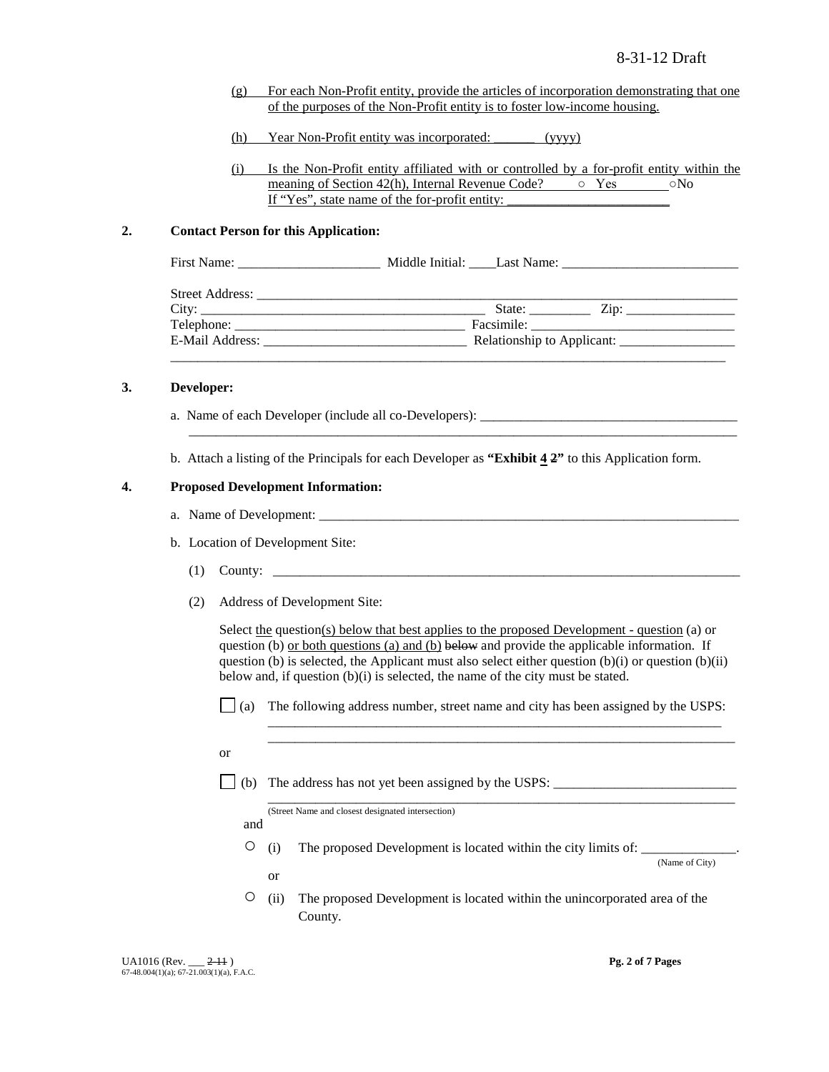(g) For each Non-Profit entity, provide the articles of incorporation demonstrating that one of the purposes of the Non-Profit entity is to foster low-income housing.

(h) Year Non-Profit entity was incorporated: ______ (yyyy)

(i) Is the Non-Profit entity affiliated with or controlled by a for-profit entity within the meaning of Section 42(h), Internal Revenue Code? ○ Yes ○No
If "Yes", state name of the for-profit entity: ________________________

**2. Contact Person for this Application:**

First Name: _____________________ Middle Initial: ____ Last Name: __________________________

Street Address: ___________________________________________________________________________
City: ___________________________________________ State: _________ Zip: ________________
Telephone: _________________________________ Facsimile: ______________________________
E-Mail Address: _____________________________ Relationship to Applicant: _________________
_________________________________________________________________________________

**3. Developer:**

a. Name of each Developer (include all co-Developers): ______________________________________
_________________________________________________________________________________

b. Attach a listing of the Principals for each Developer as **"Exhibit 4 ~~2~~"** to this Application form.

**4. Proposed Development Information:**

a. Name of Development: ___________________________________________________________

b. Location of Development Site:

(1) County: ___________________________________________________________________

(2) Address of Development Site:

Select the question(s) below that best applies to the proposed Development - question (a) or question (b) or both questions (a) and (b) ~~below~~ and provide the applicable information. If question (b) is selected, the Applicant must also select either question (b)(i) or question (b)(ii) below and, if question (b)(i) is selected, the name of the city must be stated.

☐ (a) The following address number, street name and city has been assigned by the USPS:
_____________________________________________________________________
_____________________________________________________________________

or

☐ (b) The address has not yet been assigned by the USPS: ___________________________
_____________________________________________________________________
(Street Name and closest designated intersection)

and

○ (i) The proposed Development is located within the city limits of: ______________.
(Name of City)

or

○ (ii) The proposed Development is located within the unincorporated area of the County.

UA1016 (Rev. ___ ~~2-11~~ )
67-48.004(1)(a); 67-21.003(1)(a), F.A.C.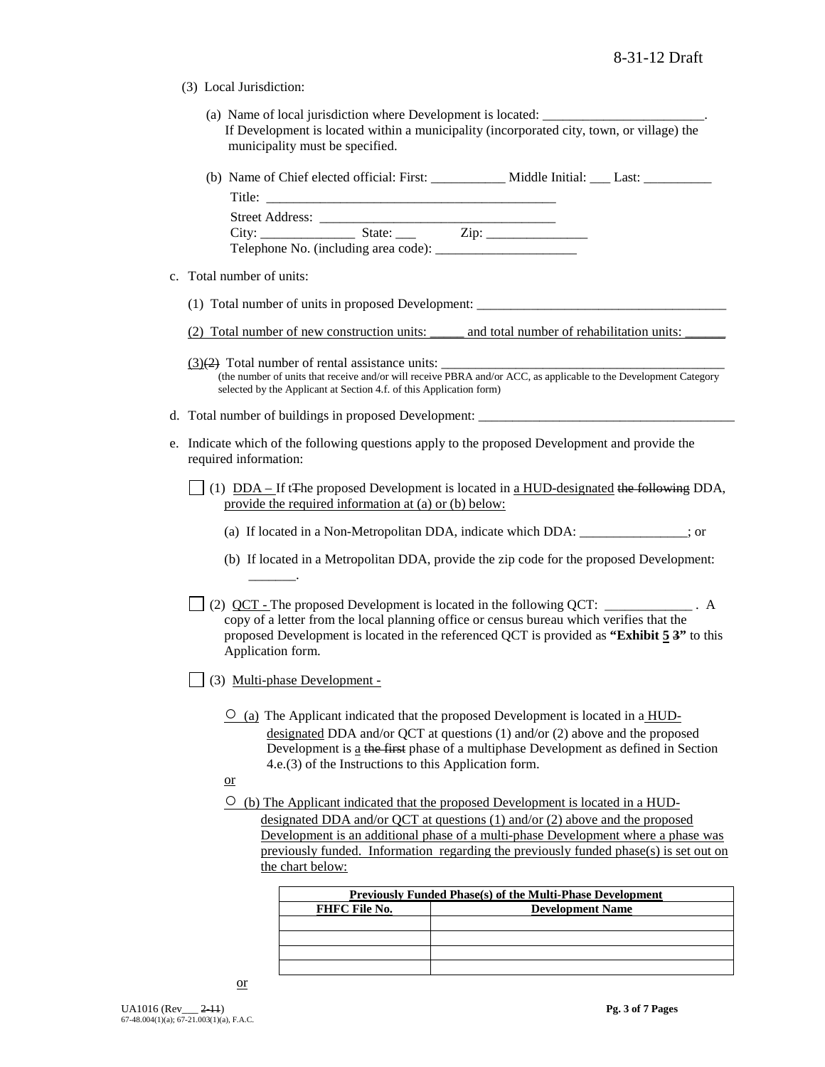(3) Local Jurisdiction:

(a) Name of local jurisdiction where Development is located: ________________________. If Development is located within a municipality (incorporated city, town, or village) the municipality must be specified.

(b) Name of Chief elected official: First: ___________ Middle Initial: ___ Last: __________

Title: _____________________________________________

Street Address: ___________________________________

City: ______________ State: ___ Zip: _______________

Telephone No. (including area code): _____________________

c. Total number of units:

(1) Total number of units in proposed Development: ______________________________________

(2) Total number of new construction units: _____ and total number of rehabilitation units: ______

(3)~~(2)~~ Total number of rental assistance units: ___________________________________________
(the number of units that receive and/or will receive PBRA and/or ACC, as applicable to the Development Category selected by the Applicant at Section 4.f. of this Application form)

d. Total number of buildings in proposed Development: _______________________________________

e. Indicate which of the following questions apply to the proposed Development and provide the required information:

☐ (1) DDA – If t~~T~~he proposed Development is located in a HUD-designated ~~the following~~ DDA, provide the required information at (a) or (b) below:

(a) If located in a Non-Metropolitan DDA, indicate which DDA: ________________; or

(b) If located in a Metropolitan DDA, provide the zip code for the proposed Development: _______.

☐ (2) QCT - The proposed Development is located in the following QCT: _____________ . A copy of a letter from the local planning office or census bureau which verifies that the proposed Development is located in the referenced QCT is provided as **"Exhibit 5 ~~3~~"** to this Application form.

☐ (3) Multi-phase Development -

○ (a) The Applicant indicated that the proposed Development is located in a HUD-designated DDA and/or QCT at questions (1) and/or (2) above and the proposed Development is a ~~the first~~ phase of a multiphase Development as defined in Section 4.e.(3) of the Instructions to this Application form.

or

○ (b) The Applicant indicated that the proposed Development is located in a HUD-designated DDA and/or QCT at questions (1) and/or (2) above and the proposed Development is an additional phase of a multi-phase Development where a phase was previously funded. Information regarding the previously funded phase(s) is set out on the chart below:

| **Previously Funded Phase(s) of the Multi-Phase Development** | |
|---|---|
| **FHFC File No.** | **Development Name** |
| | |
| | |
| | |
| | |

or

UA1016 (Rev___ ~~2-11~~)
67-48.004(1)(a); 67-21.003(1)(a), F.A.C.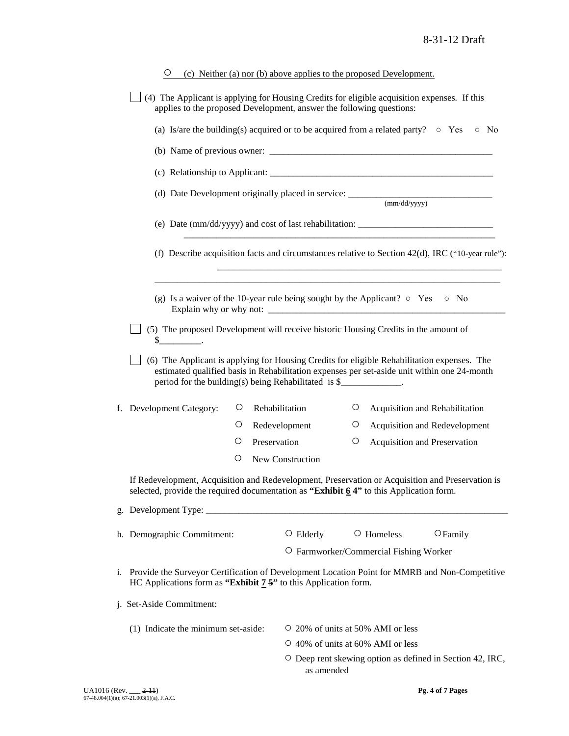○ (c) Neither (a) nor (b) above applies to the proposed Development.

☐ (4) The Applicant is applying for Housing Credits for eligible acquisition expenses. If this applies to the proposed Development, answer the following questions:

(a) Is/are the building(s) acquired or to be acquired from a related party? ○ Yes ○ No

(b) Name of previous owner: ________________________________________________

(c) Relationship to Applicant: ________________________________________________

(d) Date Development originally placed in service: ______________________________ (mm/dd/yyyy)

(e) Date (mm/dd/yyyy) and cost of last rehabilitation: _____________________________
____________________________________________________________________

(f) Describe acquisition facts and circumstances relative to Section 42(d), IRC ("10-year rule"):
________________________________________________________________
____________________________________________________________________

(g) Is a waiver of the 10-year rule being sought by the Applicant? ○ Yes ○ No
Explain why or why not: ___________________________________________________

☐ (5) The proposed Development will receive historic Housing Credits in the amount of $_________.

☐ (6) The Applicant is applying for Housing Credits for eligible Rehabilitation expenses. The estimated qualified basis in Rehabilitation expenses per set-aside unit within one 24-month period for the building(s) being Rehabilitated is $_____________.

f. Development Category:

○ Rehabilitation ○ Acquisition and Rehabilitation
○ Redevelopment ○ Acquisition and Redevelopment
○ Preservation ○ Acquisition and Preservation
○ New Construction

If Redevelopment, Acquisition and Redevelopment, Preservation or Acquisition and Preservation is selected, provide the required documentation as **"Exhibit 6 ~~4~~"** to this Application form.

g. Development Type: ____________________________________________________________

h. Demographic Commitment: ○ Elderly ○ Homeless ○ Family
○ Farmworker/Commercial Fishing Worker

i. Provide the Surveyor Certification of Development Location Point for MMRB and Non-Competitive HC Applications form as **"Exhibit 7 ~~5~~"** to this Application form.

j. Set-Aside Commitment:

(1) Indicate the minimum set-aside:
○ 20% of units at 50% AMI or less
○ 40% of units at 60% AMI or less
○ Deep rent skewing option as defined in Section 42, IRC, as amended

UA1016 (Rev. ___ ~~2-11~~)
67-48.004(1)(a); 67-21.003(1)(a), F.A.C.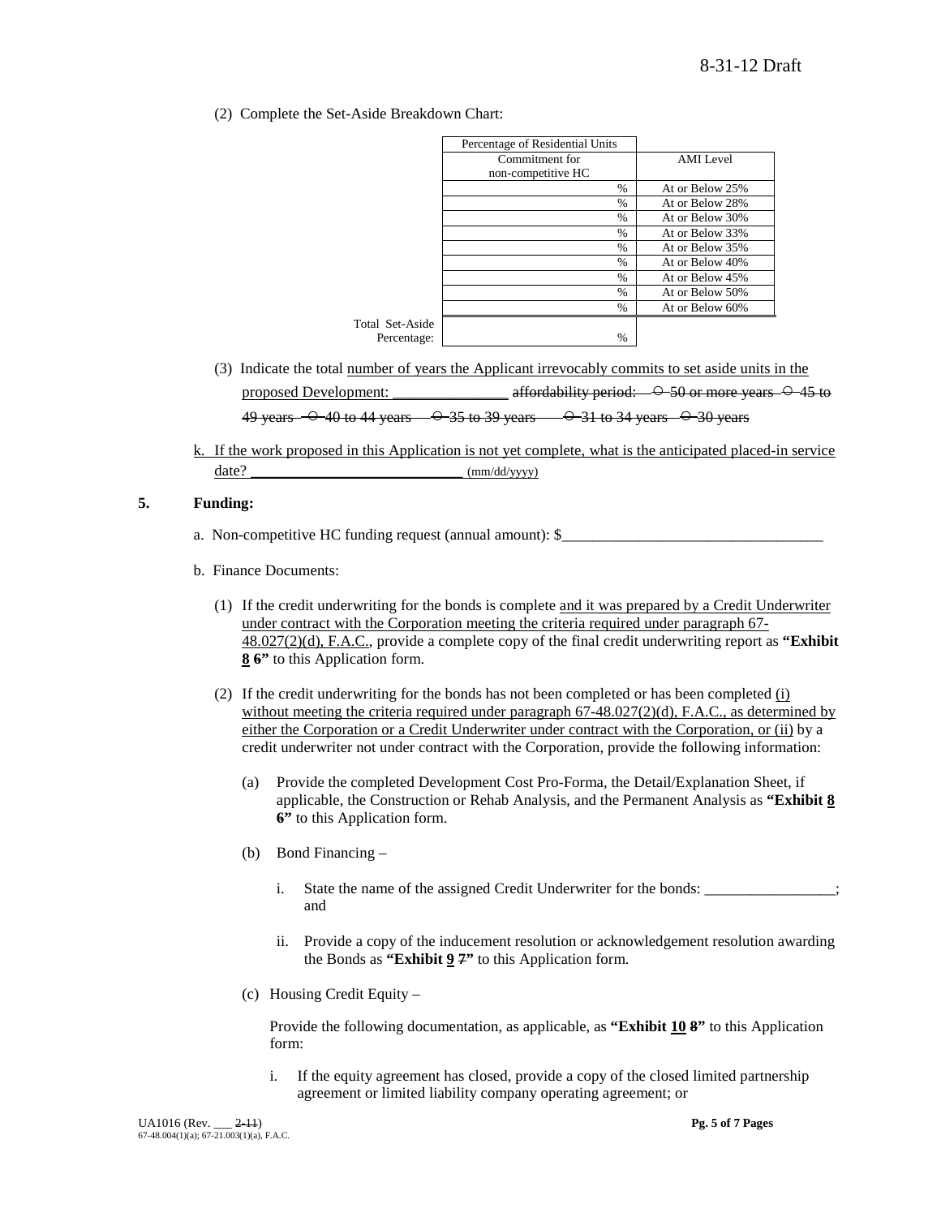(2) Complete the Set-Aside Breakdown Chart:

| | Percentage of Residential Units Commitment for non-competitive HC | AMI Level |
|---|---|---|
| | % | At or Below 25% |
| | % | At or Below 28% |
| | % | At or Below 30% |
| | % | At or Below 33% |
| | % | At or Below 35% |
| | % | At or Below 40% |
| | % | At or Below 45% |
| | % | At or Below 50% |
| | % | At or Below 60% |
| Total Set-Aside Percentage: | % | |

(3) Indicate the total <u>number of years the Applicant irrevocably commits to set aside units in the proposed Development: _______________</u> ~~affordability period: ○ 50 or more years ○ 45 to 49 years ○ 40 to 44 years ○ 35 to 39 years ○ 31 to 34 years ○ 30 years~~

<u>k. If the work proposed in this Application is not yet complete, what is the anticipated placed-in service date? ____________________________ (mm/dd/yyyy)</u>

**5. Funding:**

a. Non-competitive HC funding request (annual amount): $__________________________________

b. Finance Documents:

(1) If the credit underwriting for the bonds is complete <u>and it was prepared by a Credit Underwriter under contract with the Corporation meeting the criteria required under paragraph 67-48.027(2)(d), F.A.C.</u>, provide a complete copy of the final credit underwriting report as **"Exhibit <u>8</u> ~~6~~"** to this Application form.

(2) If the credit underwriting for the bonds has not been completed or has been completed <u>(i) without meeting the criteria required under paragraph 67-48.027(2)(d), F.A.C., as determined by either the Corporation or a Credit Underwriter under contract with the Corporation, or (ii)</u> by a credit underwriter not under contract with the Corporation, provide the following information:

(a) Provide the completed Development Cost Pro-Forma, the Detail/Explanation Sheet, if applicable, the Construction or Rehab Analysis, and the Permanent Analysis as **"Exhibit <u>8</u> ~~6~~"** to this Application form.

(b) Bond Financing –

i. State the name of the assigned Credit Underwriter for the bonds: _________________; and

ii. Provide a copy of the inducement resolution or acknowledgement resolution awarding the Bonds as **"Exhibit <u>9</u> ~~7~~"** to this Application form.

(c) Housing Credit Equity –

Provide the following documentation, as applicable, as **"Exhibit <u>10</u> ~~8~~"** to this Application form:

i. If the equity agreement has closed, provide a copy of the closed limited partnership agreement or limited liability company operating agreement; or

UA1016 (Rev. ___ ~~2-11~~)
67-48.004(1)(a); 67-21.003(1)(a), F.A.C.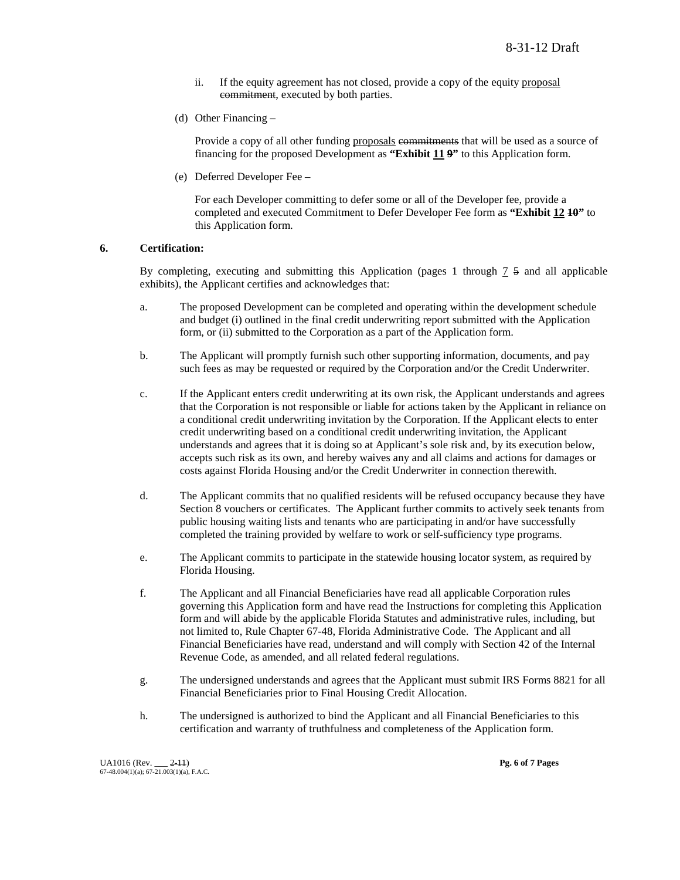ii. If the equity agreement has not closed, provide a copy of the equity <u>proposal</u> ~~commitment~~, executed by both parties.

(d) Other Financing –

Provide a copy of all other funding <u>proposals</u> ~~commitments~~ that will be used as a source of financing for the proposed Development as **"Exhibit <u>11</u> ~~9~~"** to this Application form.

(e) Deferred Developer Fee –

For each Developer committing to defer some or all of the Developer fee, provide a completed and executed Commitment to Defer Developer Fee form as **"Exhibit <u>12</u> ~~10~~"** to this Application form.

**6. Certification:**

By completing, executing and submitting this Application (pages 1 through <u>7</u> ~~5~~ and all applicable exhibits), the Applicant certifies and acknowledges that:

a. The proposed Development can be completed and operating within the development schedule and budget (i) outlined in the final credit underwriting report submitted with the Application form, or (ii) submitted to the Corporation as a part of the Application form.

b. The Applicant will promptly furnish such other supporting information, documents, and pay such fees as may be requested or required by the Corporation and/or the Credit Underwriter.

c. If the Applicant enters credit underwriting at its own risk, the Applicant understands and agrees that the Corporation is not responsible or liable for actions taken by the Applicant in reliance on a conditional credit underwriting invitation by the Corporation. If the Applicant elects to enter credit underwriting based on a conditional credit underwriting invitation, the Applicant understands and agrees that it is doing so at Applicant's sole risk and, by its execution below, accepts such risk as its own, and hereby waives any and all claims and actions for damages or costs against Florida Housing and/or the Credit Underwriter in connection therewith.

d. The Applicant commits that no qualified residents will be refused occupancy because they have Section 8 vouchers or certificates. The Applicant further commits to actively seek tenants from public housing waiting lists and tenants who are participating in and/or have successfully completed the training provided by welfare to work or self-sufficiency type programs.

e. The Applicant commits to participate in the statewide housing locator system, as required by Florida Housing.

f. The Applicant and all Financial Beneficiaries have read all applicable Corporation rules governing this Application form and have read the Instructions for completing this Application form and will abide by the applicable Florida Statutes and administrative rules, including, but not limited to, Rule Chapter 67-48, Florida Administrative Code. The Applicant and all Financial Beneficiaries have read, understand and will comply with Section 42 of the Internal Revenue Code, as amended, and all related federal regulations.

g. The undersigned understands and agrees that the Applicant must submit IRS Forms 8821 for all Financial Beneficiaries prior to Final Housing Credit Allocation.

h. The undersigned is authorized to bind the Applicant and all Financial Beneficiaries to this certification and warranty of truthfulness and completeness of the Application form.

UA1016 (Rev. ___ ~~2-11~~)
67-48.004(1)(a); 67-21.003(1)(a), F.A.C.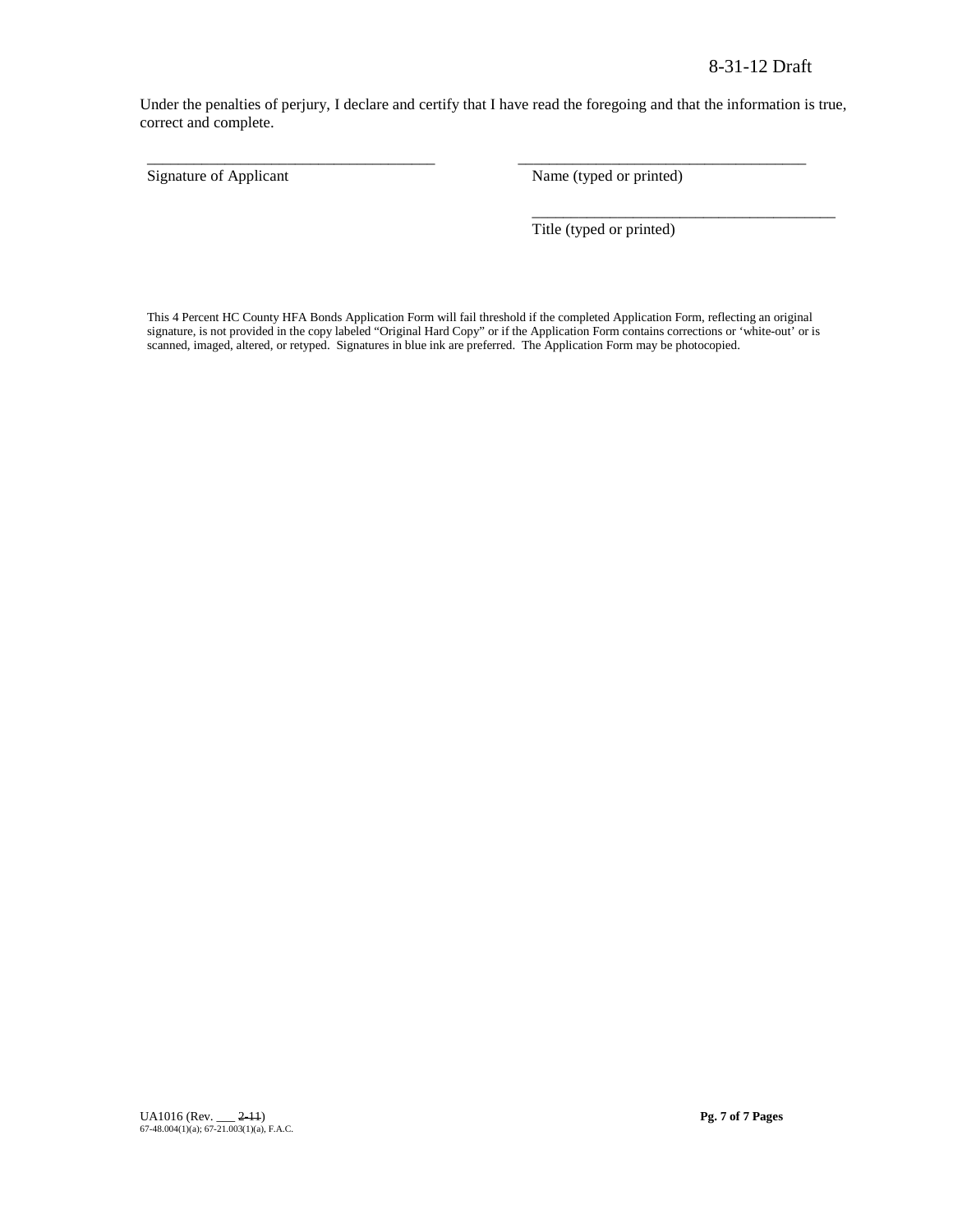Under the penalties of perjury, I declare and certify that I have read the foregoing and that the information is true, correct and complete.

_____________________________________ _____________________________________

Signature of Applicant Name (typed or printed)

_______________________________________

Title (typed or printed)

This 4 Percent HC County HFA Bonds Application Form will fail threshold if the completed Application Form, reflecting an original signature, is not provided in the copy labeled "Original Hard Copy" or if the Application Form contains corrections or 'white-out' or is scanned, imaged, altered, or retyped. Signatures in blue ink are preferred. The Application Form may be photocopied.